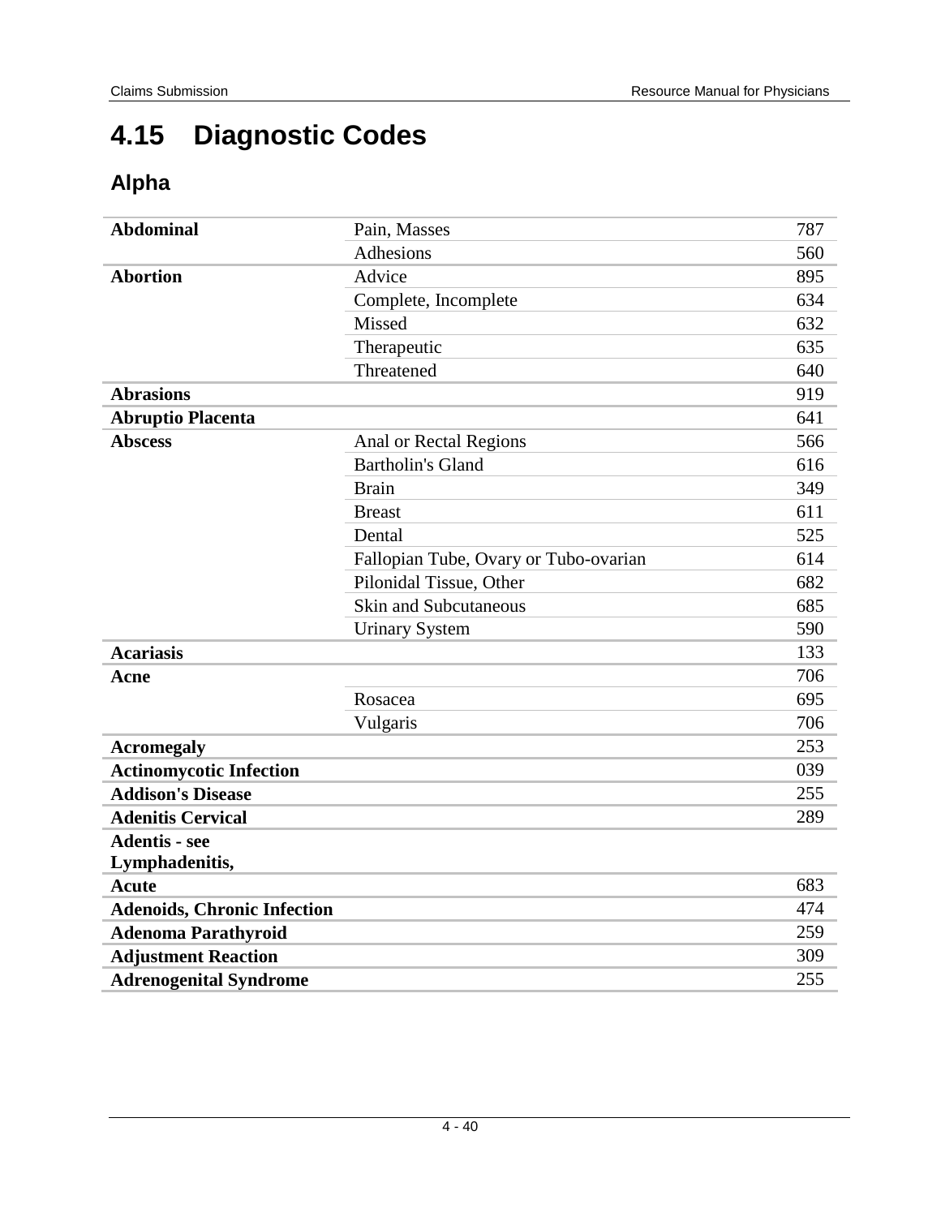## 4.15 Diagnostic Codes

### Alpha

| | | |
|---|---|---|
| **Abdominal** | Pain, Masses | 787 |
| | Adhesions | 560 |
| **Abortion** | Advice | 895 |
| | Complete, Incomplete | 634 |
| | Missed | 632 |
| | Therapeutic | 635 |
| | Threatened | 640 |
| **Abrasions** | | 919 |
| **Abruptio Placenta** | | 641 |
| **Abscess** | Anal or Rectal Regions | 566 |
| | Bartholin's Gland | 616 |
| | Brain | 349 |
| | Breast | 611 |
| | Dental | 525 |
| | Fallopian Tube, Ovary or Tubo-ovarian | 614 |
| | Pilonidal Tissue, Other | 682 |
| | Skin and Subcutaneous | 685 |
| | Urinary System | 590 |
| **Acariasis** | | 133 |
| **Acne** | | 706 |
| | Rosacea | 695 |
| | Vulgaris | 706 |
| **Acromegaly** | | 253 |
| **Actinomycotic Infection** | | 039 |
| **Addison's Disease** | | 255 |
| **Adenitis Cervical** | | 289 |
| **Adentis - see Lymphadenitis,** | | |
| **Acute** | | 683 |
| **Adenoids, Chronic Infection** | | 474 |
| **Adenoma Parathyroid** | | 259 |
| **Adjustment Reaction** | | 309 |
| **Adrenogenital Syndrome** | | 255 |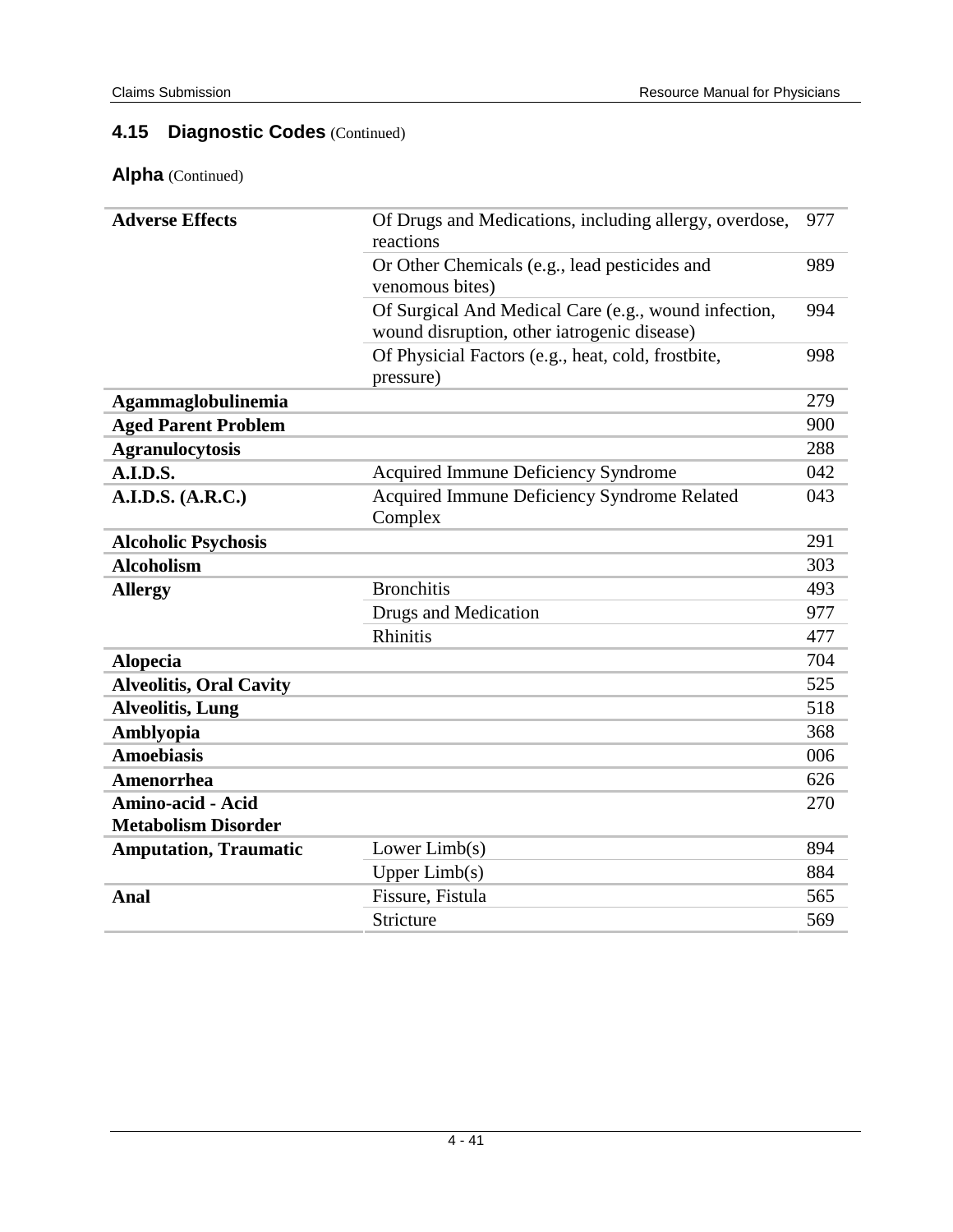## 4.15 Diagnostic Codes (Continued)

### Alpha (Continued)

| | | |
|---|---|---|
| **Adverse Effects** | Of Drugs and Medications, including allergy, overdose, reactions | 977 |
| | Or Other Chemicals (e.g., lead pesticides and venomous bites) | 989 |
| | Of Surgical And Medical Care (e.g., wound infection, wound disruption, other iatrogenic disease) | 994 |
| | Of Physicial Factors (e.g., heat, cold, frostbite, pressure) | 998 |
| **Agammaglobulinemia** | | 279 |
| **Aged Parent Problem** | | 900 |
| **Agranulocytosis** | | 288 |
| **A.I.D.S.** | Acquired Immune Deficiency Syndrome | 042 |
| **A.I.D.S. (A.R.C.)** | Acquired Immune Deficiency Syndrome Related Complex | 043 |
| **Alcoholic Psychosis** | | 291 |
| **Alcoholism** | | 303 |
| **Allergy** | Bronchitis | 493 |
| | Drugs and Medication | 977 |
| | Rhinitis | 477 |
| **Alopecia** | | 704 |
| **Alveolitis, Oral Cavity** | | 525 |
| **Alveolitis, Lung** | | 518 |
| **Amblyopia** | | 368 |
| **Amoebiasis** | | 006 |
| **Amenorrhea** | | 626 |
| **Amino-acid - Acid Metabolism Disorder** | | 270 |
| **Amputation, Traumatic** | Lower Limb(s) | 894 |
| | Upper Limb(s) | 884 |
| **Anal** | Fissure, Fistula | 565 |
| | Stricture | 569 |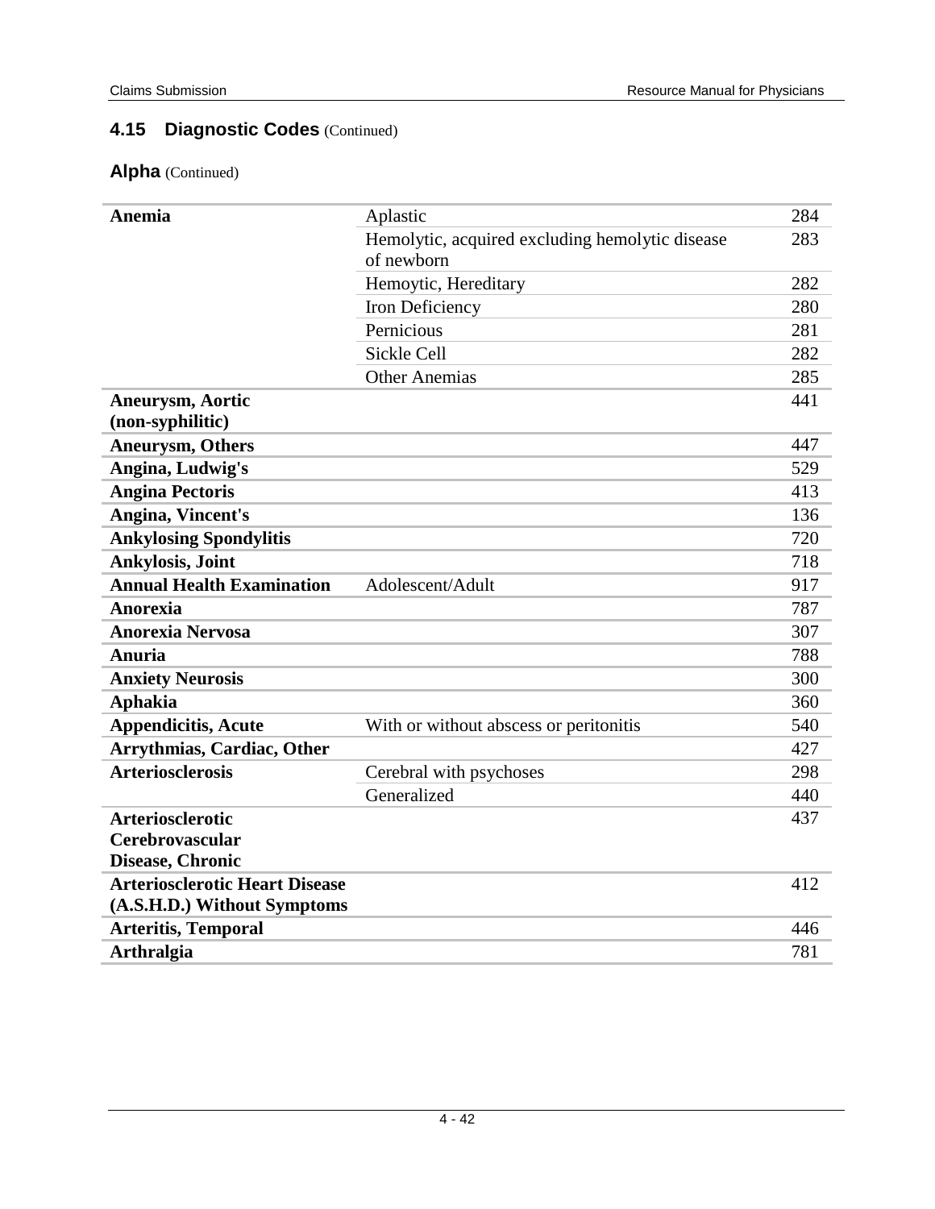## 4.15 Diagnostic Codes (Continued)

### Alpha (Continued)

| | | |
|---|---|---|
| **Anemia** | Aplastic | 284 |
| | Hemolytic, acquired excluding hemolytic disease of newborn | 283 |
| | Hemoytic, Hereditary | 282 |
| | Iron Deficiency | 280 |
| | Pernicious | 281 |
| | Sickle Cell | 282 |
| | Other Anemias | 285 |
| **Aneurysm, Aortic (non-syphilitic)** | | 441 |
| **Aneurysm, Others** | | 447 |
| **Angina, Ludwig's** | | 529 |
| **Angina Pectoris** | | 413 |
| **Angina, Vincent's** | | 136 |
| **Ankylosing Spondylitis** | | 720 |
| **Ankylosis, Joint** | | 718 |
| **Annual Health Examination** | Adolescent/Adult | 917 |
| **Anorexia** | | 787 |
| **Anorexia Nervosa** | | 307 |
| **Anuria** | | 788 |
| **Anxiety Neurosis** | | 300 |
| **Aphakia** | | 360 |
| **Appendicitis, Acute** | With or without abscess or peritonitis | 540 |
| **Arrythmias, Cardiac, Other** | | 427 |
| **Arteriosclerosis** | Cerebral with psychoses | 298 |
| | Generalized | 440 |
| **Arteriosclerotic Cerebrovascular Disease, Chronic** | | 437 |
| **Arteriosclerotic Heart Disease (A.S.H.D.) Without Symptoms** | | 412 |
| **Arteritis, Temporal** | | 446 |
| **Arthralgia** | | 781 |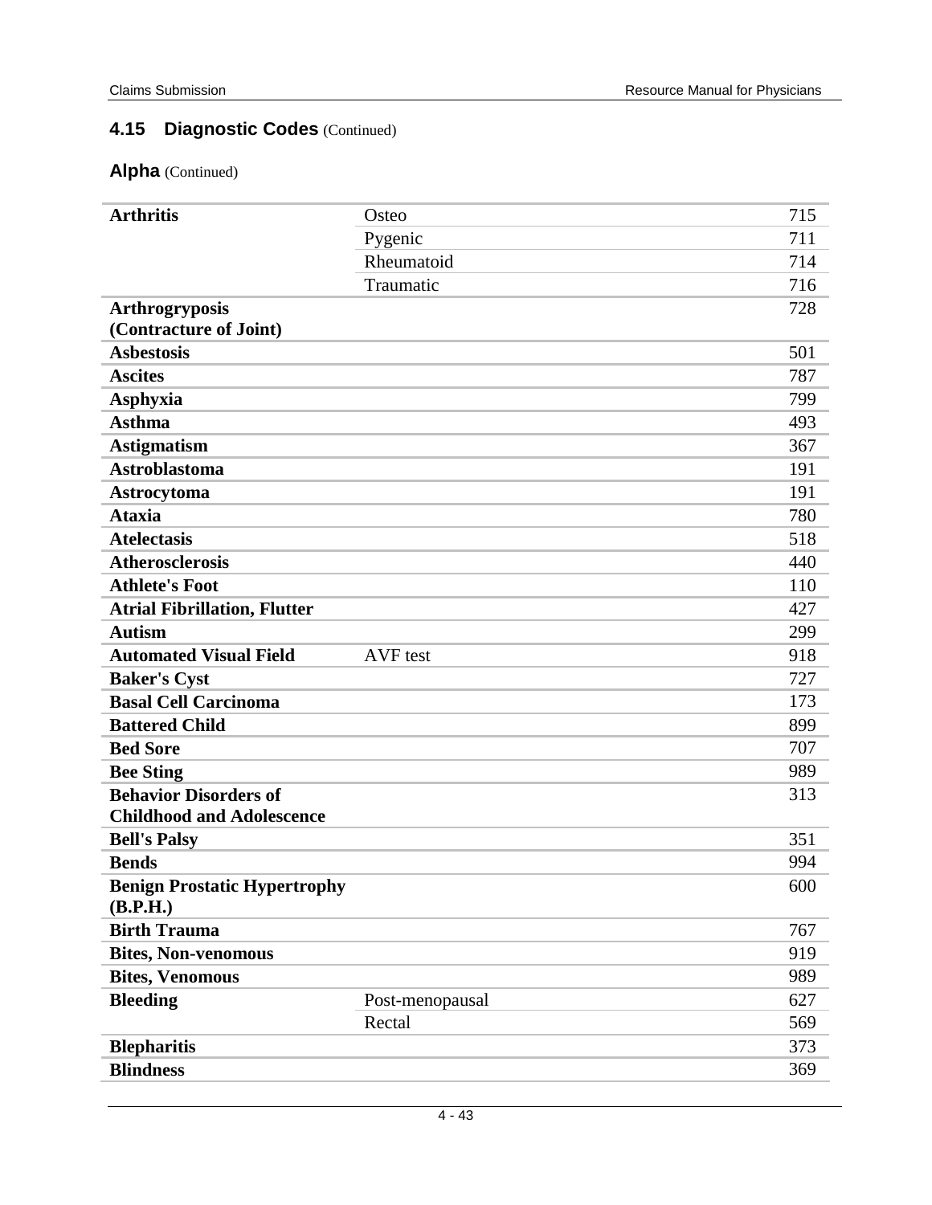## 4.15 Diagnostic Codes (Continued)

### Alpha (Continued)

| | | |
|---|---|---|
| **Arthritis** | Osteo | 715 |
| | Pygenic | 711 |
| | Rheumatoid | 714 |
| | Traumatic | 716 |
| **Arthrogryposis (Contracture of Joint)** | | 728 |
| **Asbestosis** | | 501 |
| **Ascites** | | 787 |
| **Asphyxia** | | 799 |
| **Asthma** | | 493 |
| **Astigmatism** | | 367 |
| **Astroblastoma** | | 191 |
| **Astrocytoma** | | 191 |
| **Ataxia** | | 780 |
| **Atelectasis** | | 518 |
| **Atherosclerosis** | | 440 |
| **Athlete's Foot** | | 110 |
| **Atrial Fibrillation, Flutter** | | 427 |
| **Autism** | | 299 |
| **Automated Visual Field** | AVF test | 918 |
| **Baker's Cyst** | | 727 |
| **Basal Cell Carcinoma** | | 173 |
| **Battered Child** | | 899 |
| **Bed Sore** | | 707 |
| **Bee Sting** | | 989 |
| **Behavior Disorders of Childhood and Adolescence** | | 313 |
| **Bell's Palsy** | | 351 |
| **Bends** | | 994 |
| **Benign Prostatic Hypertrophy (B.P.H.)** | | 600 |
| **Birth Trauma** | | 767 |
| **Bites, Non-venomous** | | 919 |
| **Bites, Venomous** | | 989 |
| **Bleeding** | Post-menopausal | 627 |
| | Rectal | 569 |
| **Blepharitis** | | 373 |
| **Blindness** | | 369 |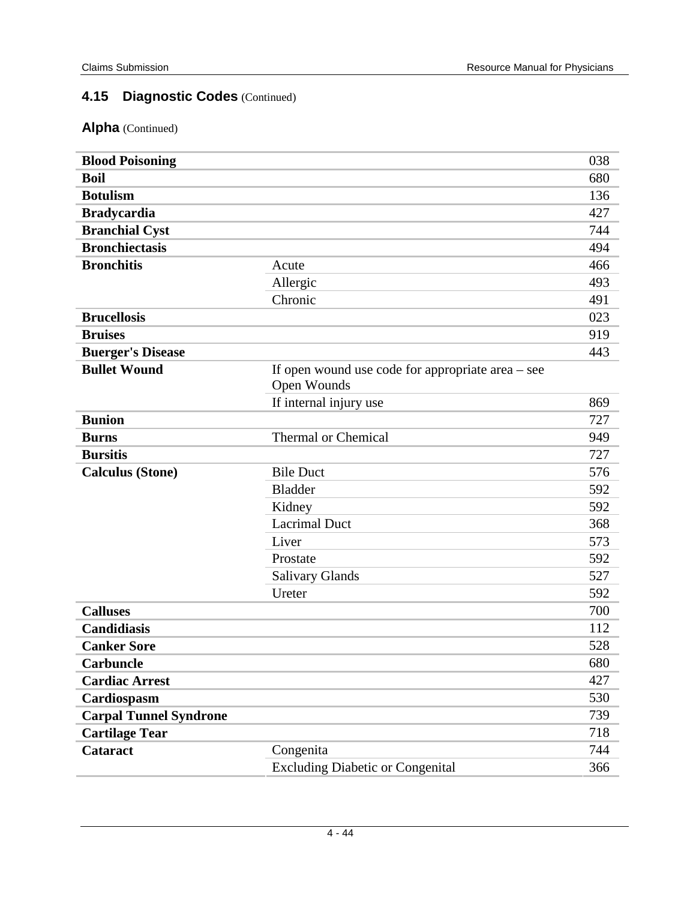## 4.15 Diagnostic Codes (Continued)

### Alpha (Continued)

| | | |
|---|---|---|
| **Blood Poisoning** | | 038 |
| **Boil** | | 680 |
| **Botulism** | | 136 |
| **Bradycardia** | | 427 |
| **Branchial Cyst** | | 744 |
| **Bronchiectasis** | | 494 |
| **Bronchitis** | Acute | 466 |
| | Allergic | 493 |
| | Chronic | 491 |
| **Brucellosis** | | 023 |
| **Bruises** | | 919 |
| **Buerger's Disease** | | 443 |
| **Bullet Wound** | If open wound use code for appropriate area – see Open Wounds | |
| | If internal injury use | 869 |
| **Bunion** | | 727 |
| **Burns** | Thermal or Chemical | 949 |
| **Bursitis** | | 727 |
| **Calculus (Stone)** | Bile Duct | 576 |
| | Bladder | 592 |
| | Kidney | 592 |
| | Lacrimal Duct | 368 |
| | Liver | 573 |
| | Prostate | 592 |
| | Salivary Glands | 527 |
| | Ureter | 592 |
| **Calluses** | | 700 |
| **Candidiasis** | | 112 |
| **Canker Sore** | | 528 |
| **Carbuncle** | | 680 |
| **Cardiac Arrest** | | 427 |
| **Cardiospasm** | | 530 |
| **Carpal Tunnel Syndrome** | | 739 |
| **Cartilage Tear** | | 718 |
| **Cataract** | Congenita | 744 |
| | Excluding Diabetic or Congenital | 366 |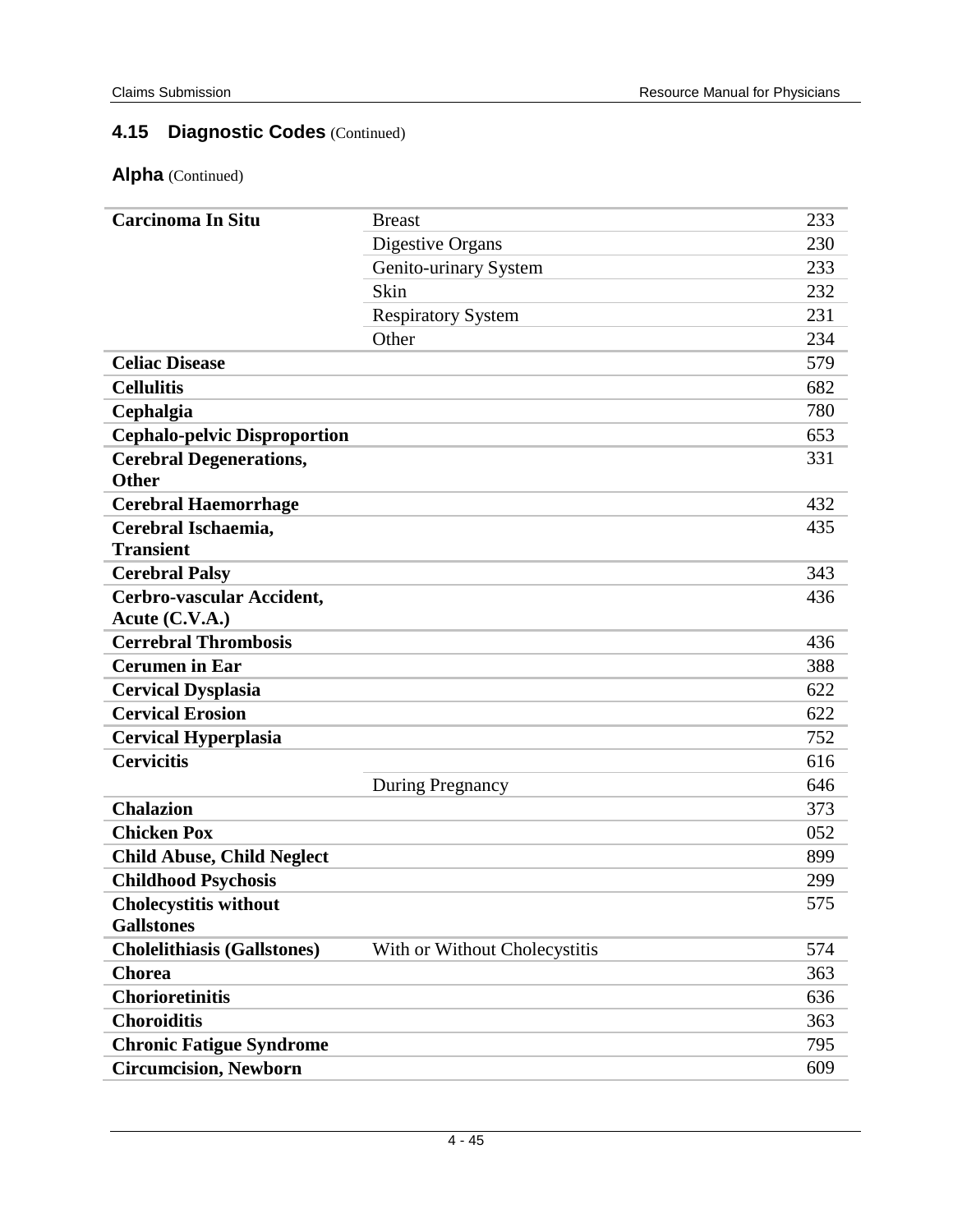## 4.15 Diagnostic Codes (Continued)

### Alpha (Continued)

| | | |
|---|---|---|
| **Carcinoma In Situ** | Breast | 233 |
| | Digestive Organs | 230 |
| | Genito-urinary System | 233 |
| | Skin | 232 |
| | Respiratory System | 231 |
| | Other | 234 |
| **Celiac Disease** | | 579 |
| **Cellulitis** | | 682 |
| **Cephalgia** | | 780 |
| **Cephalo-pelvic Disproportion** | | 653 |
| **Cerebral Degenerations, Other** | | 331 |
| **Cerebral Haemorrhage** | | 432 |
| **Cerebral Ischaemia, Transient** | | 435 |
| **Cerebral Palsy** | | 343 |
| **Cerbro-vascular Accident, Acute (C.V.A.)** | | 436 |
| **Cerrebral Thrombosis** | | 436 |
| **Cerumen in Ear** | | 388 |
| **Cervical Dysplasia** | | 622 |
| **Cervical Erosion** | | 622 |
| **Cervical Hyperplasia** | | 752 |
| **Cervicitis** | | 616 |
| | During Pregnancy | 646 |
| **Chalazion** | | 373 |
| **Chicken Pox** | | 052 |
| **Child Abuse, Child Neglect** | | 899 |
| **Childhood Psychosis** | | 299 |
| **Cholecystitis without Gallstones** | | 575 |
| **Cholelithiasis (Gallstones)** | With or Without Cholecystitis | 574 |
| **Chorea** | | 363 |
| **Chorioretinitis** | | 636 |
| **Choroiditis** | | 363 |
| **Chronic Fatigue Syndrome** | | 795 |
| **Circumcision, Newborn** | | 609 |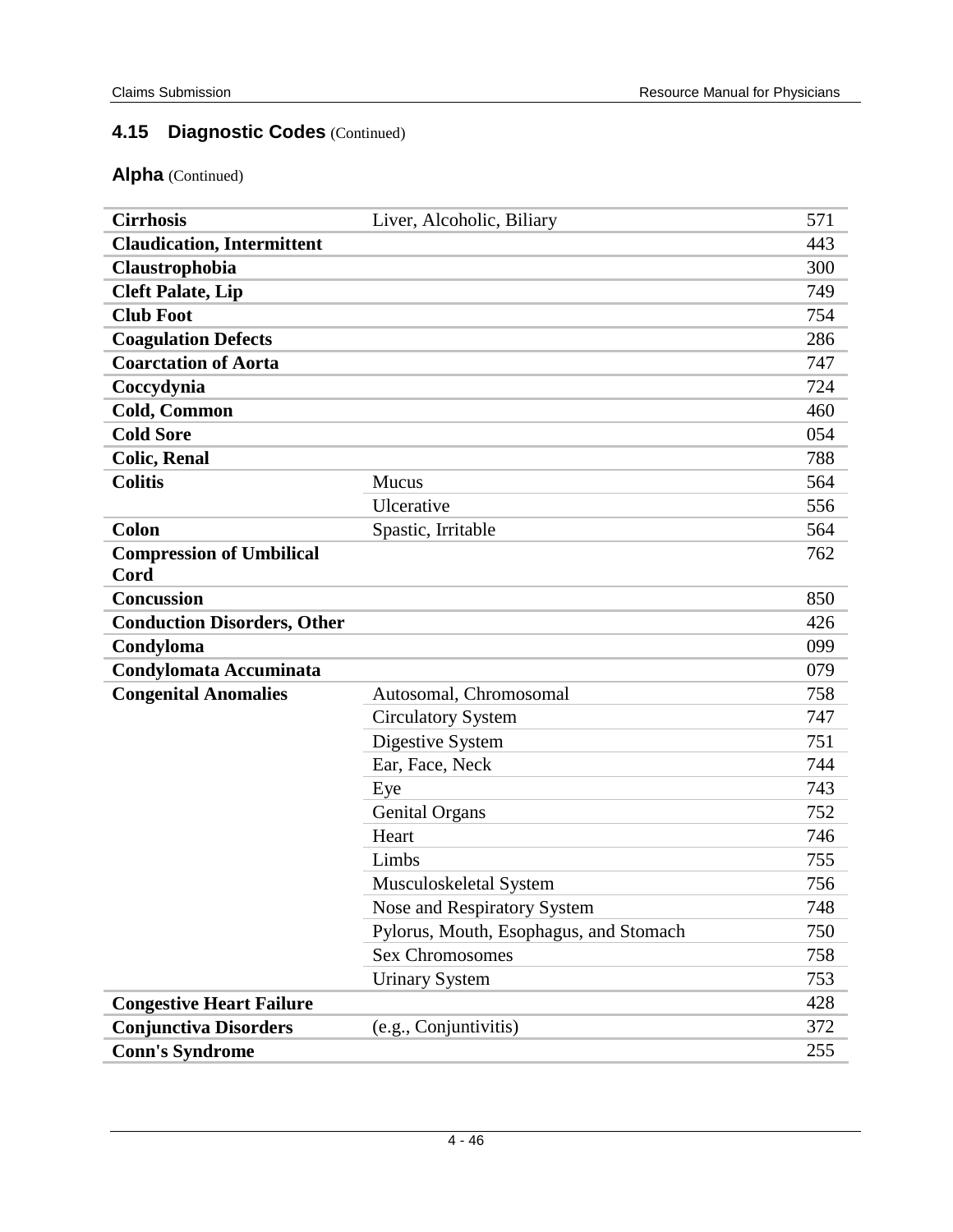## 4.15 Diagnostic Codes (Continued)

### Alpha (Continued)

| | | |
|---|---|---|
| **Cirrhosis** | Liver, Alcoholic, Biliary | 571 |
| **Claudication, Intermittent** | | 443 |
| **Claustrophobia** | | 300 |
| **Cleft Palate, Lip** | | 749 |
| **Club Foot** | | 754 |
| **Coagulation Defects** | | 286 |
| **Coarctation of Aorta** | | 747 |
| **Coccydynia** | | 724 |
| **Cold, Common** | | 460 |
| **Cold Sore** | | 054 |
| **Colic, Renal** | | 788 |
| **Colitis** | Mucus | 564 |
| | Ulcerative | 556 |
| **Colon** | Spastic, Irritable | 564 |
| **Compression of Umbilical Cord** | | 762 |
| **Concussion** | | 850 |
| **Conduction Disorders, Other** | | 426 |
| **Condyloma** | | 099 |
| **Condylomata Accuminata** | | 079 |
| **Congenital Anomalies** | Autosomal, Chromosomal | 758 |
| | Circulatory System | 747 |
| | Digestive System | 751 |
| | Ear, Face, Neck | 744 |
| | Eye | 743 |
| | Genital Organs | 752 |
| | Heart | 746 |
| | Limbs | 755 |
| | Musculoskeletal System | 756 |
| | Nose and Respiratory System | 748 |
| | Pylorus, Mouth, Esophagus, and Stomach | 750 |
| | Sex Chromosomes | 758 |
| | Urinary System | 753 |
| **Congestive Heart Failure** | | 428 |
| **Conjunctiva Disorders** | (e.g., Conjuntivitis) | 372 |
| **Conn's Syndrome** | | 255 |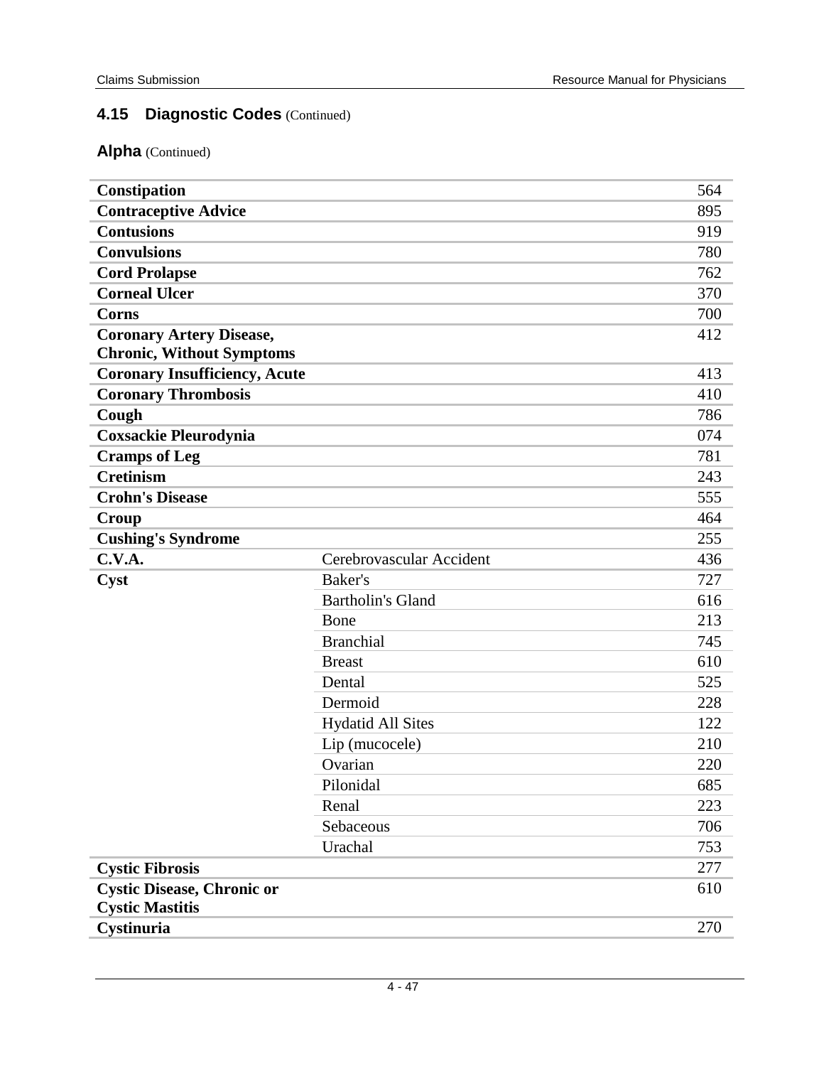## 4.15 Diagnostic Codes (Continued)

### Alpha (Continued)

| | | |
|---|---|---|
| **Constipation** | | 564 |
| **Contraceptive Advice** | | 895 |
| **Contusions** | | 919 |
| **Convulsions** | | 780 |
| **Cord Prolapse** | | 762 |
| **Corneal Ulcer** | | 370 |
| **Corns** | | 700 |
| **Coronary Artery Disease, Chronic, Without Symptoms** | | 412 |
| **Coronary Insufficiency, Acute** | | 413 |
| **Coronary Thrombosis** | | 410 |
| **Cough** | | 786 |
| **Coxsackie Pleurodynia** | | 074 |
| **Cramps of Leg** | | 781 |
| **Cretinism** | | 243 |
| **Crohn's Disease** | | 555 |
| **Croup** | | 464 |
| **Cushing's Syndrome** | | 255 |
| **C.V.A.** | Cerebrovascular Accident | 436 |
| **Cyst** | Baker's | 727 |
| | Bartholin's Gland | 616 |
| | Bone | 213 |
| | Branchial | 745 |
| | Breast | 610 |
| | Dental | 525 |
| | Dermoid | 228 |
| | Hydatid All Sites | 122 |
| | Lip (mucocele) | 210 |
| | Ovarian | 220 |
| | Pilonidal | 685 |
| | Renal | 223 |
| | Sebaceous | 706 |
| | Urachal | 753 |
| **Cystic Fibrosis** | | 277 |
| **Cystic Disease, Chronic or Cystic Mastitis** | | 610 |
| **Cystinuria** | | 270 |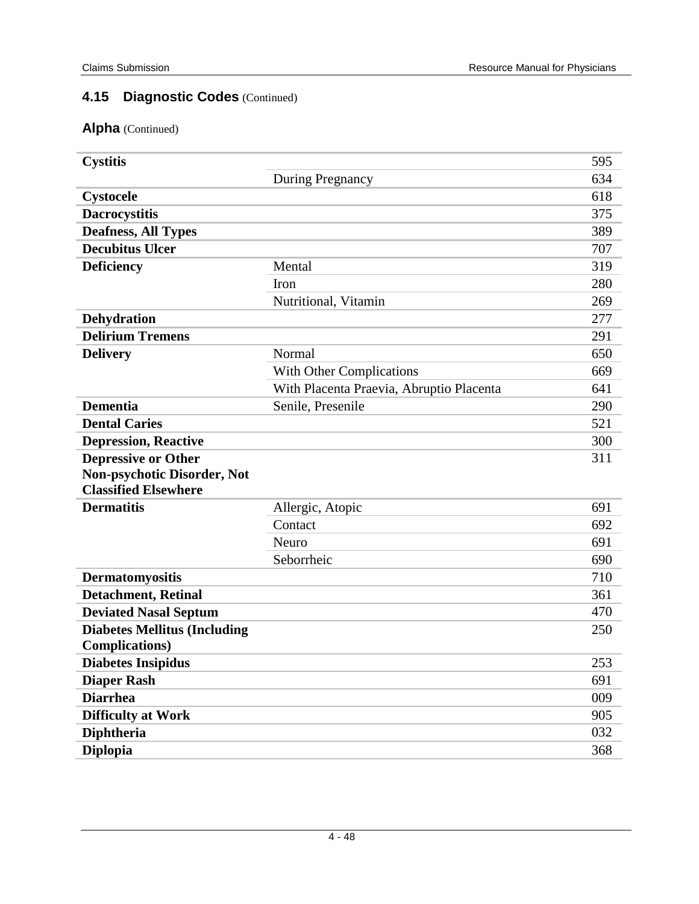## 4.15 Diagnostic Codes (Continued)

### Alpha (Continued)

| | | |
|---|---|---|
| **Cystitis** | | 595 |
| | During Pregnancy | 634 |
| **Cystocele** | | 618 |
| **Dacrocystitis** | | 375 |
| **Deafness, All Types** | | 389 |
| **Decubitus Ulcer** | | 707 |
| **Deficiency** | Mental | 319 |
| | Iron | 280 |
| | Nutritional, Vitamin | 269 |
| **Dehydration** | | 277 |
| **Delirium Tremens** | | 291 |
| **Delivery** | Normal | 650 |
| | With Other Complications | 669 |
| | With Placenta Praevia, Abruptio Placenta | 641 |
| **Dementia** | Senile, Presenile | 290 |
| **Dental Caries** | | 521 |
| **Depression, Reactive** | | 300 |
| **Depressive or Other Non-psychotic Disorder, Not Classified Elsewhere** | | 311 |
| **Dermatitis** | Allergic, Atopic | 691 |
| | Contact | 692 |
| | Neuro | 691 |
| | Seborrheic | 690 |
| **Dermatomyositis** | | 710 |
| **Detachment, Retinal** | | 361 |
| **Deviated Nasal Septum** | | 470 |
| **Diabetes Mellitus (Including Complications)** | | 250 |
| **Diabetes Insipidus** | | 253 |
| **Diaper Rash** | | 691 |
| **Diarrhea** | | 009 |
| **Difficulty at Work** | | 905 |
| **Diphtheria** | | 032 |
| **Diplopia** | | 368 |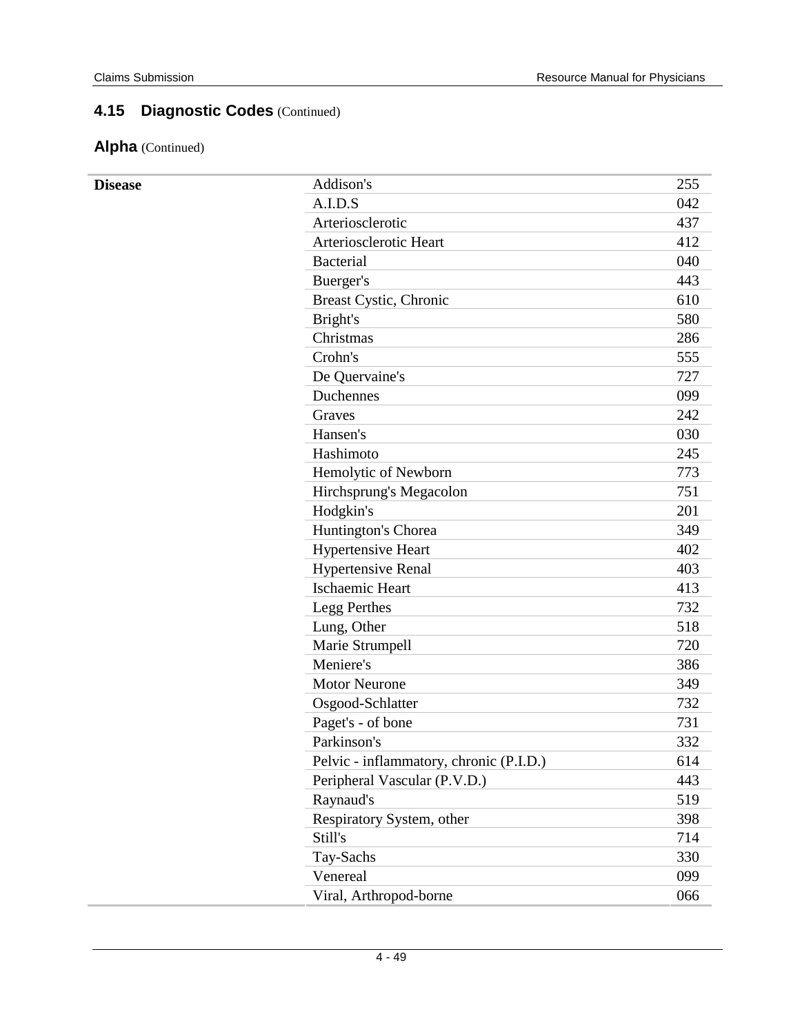## 4.15 Diagnostic Codes (Continued)

### Alpha (Continued)

| | | |
|---|---|---|
| **Disease** | Addison's | 255 |
| | A.I.D.S | 042 |
| | Arteriosclerotic | 437 |
| | Arteriosclerotic Heart | 412 |
| | Bacterial | 040 |
| | Buerger's | 443 |
| | Breast Cystic, Chronic | 610 |
| | Bright's | 580 |
| | Christmas | 286 |
| | Crohn's | 555 |
| | De Quervaine's | 727 |
| | Duchennes | 099 |
| | Graves | 242 |
| | Hansen's | 030 |
| | Hashimoto | 245 |
| | Hemolytic of Newborn | 773 |
| | Hirchsprung's Megacolon | 751 |
| | Hodgkin's | 201 |
| | Huntington's Chorea | 349 |
| | Hypertensive Heart | 402 |
| | Hypertensive Renal | 403 |
| | Ischaemic Heart | 413 |
| | Legg Perthes | 732 |
| | Lung, Other | 518 |
| | Marie Strumpell | 720 |
| | Meniere's | 386 |
| | Motor Neurone | 349 |
| | Osgood-Schlatter | 732 |
| | Paget's - of bone | 731 |
| | Parkinson's | 332 |
| | Pelvic - inflammatory, chronic (P.I.D.) | 614 |
| | Peripheral Vascular (P.V.D.) | 443 |
| | Raynaud's | 519 |
| | Respiratory System, other | 398 |
| | Still's | 714 |
| | Tay-Sachs | 330 |
| | Venereal | 099 |
| | Viral, Arthropod-borne | 066 |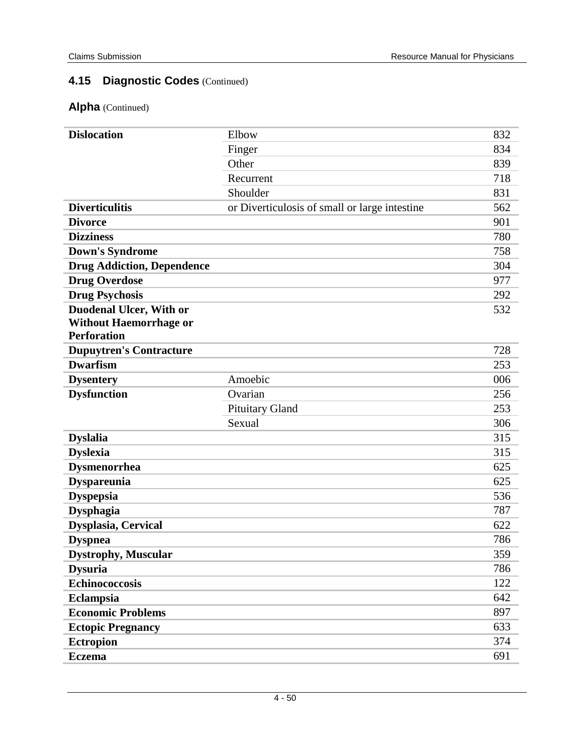## 4.15 Diagnostic Codes (Continued)

### Alpha (Continued)

| | | |
|---|---|---|
| **Dislocation** | Elbow | 832 |
| | Finger | 834 |
| | Other | 839 |
| | Recurrent | 718 |
| | Shoulder | 831 |
| **Diverticulitis** | or Diverticulosis of small or large intestine | 562 |
| **Divorce** | | 901 |
| **Dizziness** | | 780 |
| **Down's Syndrome** | | 758 |
| **Drug Addiction, Dependence** | | 304 |
| **Drug Overdose** | | 977 |
| **Drug Psychosis** | | 292 |
| **Duodenal Ulcer, With or Without Haemorrhage or Perforation** | | 532 |
| **Dupuytren's Contracture** | | 728 |
| **Dwarfism** | | 253 |
| **Dysentery** | Amoebic | 006 |
| **Dysfunction** | Ovarian | 256 |
| | Pituitary Gland | 253 |
| | Sexual | 306 |
| **Dyslalia** | | 315 |
| **Dyslexia** | | 315 |
| **Dysmenorrhea** | | 625 |
| **Dyspareunia** | | 625 |
| **Dyspepsia** | | 536 |
| **Dysphagia** | | 787 |
| **Dysplasia, Cervical** | | 622 |
| **Dyspnea** | | 786 |
| **Dystrophy, Muscular** | | 359 |
| **Dysuria** | | 786 |
| **Echinococcosis** | | 122 |
| **Eclampsia** | | 642 |
| **Economic Problems** | | 897 |
| **Ectopic Pregnancy** | | 633 |
| **Ectropion** | | 374 |
| **Eczema** | | 691 |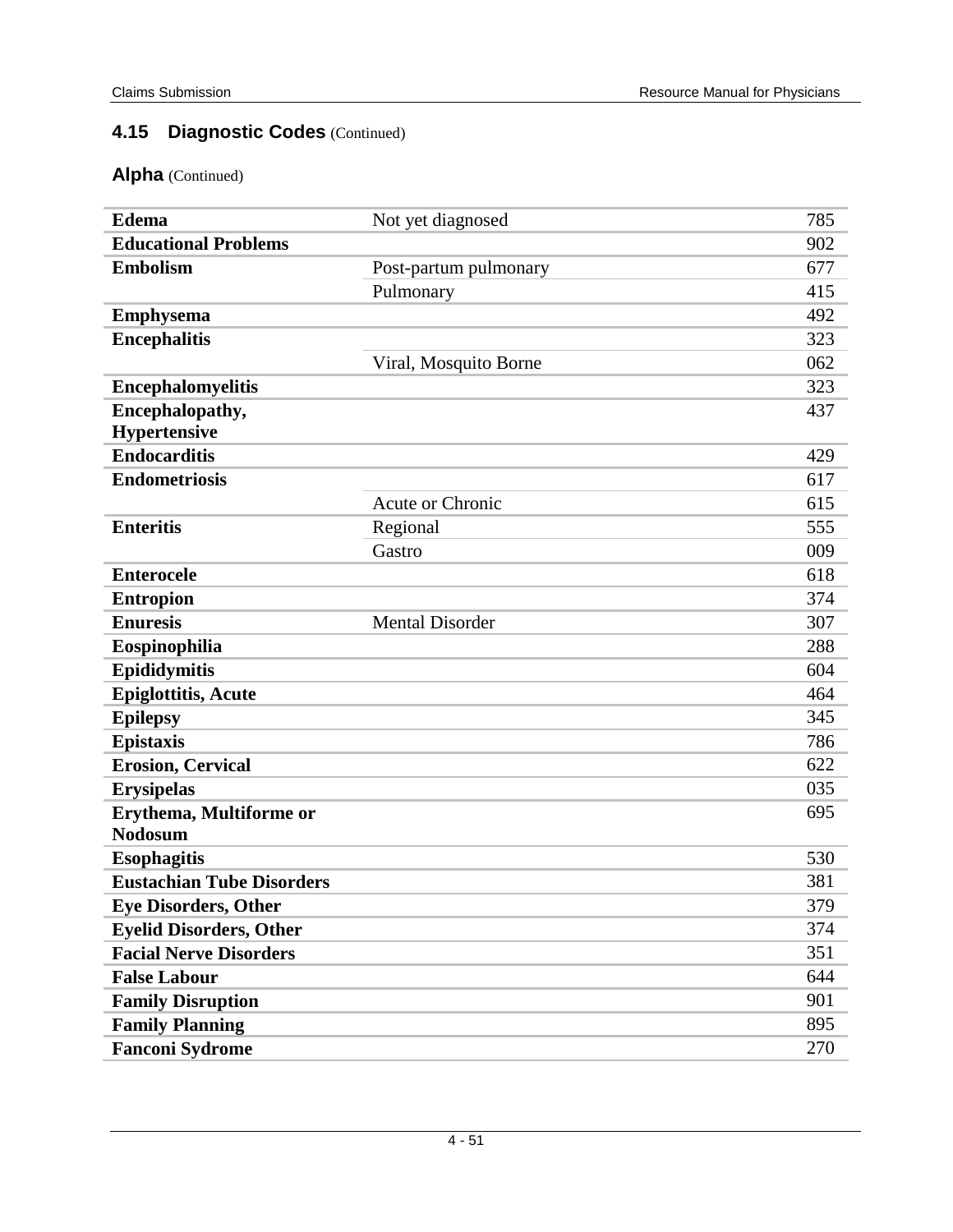## 4.15 Diagnostic Codes (Continued)

### Alpha (Continued)

| | | |
|---|---|---|
| **Edema** | Not yet diagnosed | 785 |
| **Educational Problems** | | 902 |
| **Embolism** | Post-partum pulmonary | 677 |
| | Pulmonary | 415 |
| **Emphysema** | | 492 |
| **Encephalitis** | | 323 |
| | Viral, Mosquito Borne | 062 |
| **Encephalomyelitis** | | 323 |
| **Encephalopathy, Hypertensive** | | 437 |
| **Endocarditis** | | 429 |
| **Endometriosis** | | 617 |
| | Acute or Chronic | 615 |
| **Enteritis** | Regional | 555 |
| | Gastro | 009 |
| **Enterocele** | | 618 |
| **Entropion** | | 374 |
| **Enuresis** | Mental Disorder | 307 |
| **Eospinophilia** | | 288 |
| **Epididymitis** | | 604 |
| **Epiglottitis, Acute** | | 464 |
| **Epilepsy** | | 345 |
| **Epistaxis** | | 786 |
| **Erosion, Cervical** | | 622 |
| **Erysipelas** | | 035 |
| **Erythema, Multiforme or Nodosum** | | 695 |
| **Esophagitis** | | 530 |
| **Eustachian Tube Disorders** | | 381 |
| **Eye Disorders, Other** | | 379 |
| **Eyelid Disorders, Other** | | 374 |
| **Facial Nerve Disorders** | | 351 |
| **False Labour** | | 644 |
| **Family Disruption** | | 901 |
| **Family Planning** | | 895 |
| **Fanconi Sydrome** | | 270 |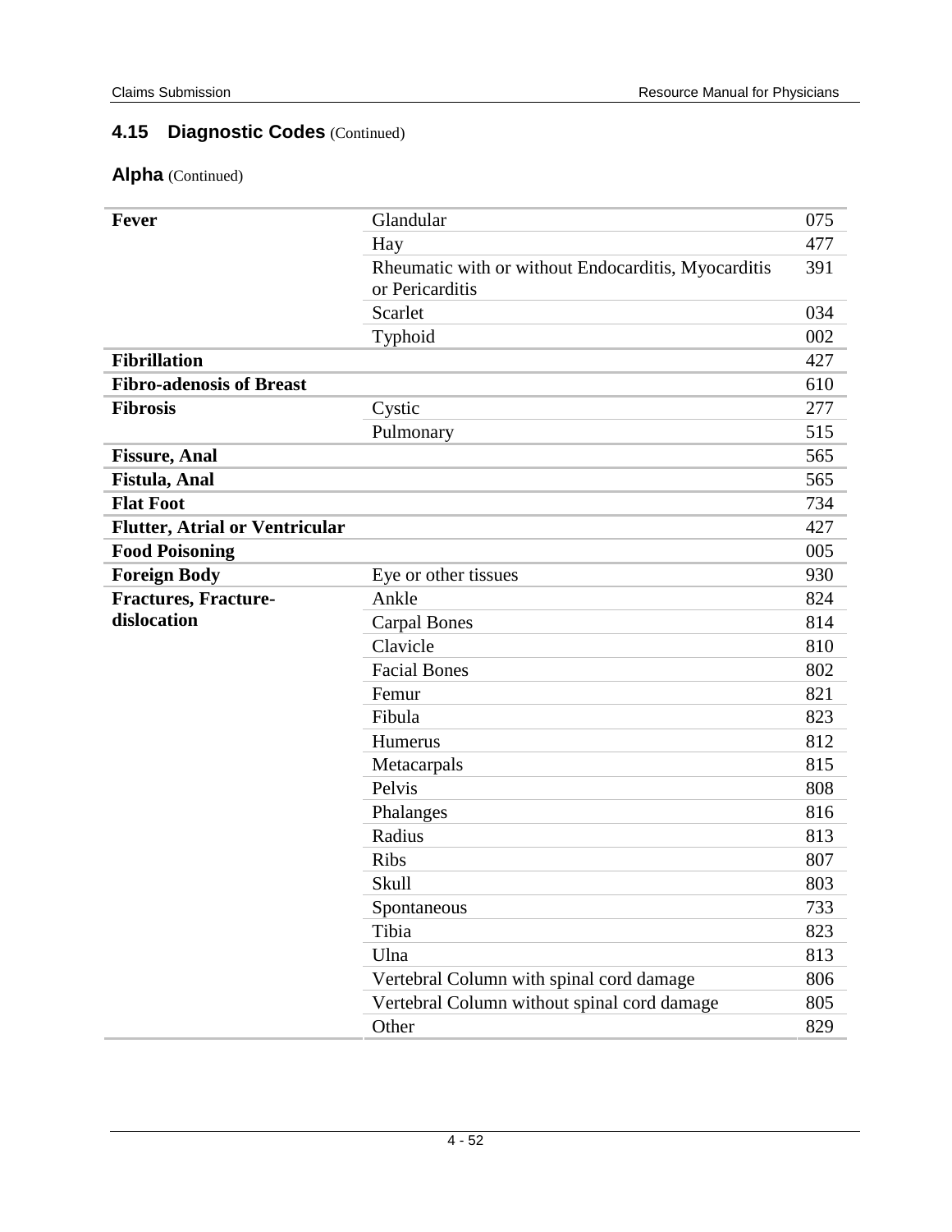## 4.15 Diagnostic Codes (Continued)

### Alpha (Continued)

| | | |
|---|---|---|
| **Fever** | Glandular | 075 |
| | Hay | 477 |
| | Rheumatic with or without Endocarditis, Myocarditis or Pericarditis | 391 |
| | Scarlet | 034 |
| | Typhoid | 002 |
| **Fibrillation** | | 427 |
| **Fibro-adenosis of Breast** | | 610 |
| **Fibrosis** | Cystic | 277 |
| | Pulmonary | 515 |
| **Fissure, Anal** | | 565 |
| **Fistula, Anal** | | 565 |
| **Flat Foot** | | 734 |
| **Flutter, Atrial or Ventricular** | | 427 |
| **Food Poisoning** | | 005 |
| **Foreign Body** | Eye or other tissues | 930 |
| **Fractures, Fracture-dislocation** | Ankle | 824 |
| | Carpal Bones | 814 |
| | Clavicle | 810 |
| | Facial Bones | 802 |
| | Femur | 821 |
| | Fibula | 823 |
| | Humerus | 812 |
| | Metacarpals | 815 |
| | Pelvis | 808 |
| | Phalanges | 816 |
| | Radius | 813 |
| | Ribs | 807 |
| | Skull | 803 |
| | Spontaneous | 733 |
| | Tibia | 823 |
| | Ulna | 813 |
| | Vertebral Column with spinal cord damage | 806 |
| | Vertebral Column without spinal cord damage | 805 |
| | Other | 829 |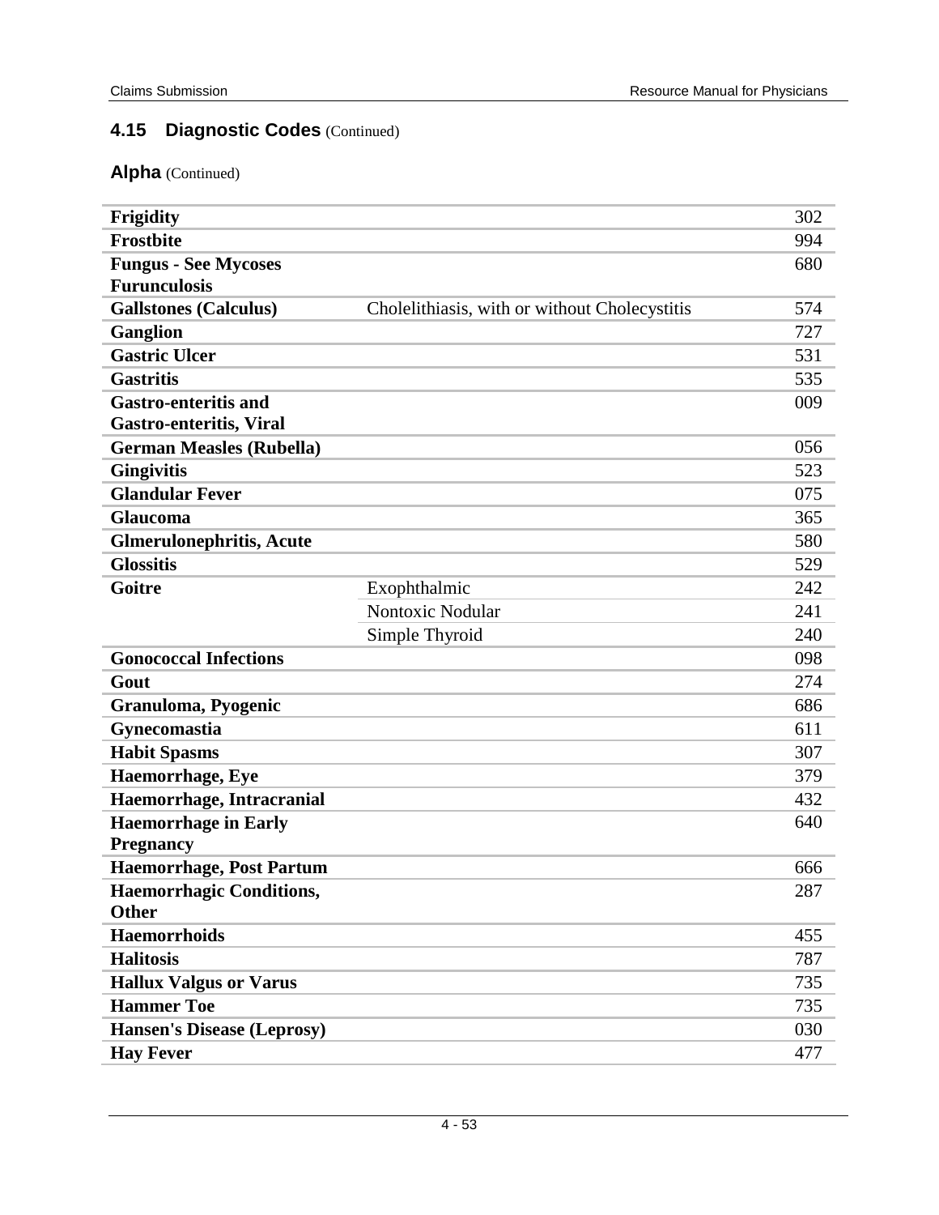## 4.15 Diagnostic Codes (Continued)

### Alpha (Continued)

| | | |
|---|---|---|
| **Frigidity** | | 302 |
| **Frostbite** | | 994 |
| **Fungus - See Mycoses Furunculosis** | | 680 |
| **Gallstones (Calculus)** | Cholelithiasis, with or without Cholecystitis | 574 |
| **Ganglion** | | 727 |
| **Gastric Ulcer** | | 531 |
| **Gastritis** | | 535 |
| **Gastro-enteritis and Gastro-enteritis, Viral** | | 009 |
| **German Measles (Rubella)** | | 056 |
| **Gingivitis** | | 523 |
| **Glandular Fever** | | 075 |
| **Glaucoma** | | 365 |
| **Glmerulonephritis, Acute** | | 580 |
| **Glossitis** | | 529 |
| **Goitre** | Exophthalmic | 242 |
| | Nontoxic Nodular | 241 |
| | Simple Thyroid | 240 |
| **Gonococcal Infections** | | 098 |
| **Gout** | | 274 |
| **Granuloma, Pyogenic** | | 686 |
| **Gynecomastia** | | 611 |
| **Habit Spasms** | | 307 |
| **Haemorrhage, Eye** | | 379 |
| **Haemorrhage, Intracranial** | | 432 |
| **Haemorrhage in Early Pregnancy** | | 640 |
| **Haemorrhage, Post Partum** | | 666 |
| **Haemorrhagic Conditions, Other** | | 287 |
| **Haemorrhoids** | | 455 |
| **Halitosis** | | 787 |
| **Hallux Valgus or Varus** | | 735 |
| **Hammer Toe** | | 735 |
| **Hansen's Disease (Leprosy)** | | 030 |
| **Hay Fever** | | 477 |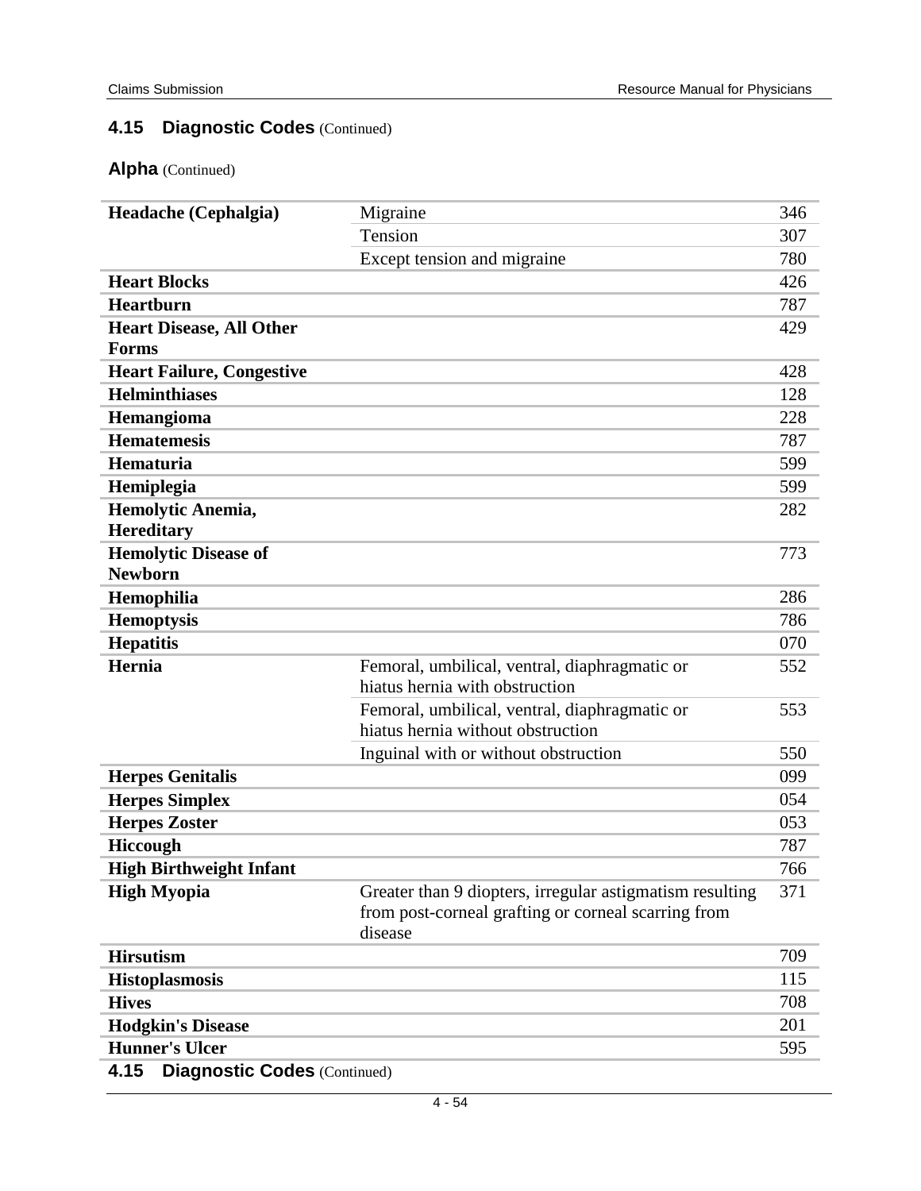## 4.15 Diagnostic Codes (Continued)

### Alpha (Continued)

| | | |
|---|---|---|
| **Headache (Cephalgia)** | Migraine | 346 |
| | Tension | 307 |
| | Except tension and migraine | 780 |
| **Heart Blocks** | | 426 |
| **Heartburn** | | 787 |
| **Heart Disease, All Other Forms** | | 429 |
| **Heart Failure, Congestive** | | 428 |
| **Helminthiases** | | 128 |
| **Hemangioma** | | 228 |
| **Hematemesis** | | 787 |
| **Hematuria** | | 599 |
| **Hemiplegia** | | 599 |
| **Hemolytic Anemia, Hereditary** | | 282 |
| **Hemolytic Disease of Newborn** | | 773 |
| **Hemophilia** | | 286 |
| **Hemoptysis** | | 786 |
| **Hepatitis** | | 070 |
| **Hernia** | Femoral, umbilical, ventral, diaphragmatic or hiatus hernia with obstruction | 552 |
| | Femoral, umbilical, ventral, diaphragmatic or hiatus hernia without obstruction | 553 |
| | Inguinal with or without obstruction | 550 |
| **Herpes Genitalis** | | 099 |
| **Herpes Simplex** | | 054 |
| **Herpes Zoster** | | 053 |
| **Hiccough** | | 787 |
| **High Birthweight Infant** | | 766 |
| **High Myopia** | Greater than 9 diopters, irregular astigmatism resulting from post-corneal grafting or corneal scarring from disease | 371 |
| **Hirsutism** | | 709 |
| **Histoplasmosis** | | 115 |
| **Hives** | | 708 |
| **Hodgkin's Disease** | | 201 |
| **Hunner's Ulcer** | | 595 |

## 4.15 Diagnostic Codes (Continued)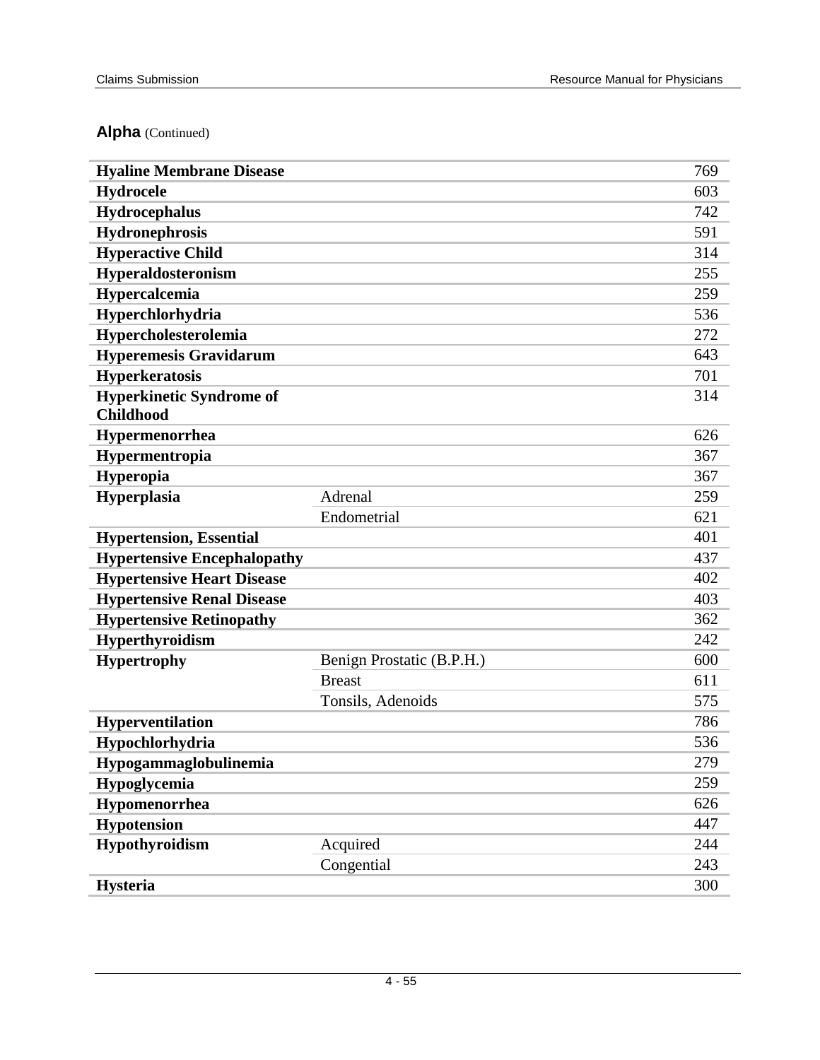**Alpha** (Continued)

| | | |
|---|---|---|
| **Hyaline Membrane Disease** | | 769 |
| **Hydrocele** | | 603 |
| **Hydrocephalus** | | 742 |
| **Hydronephrosis** | | 591 |
| **Hyperactive Child** | | 314 |
| **Hyperaldosteronism** | | 255 |
| **Hypercalcemia** | | 259 |
| **Hyperchlorhydria** | | 536 |
| **Hypercholesterolemia** | | 272 |
| **Hyperemesis Gravidarum** | | 643 |
| **Hyperkeratosis** | | 701 |
| **Hyperkinetic Syndrome of Childhood** | | 314 |
| **Hypermenorrhea** | | 626 |
| **Hypermentropia** | | 367 |
| **Hyperopia** | | 367 |
| **Hyperplasia** | Adrenal | 259 |
| | Endometrial | 621 |
| **Hypertension, Essential** | | 401 |
| **Hypertensive Encephalopathy** | | 437 |
| **Hypertensive Heart Disease** | | 402 |
| **Hypertensive Renal Disease** | | 403 |
| **Hypertensive Retinopathy** | | 362 |
| **Hyperthyroidism** | | 242 |
| **Hypertrophy** | Benign Prostatic (B.P.H.) | 600 |
| | Breast | 611 |
| | Tonsils, Adenoids | 575 |
| **Hyperventilation** | | 786 |
| **Hypochlorhydria** | | 536 |
| **Hypogammaglobulinemia** | | 279 |
| **Hypoglycemia** | | 259 |
| **Hypomenorrhea** | | 626 |
| **Hypotension** | | 447 |
| **Hypothyroidism** | Acquired | 244 |
| | Congential | 243 |
| **Hysteria** | | 300 |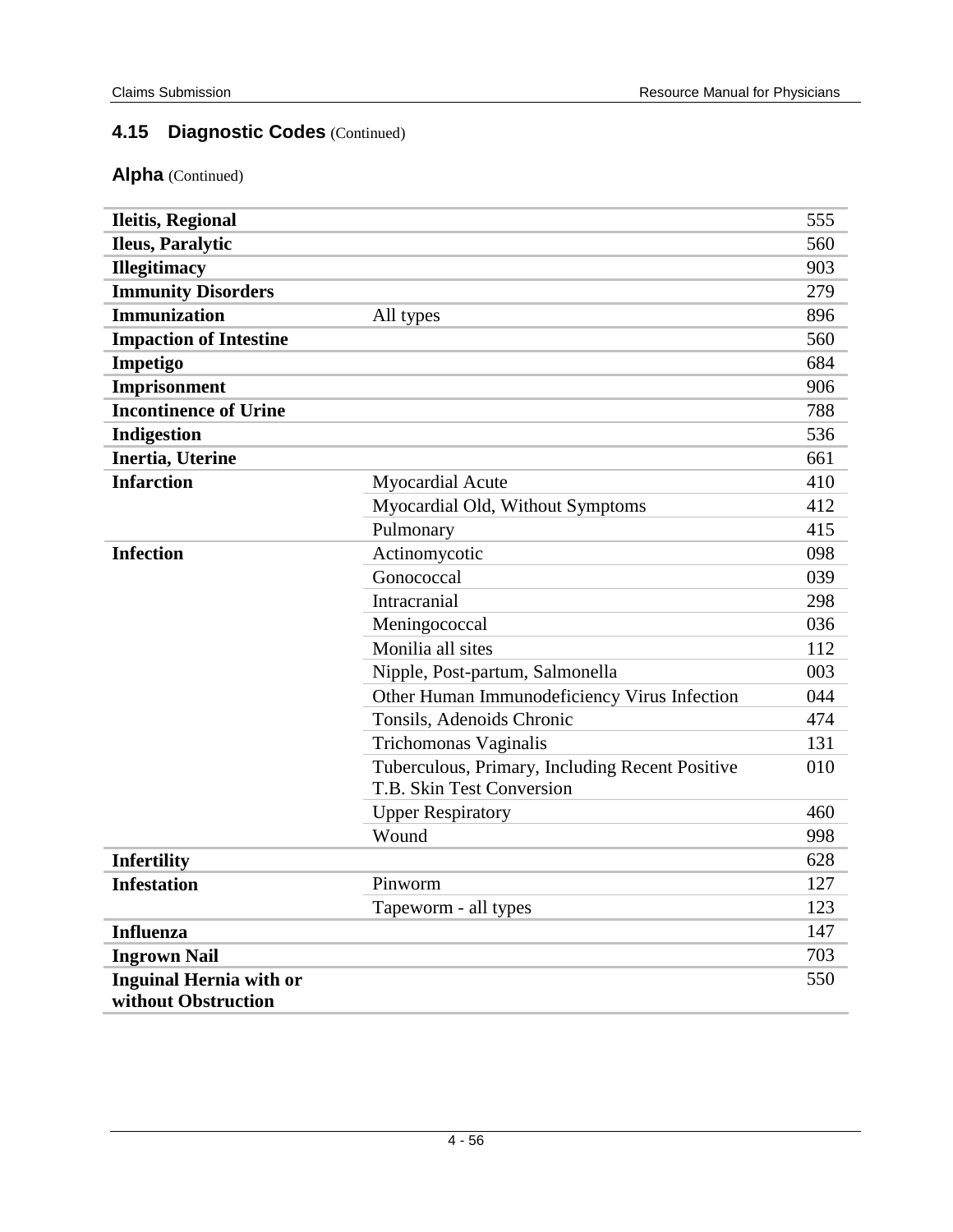## 4.15 Diagnostic Codes (Continued)

### Alpha (Continued)

| | | |
|---|---|---|
| **Ileitis, Regional** | | 555 |
| **Ileus, Paralytic** | | 560 |
| **Illegitimacy** | | 903 |
| **Immunity Disorders** | | 279 |
| **Immunization** | All types | 896 |
| **Impaction of Intestine** | | 560 |
| **Impetigo** | | 684 |
| **Imprisonment** | | 906 |
| **Incontinence of Urine** | | 788 |
| **Indigestion** | | 536 |
| **Inertia, Uterine** | | 661 |
| **Infarction** | Myocardial Acute | 410 |
| | Myocardial Old, Without Symptoms | 412 |
| | Pulmonary | 415 |
| **Infection** | Actinomycotic | 098 |
| | Gonococcal | 039 |
| | Intracranial | 298 |
| | Meningococcal | 036 |
| | Monilia all sites | 112 |
| | Nipple, Post-partum, Salmonella | 003 |
| | Other Human Immunodeficiency Virus Infection | 044 |
| | Tonsils, Adenoids Chronic | 474 |
| | Trichomonas Vaginalis | 131 |
| | Tuberculous, Primary, Including Recent Positive T.B. Skin Test Conversion | 010 |
| | Upper Respiratory | 460 |
| | Wound | 998 |
| **Infertility** | | 628 |
| **Infestation** | Pinworm | 127 |
| | Tapeworm - all types | 123 |
| **Influenza** | | 147 |
| **Ingrown Nail** | | 703 |
| **Inguinal Hernia with or without Obstruction** | | 550 |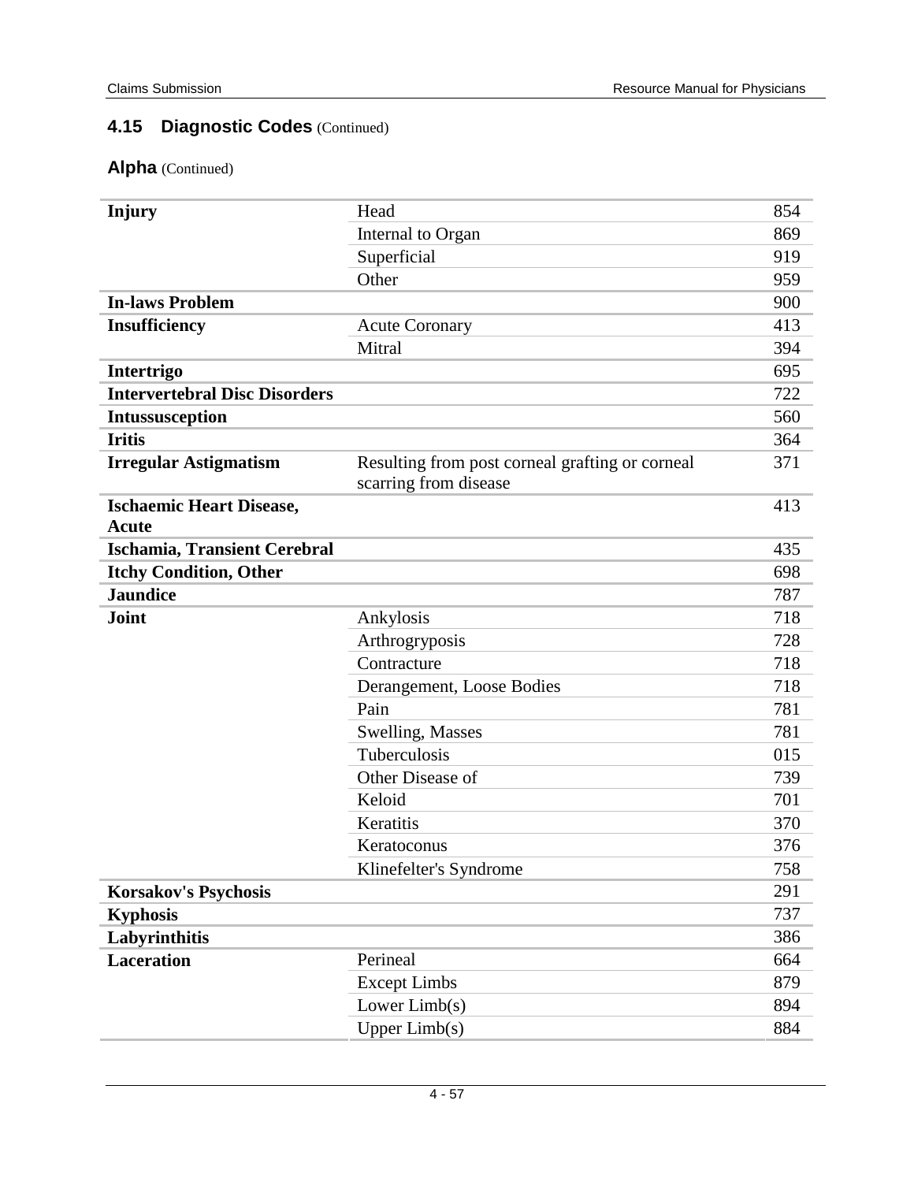## 4.15 Diagnostic Codes (Continued)

### Alpha (Continued)

| | | |
|---|---|---|
| **Injury** | Head | 854 |
| | Internal to Organ | 869 |
| | Superficial | 919 |
| | Other | 959 |
| **In-laws Problem** | | 900 |
| **Insufficiency** | Acute Coronary | 413 |
| | Mitral | 394 |
| **Intertrigo** | | 695 |
| **Intervertebral Disc Disorders** | | 722 |
| **Intussusception** | | 560 |
| **Iritis** | | 364 |
| **Irregular Astigmatism** | Resulting from post corneal grafting or corneal scarring from disease | 371 |
| **Ischaemic Heart Disease, Acute** | | 413 |
| **Ischamia, Transient Cerebral** | | 435 |
| **Itchy Condition, Other** | | 698 |
| **Jaundice** | | 787 |
| **Joint** | Ankylosis | 718 |
| | Arthrogryposis | 728 |
| | Contracture | 718 |
| | Derangement, Loose Bodies | 718 |
| | Pain | 781 |
| | Swelling, Masses | 781 |
| | Tuberculosis | 015 |
| | Other Disease of | 739 |
| | Keloid | 701 |
| | Keratitis | 370 |
| | Keratoconus | 376 |
| | Klinefelter's Syndrome | 758 |
| **Korsakov's Psychosis** | | 291 |
| **Kyphosis** | | 737 |
| **Labyrinthitis** | | 386 |
| **Laceration** | Perineal | 664 |
| | Except Limbs | 879 |
| | Lower Limb(s) | 894 |
| | Upper Limb(s) | 884 |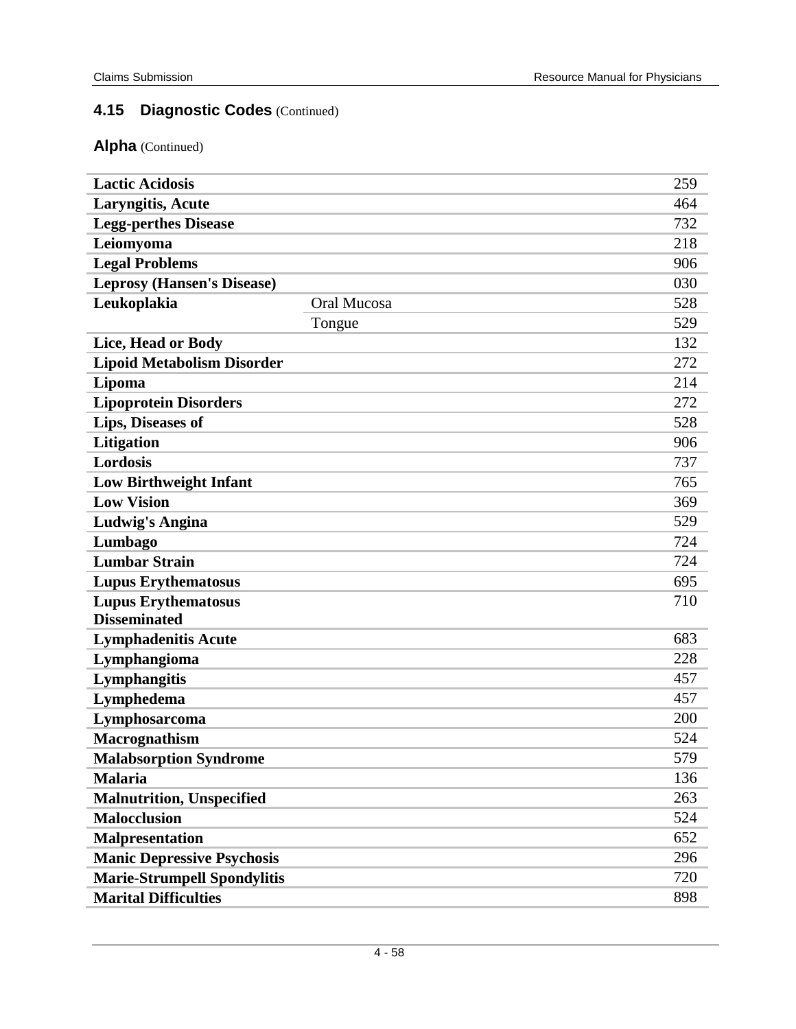## 4.15 Diagnostic Codes (Continued)

### Alpha (Continued)

| | | |
|---|---|---|
| **Lactic Acidosis** | | 259 |
| **Laryngitis, Acute** | | 464 |
| **Legg-perthes Disease** | | 732 |
| **Leiomyoma** | | 218 |
| **Legal Problems** | | 906 |
| **Leprosy (Hansen's Disease)** | | 030 |
| **Leukoplakia** | Oral Mucosa | 528 |
| | Tongue | 529 |
| **Lice, Head or Body** | | 132 |
| **Lipoid Metabolism Disorder** | | 272 |
| **Lipoma** | | 214 |
| **Lipoprotein Disorders** | | 272 |
| **Lips, Diseases of** | | 528 |
| **Litigation** | | 906 |
| **Lordosis** | | 737 |
| **Low Birthweight Infant** | | 765 |
| **Low Vision** | | 369 |
| **Ludwig's Angina** | | 529 |
| **Lumbago** | | 724 |
| **Lumbar Strain** | | 724 |
| **Lupus Erythematosus** | | 695 |
| **Lupus Erythematosus Disseminated** | | 710 |
| **Lymphadenitis Acute** | | 683 |
| **Lymphangioma** | | 228 |
| **Lymphangitis** | | 457 |
| **Lymphedema** | | 457 |
| **Lymphosarcoma** | | 200 |
| **Macrognathism** | | 524 |
| **Malabsorption Syndrome** | | 579 |
| **Malaria** | | 136 |
| **Malnutrition, Unspecified** | | 263 |
| **Malocclusion** | | 524 |
| **Malpresentation** | | 652 |
| **Manic Depressive Psychosis** | | 296 |
| **Marie-Strumpell Spondylitis** | | 720 |
| **Marital Difficulties** | | 898 |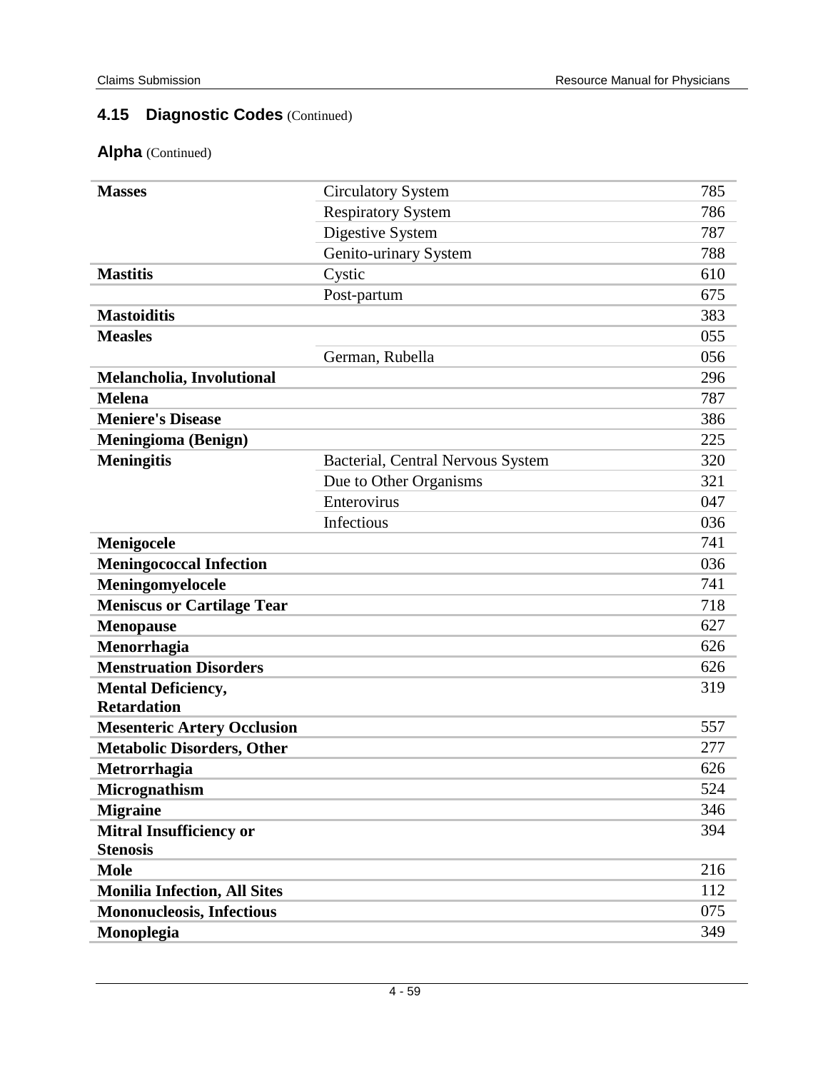## 4.15 Diagnostic Codes (Continued)

### Alpha (Continued)

| | | |
|---|---|---|
| **Masses** | Circulatory System | 785 |
| | Respiratory System | 786 |
| | Digestive System | 787 |
| | Genito-urinary System | 788 |
| **Mastitis** | Cystic | 610 |
| | Post-partum | 675 |
| **Mastoiditis** | | 383 |
| **Measles** | | 055 |
| | German, Rubella | 056 |
| **Melancholia, Involutional** | | 296 |
| **Melena** | | 787 |
| **Meniere's Disease** | | 386 |
| **Meningioma (Benign)** | | 225 |
| **Meningitis** | Bacterial, Central Nervous System | 320 |
| | Due to Other Organisms | 321 |
| | Enterovirus | 047 |
| | Infectious | 036 |
| **Menigocele** | | 741 |
| **Meningococcal Infection** | | 036 |
| **Meningomyelocele** | | 741 |
| **Meniscus or Cartilage Tear** | | 718 |
| **Menopause** | | 627 |
| **Menorrhagia** | | 626 |
| **Menstruation Disorders** | | 626 |
| **Mental Deficiency, Retardation** | | 319 |
| **Mesenteric Artery Occlusion** | | 557 |
| **Metabolic Disorders, Other** | | 277 |
| **Metrorrhagia** | | 626 |
| **Micrognathism** | | 524 |
| **Migraine** | | 346 |
| **Mitral Insufficiency or Stenosis** | | 394 |
| **Mole** | | 216 |
| **Monilia Infection, All Sites** | | 112 |
| **Mononucleosis, Infectious** | | 075 |
| **Monoplegia** | | 349 |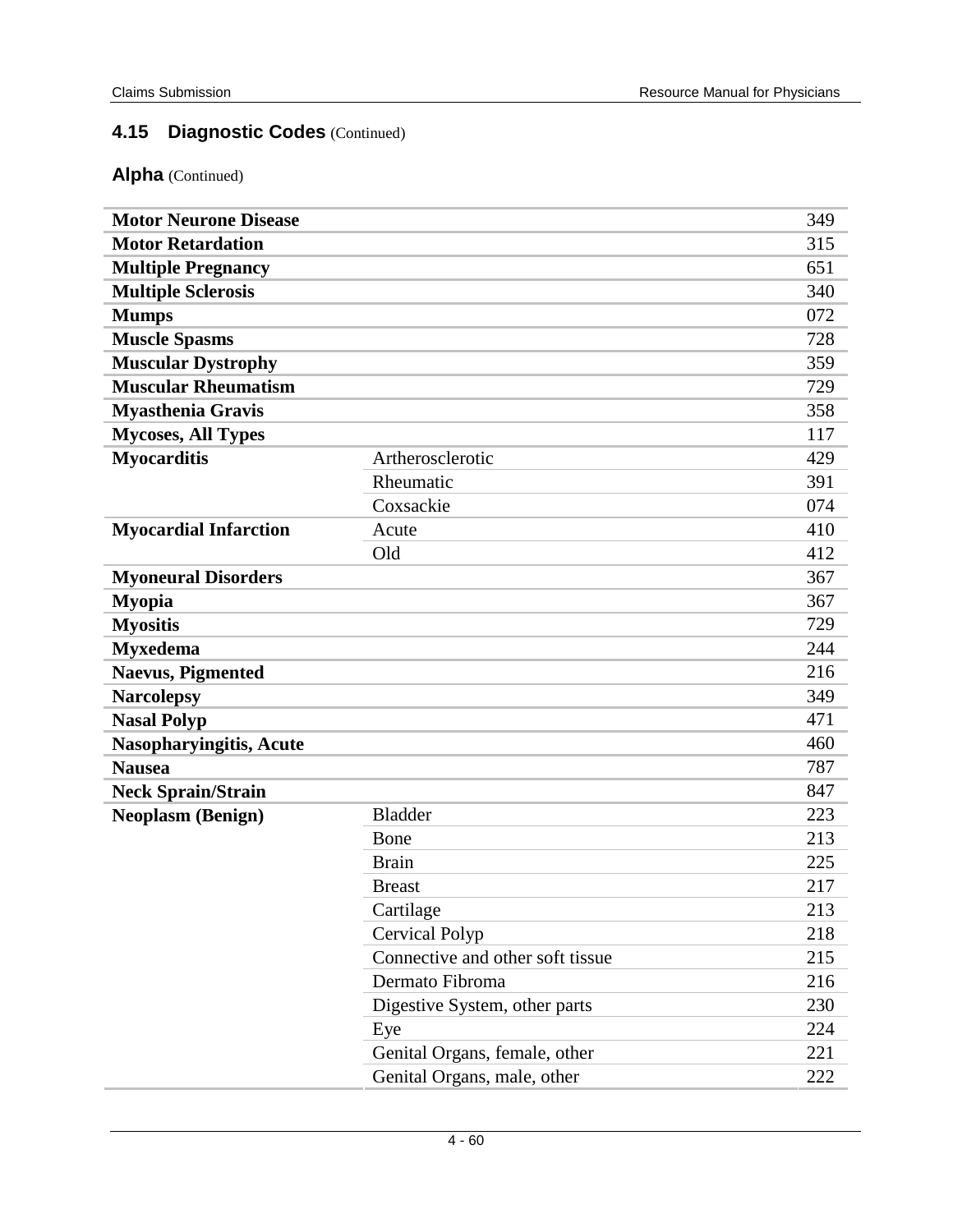## 4.15 Diagnostic Codes (Continued)

### Alpha (Continued)

| | | |
|---|---|---|
| **Motor Neurone Disease** | | 349 |
| **Motor Retardation** | | 315 |
| **Multiple Pregnancy** | | 651 |
| **Multiple Sclerosis** | | 340 |
| **Mumps** | | 072 |
| **Muscle Spasms** | | 728 |
| **Muscular Dystrophy** | | 359 |
| **Muscular Rheumatism** | | 729 |
| **Myasthenia Gravis** | | 358 |
| **Mycoses, All Types** | | 117 |
| **Myocarditis** | Artherosclerotic | 429 |
| | Rheumatic | 391 |
| | Coxsackie | 074 |
| **Myocardial Infarction** | Acute | 410 |
| | Old | 412 |
| **Myoneural Disorders** | | 367 |
| **Myopia** | | 367 |
| **Myositis** | | 729 |
| **Myxedema** | | 244 |
| **Naevus, Pigmented** | | 216 |
| **Narcolepsy** | | 349 |
| **Nasal Polyp** | | 471 |
| **Nasopharyingitis, Acute** | | 460 |
| **Nausea** | | 787 |
| **Neck Sprain/Strain** | | 847 |
| **Neoplasm (Benign)** | Bladder | 223 |
| | Bone | 213 |
| | Brain | 225 |
| | Breast | 217 |
| | Cartilage | 213 |
| | Cervical Polyp | 218 |
| | Connective and other soft tissue | 215 |
| | Dermato Fibroma | 216 |
| | Digestive System, other parts | 230 |
| | Eye | 224 |
| | Genital Organs, female, other | 221 |
| | Genital Organs, male, other | 222 |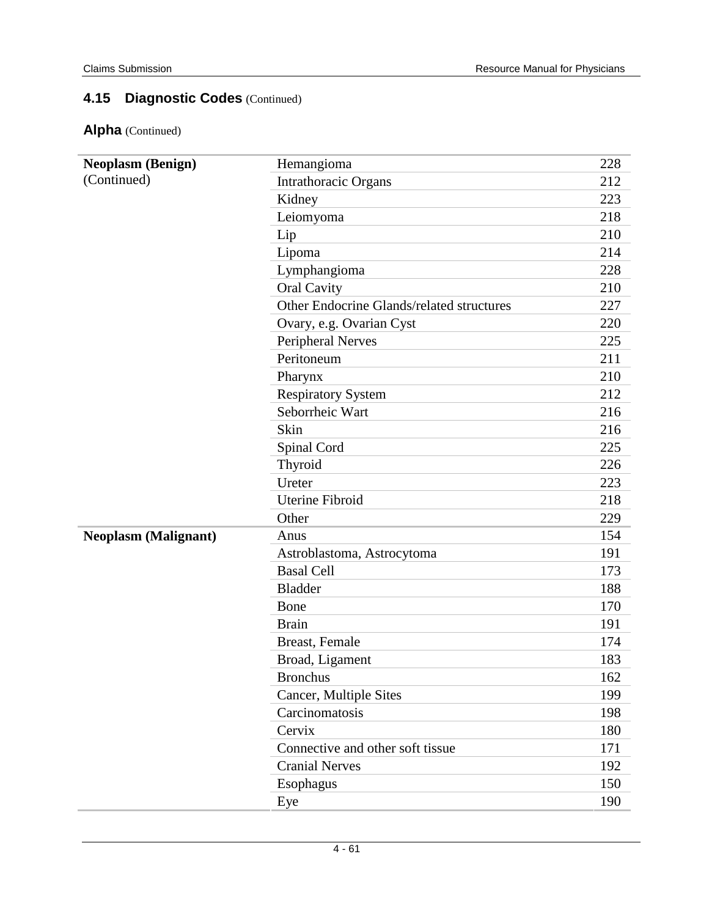## 4.15 Diagnostic Codes (Continued)

### Alpha (Continued)

| | | |
|---|---|---|
| **Neoplasm (Benign)** (Continued) | Hemangioma | 228 |
| | Intrathoracic Organs | 212 |
| | Kidney | 223 |
| | Leiomyoma | 218 |
| | Lip | 210 |
| | Lipoma | 214 |
| | Lymphangioma | 228 |
| | Oral Cavity | 210 |
| | Other Endocrine Glands/related structures | 227 |
| | Ovary, e.g. Ovarian Cyst | 220 |
| | Peripheral Nerves | 225 |
| | Peritoneum | 211 |
| | Pharynx | 210 |
| | Respiratory System | 212 |
| | Seborrheic Wart | 216 |
| | Skin | 216 |
| | Spinal Cord | 225 |
| | Thyroid | 226 |
| | Ureter | 223 |
| | Uterine Fibroid | 218 |
| | Other | 229 |
| **Neoplasm (Malignant)** | Anus | 154 |
| | Astroblastoma, Astrocytoma | 191 |
| | Basal Cell | 173 |
| | Bladder | 188 |
| | Bone | 170 |
| | Brain | 191 |
| | Breast, Female | 174 |
| | Broad, Ligament | 183 |
| | Bronchus | 162 |
| | Cancer, Multiple Sites | 199 |
| | Carcinomatosis | 198 |
| | Cervix | 180 |
| | Connective and other soft tissue | 171 |
| | Cranial Nerves | 192 |
| | Esophagus | 150 |
| | Eye | 190 |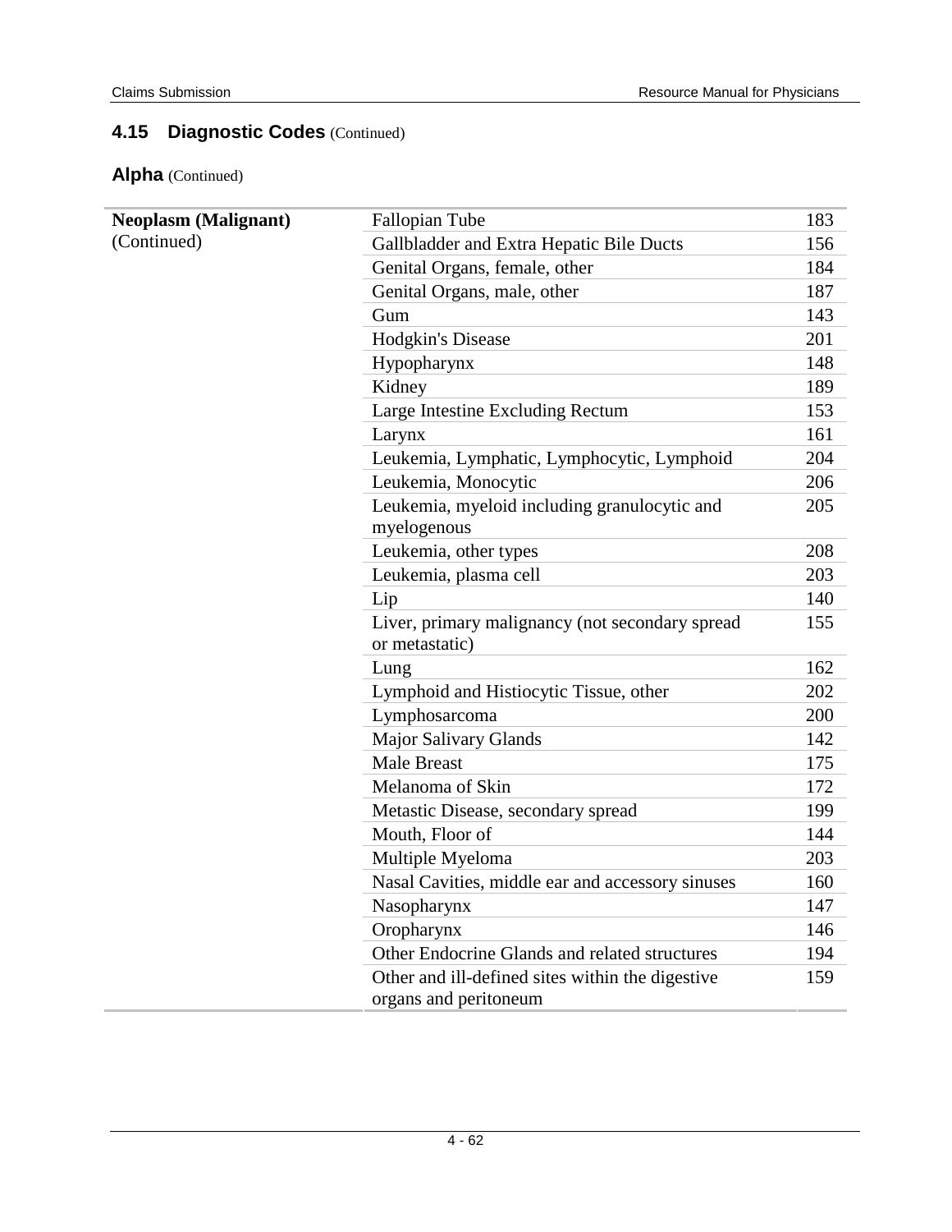## 4.15 Diagnostic Codes (Continued)

### Alpha (Continued)

| | | |
|---|---|---|
| **Neoplasm (Malignant)** (Continued) | Fallopian Tube | 183 |
| | Gallbladder and Extra Hepatic Bile Ducts | 156 |
| | Genital Organs, female, other | 184 |
| | Genital Organs, male, other | 187 |
| | Gum | 143 |
| | Hodgkin's Disease | 201 |
| | Hypopharynx | 148 |
| | Kidney | 189 |
| | Large Intestine Excluding Rectum | 153 |
| | Larynx | 161 |
| | Leukemia, Lymphatic, Lymphocytic, Lymphoid | 204 |
| | Leukemia, Monocytic | 206 |
| | Leukemia, myeloid including granulocytic and myelogenous | 205 |
| | Leukemia, other types | 208 |
| | Leukemia, plasma cell | 203 |
| | Lip | 140 |
| | Liver, primary malignancy (not secondary spread or metastatic) | 155 |
| | Lung | 162 |
| | Lymphoid and Histiocytic Tissue, other | 202 |
| | Lymphosarcoma | 200 |
| | Major Salivary Glands | 142 |
| | Male Breast | 175 |
| | Melanoma of Skin | 172 |
| | Metastic Disease, secondary spread | 199 |
| | Mouth, Floor of | 144 |
| | Multiple Myeloma | 203 |
| | Nasal Cavities, middle ear and accessory sinuses | 160 |
| | Nasopharynx | 147 |
| | Oropharynx | 146 |
| | Other Endocrine Glands and related structures | 194 |
| | Other and ill-defined sites within the digestive organs and peritoneum | 159 |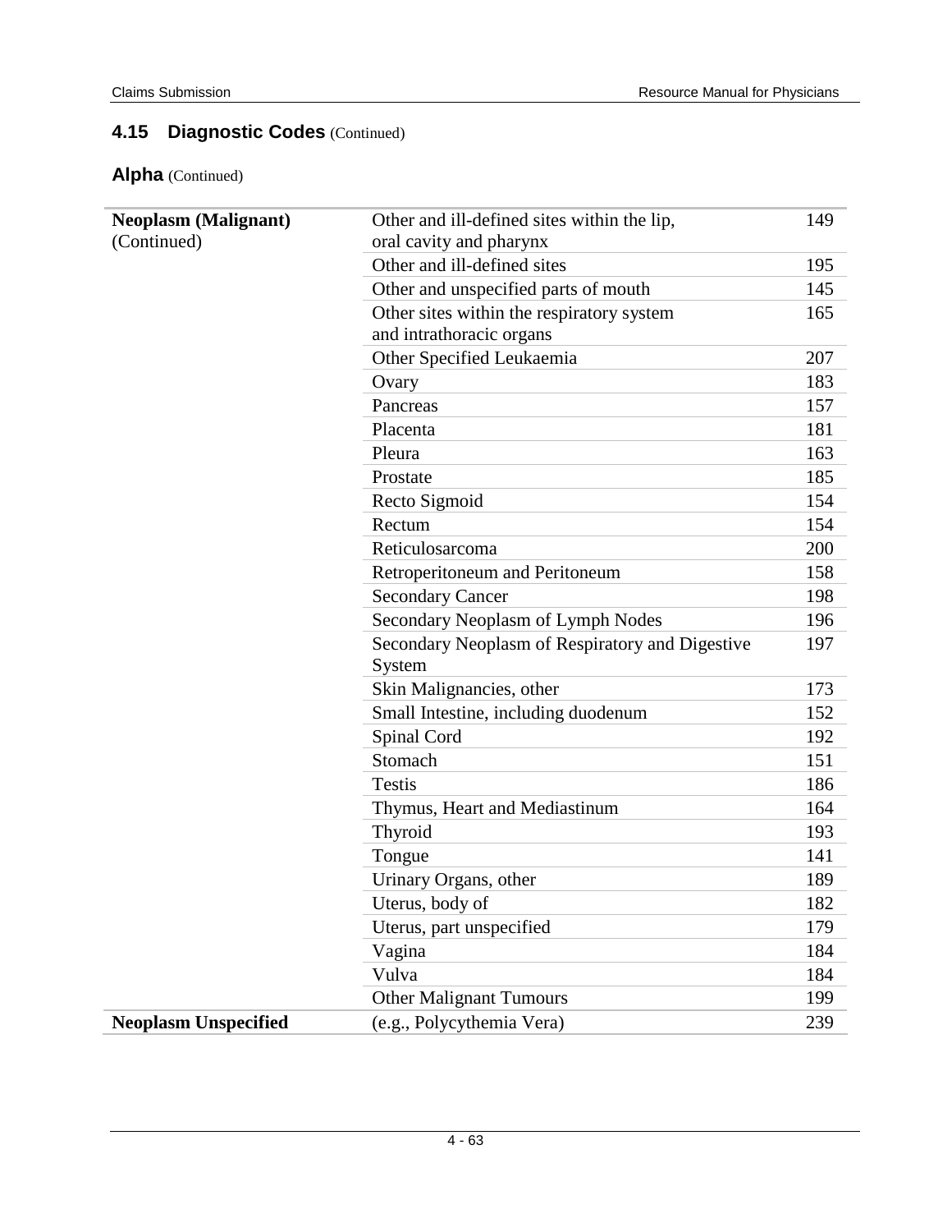## 4.15 Diagnostic Codes (Continued)

### Alpha (Continued)

| | | |
|---|---|---|
| **Neoplasm (Malignant)** (Continued) | Other and ill-defined sites within the lip, oral cavity and pharynx | 149 |
| | Other and ill-defined sites | 195 |
| | Other and unspecified parts of mouth | 145 |
| | Other sites within the respiratory system and intrathoracic organs | 165 |
| | Other Specified Leukaemia | 207 |
| | Ovary | 183 |
| | Pancreas | 157 |
| | Placenta | 181 |
| | Pleura | 163 |
| | Prostate | 185 |
| | Recto Sigmoid | 154 |
| | Rectum | 154 |
| | Reticulosarcoma | 200 |
| | Retroperitoneum and Peritoneum | 158 |
| | Secondary Cancer | 198 |
| | Secondary Neoplasm of Lymph Nodes | 196 |
| | Secondary Neoplasm of Respiratory and Digestive System | 197 |
| | Skin Malignancies, other | 173 |
| | Small Intestine, including duodenum | 152 |
| | Spinal Cord | 192 |
| | Stomach | 151 |
| | Testis | 186 |
| | Thymus, Heart and Mediastinum | 164 |
| | Thyroid | 193 |
| | Tongue | 141 |
| | Urinary Organs, other | 189 |
| | Uterus, body of | 182 |
| | Uterus, part unspecified | 179 |
| | Vagina | 184 |
| | Vulva | 184 |
| | Other Malignant Tumours | 199 |
| **Neoplasm Unspecified** | (e.g., Polycythemia Vera) | 239 |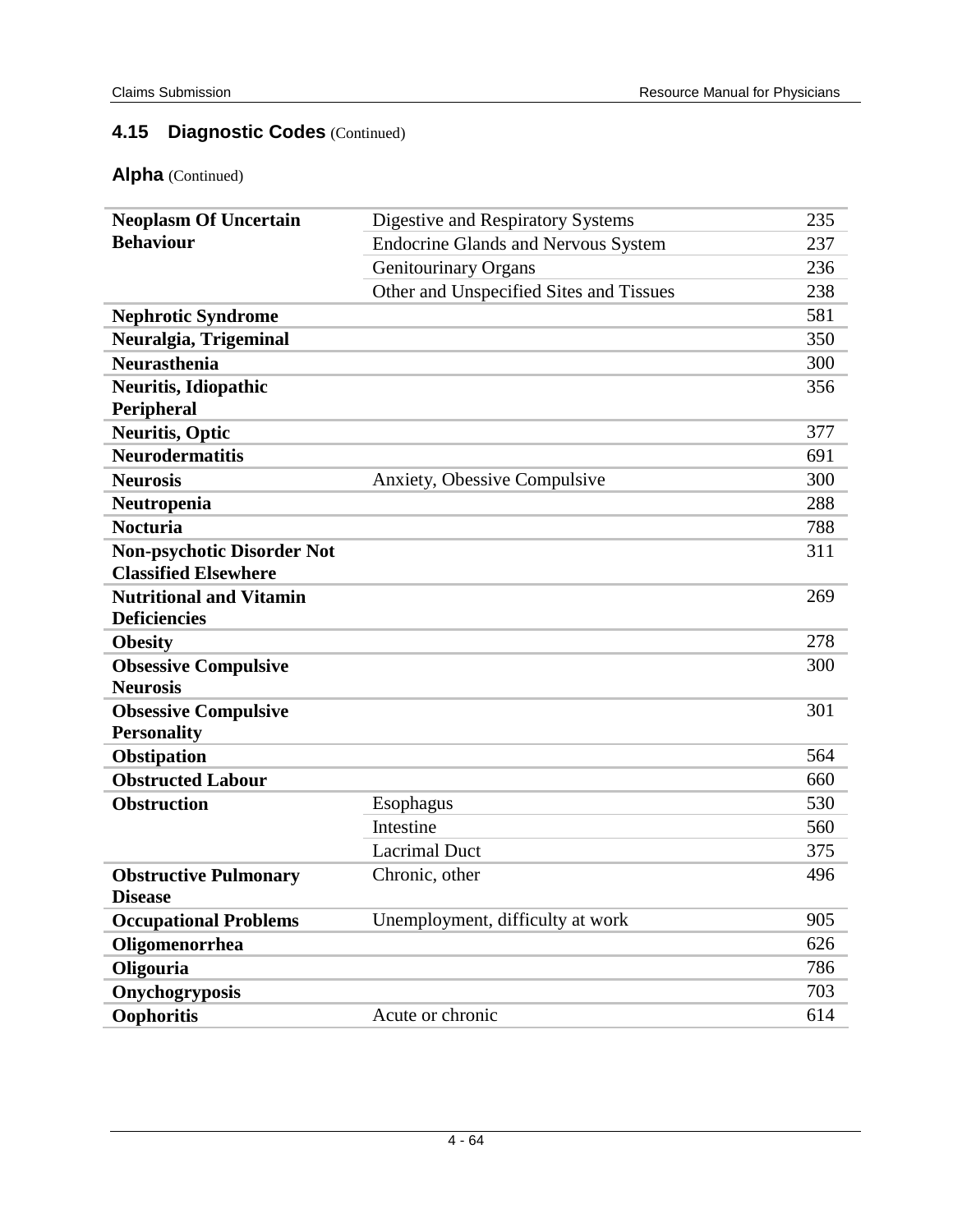## 4.15 Diagnostic Codes (Continued)

### Alpha (Continued)

| | | |
|---|---|---|
| **Neoplasm Of Uncertain Behaviour** | Digestive and Respiratory Systems | 235 |
| | Endocrine Glands and Nervous System | 237 |
| | Genitourinary Organs | 236 |
| | Other and Unspecified Sites and Tissues | 238 |
| **Nephrotic Syndrome** | | 581 |
| **Neuralgia, Trigeminal** | | 350 |
| **Neurasthenia** | | 300 |
| **Neuritis, Idiopathic Peripheral** | | 356 |
| **Neuritis, Optic** | | 377 |
| **Neurodermatitis** | | 691 |
| **Neurosis** | Anxiety, Obessive Compulsive | 300 |
| **Neutropenia** | | 288 |
| **Nocturia** | | 788 |
| **Non-psychotic Disorder Not Classified Elsewhere** | | 311 |
| **Nutritional and Vitamin Deficiencies** | | 269 |
| **Obesity** | | 278 |
| **Obsessive Compulsive Neurosis** | | 300 |
| **Obsessive Compulsive Personality** | | 301 |
| **Obstipation** | | 564 |
| **Obstructed Labour** | | 660 |
| **Obstruction** | Esophagus | 530 |
| | Intestine | 560 |
| | Lacrimal Duct | 375 |
| **Obstructive Pulmonary Disease** | Chronic, other | 496 |
| **Occupational Problems** | Unemployment, difficulty at work | 905 |
| **Oligomenorrhea** | | 626 |
| **Oligouria** | | 786 |
| **Onychogryposis** | | 703 |
| **Oophoritis** | Acute or chronic | 614 |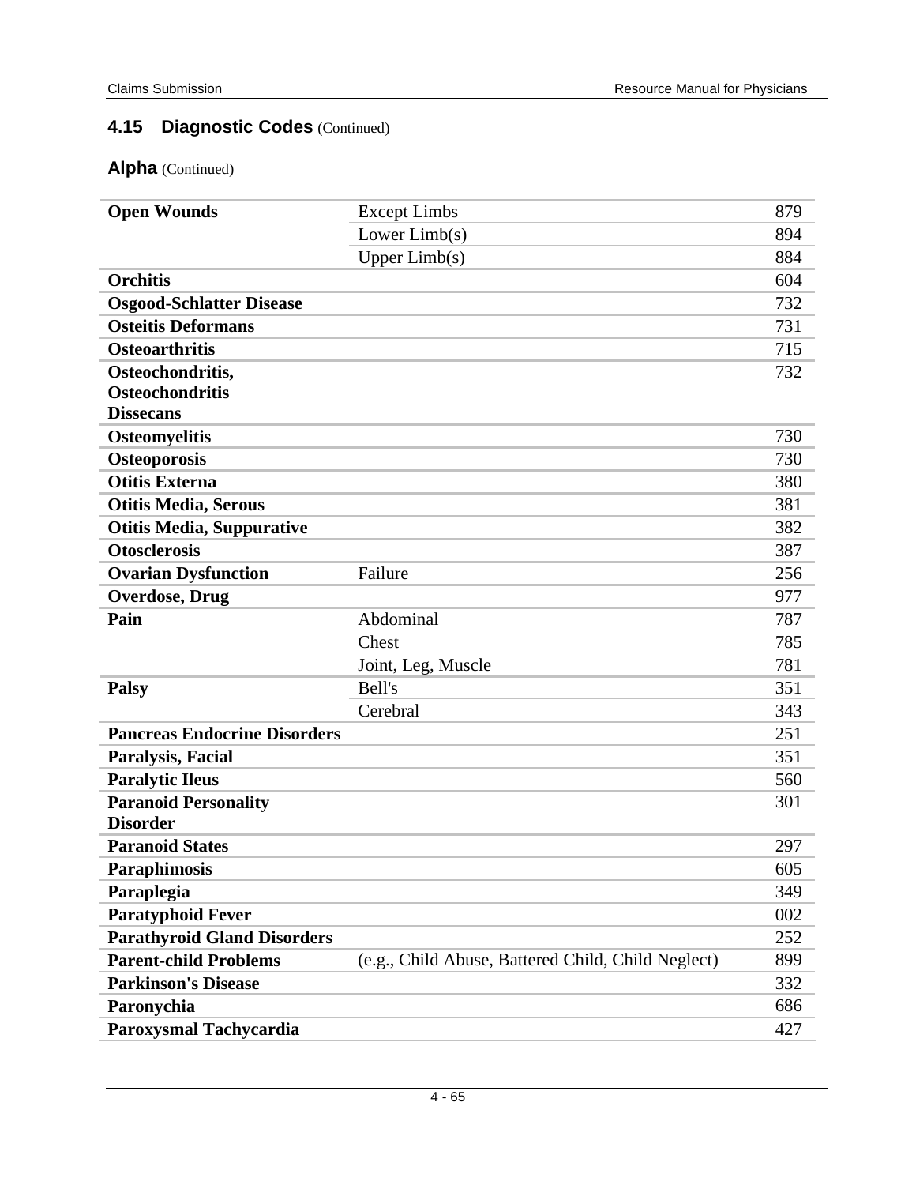## 4.15 Diagnostic Codes (Continued)

### Alpha (Continued)

| | | |
|---|---|---|
| **Open Wounds** | Except Limbs | 879 |
| | Lower Limb(s) | 894 |
| | Upper Limb(s) | 884 |
| **Orchitis** | | 604 |
| **Osgood-Schlatter Disease** | | 732 |
| **Osteitis Deformans** | | 731 |
| **Osteoarthritis** | | 715 |
| **Osteochondritis, Osteochondritis Dissecans** | | 732 |
| **Osteomyelitis** | | 730 |
| **Osteoporosis** | | 730 |
| **Otitis Externa** | | 380 |
| **Otitis Media, Serous** | | 381 |
| **Otitis Media, Suppurative** | | 382 |
| **Otosclerosis** | | 387 |
| **Ovarian Dysfunction** | Failure | 256 |
| **Overdose, Drug** | | 977 |
| **Pain** | Abdominal | 787 |
| | Chest | 785 |
| | Joint, Leg, Muscle | 781 |
| **Palsy** | Bell's | 351 |
| | Cerebral | 343 |
| **Pancreas Endocrine Disorders** | | 251 |
| **Paralysis, Facial** | | 351 |
| **Paralytic Ileus** | | 560 |
| **Paranoid Personality Disorder** | | 301 |
| **Paranoid States** | | 297 |
| **Paraphimosis** | | 605 |
| **Paraplegia** | | 349 |
| **Paratyphoid Fever** | | 002 |
| **Parathyroid Gland Disorders** | | 252 |
| **Parent-child Problems** | (e.g., Child Abuse, Battered Child, Child Neglect) | 899 |
| **Parkinson's Disease** | | 332 |
| **Paronychia** | | 686 |
| **Paroxysmal Tachycardia** | | 427 |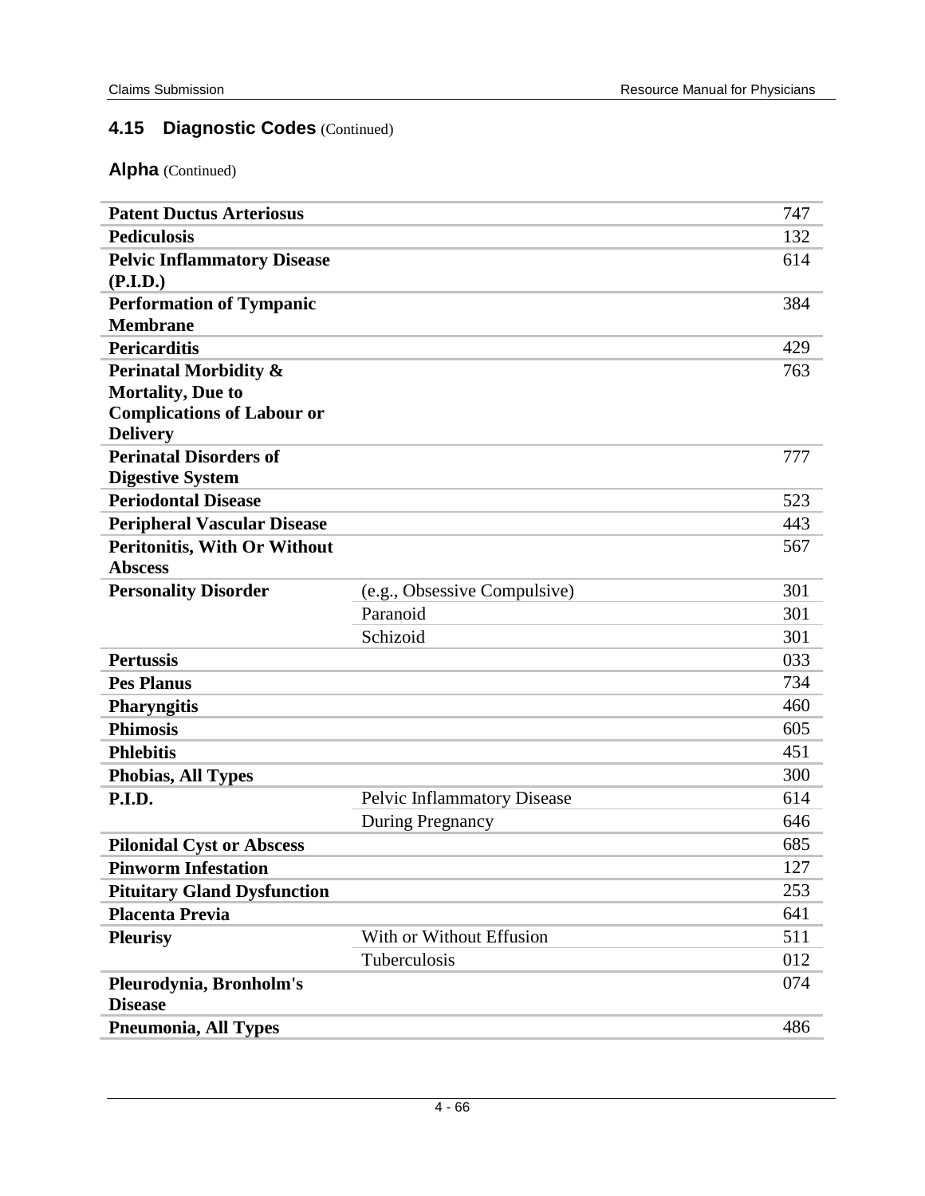## 4.15 Diagnostic Codes (Continued)

### Alpha (Continued)

| | | |
|---|---|---|
| **Patent Ductus Arteriosus** | | 747 |
| **Pediculosis** | | 132 |
| **Pelvic Inflammatory Disease (P.I.D.)** | | 614 |
| **Performation of Tympanic Membrane** | | 384 |
| **Pericarditis** | | 429 |
| **Perinatal Morbidity & Mortality, Due to Complications of Labour or Delivery** | | 763 |
| **Perinatal Disorders of Digestive System** | | 777 |
| **Periodontal Disease** | | 523 |
| **Peripheral Vascular Disease** | | 443 |
| **Peritonitis, With Or Without Abscess** | | 567 |
| **Personality Disorder** | (e.g., Obsessive Compulsive) | 301 |
| | Paranoid | 301 |
| | Schizoid | 301 |
| **Pertussis** | | 033 |
| **Pes Planus** | | 734 |
| **Pharyngitis** | | 460 |
| **Phimosis** | | 605 |
| **Phlebitis** | | 451 |
| **Phobias, All Types** | | 300 |
| **P.I.D.** | Pelvic Inflammatory Disease | 614 |
| | During Pregnancy | 646 |
| **Pilonidal Cyst or Abscess** | | 685 |
| **Pinworm Infestation** | | 127 |
| **Pituitary Gland Dysfunction** | | 253 |
| **Placenta Previa** | | 641 |
| **Pleurisy** | With or Without Effusion | 511 |
| | Tuberculosis | 012 |
| **Pleurodynia, Bronholm's Disease** | | 074 |
| **Pneumonia, All Types** | | 486 |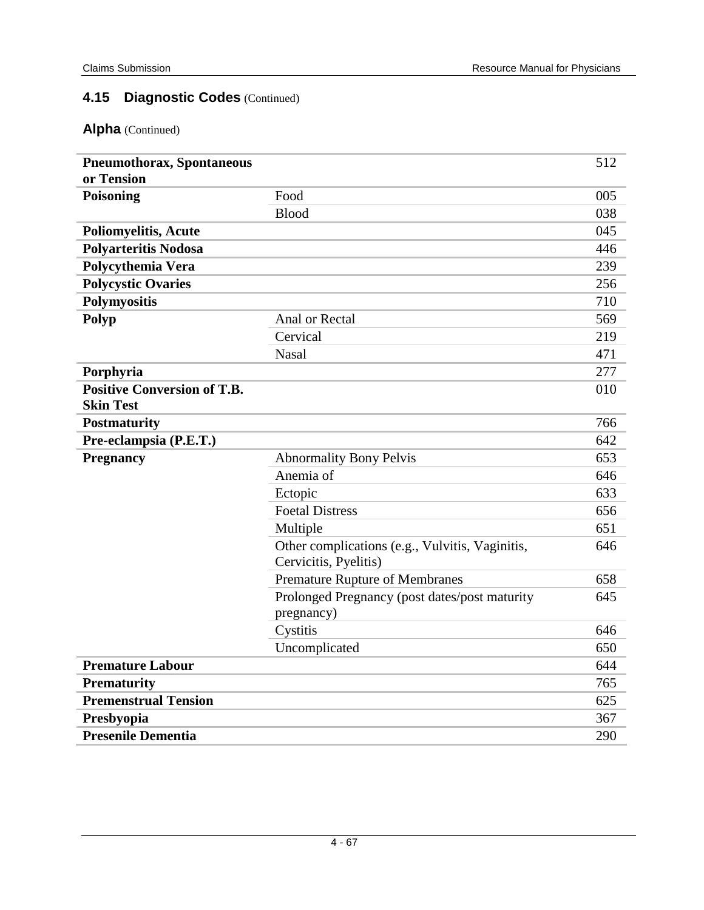## 4.15 Diagnostic Codes (Continued)

### Alpha (Continued)

| | | |
|---|---|---|
| **Pneumothorax, Spontaneous or Tension** | | 512 |
| **Poisoning** | Food | 005 |
| | Blood | 038 |
| **Poliomyelitis, Acute** | | 045 |
| **Polyarteritis Nodosa** | | 446 |
| **Polycythemia Vera** | | 239 |
| **Polycystic Ovaries** | | 256 |
| **Polymyositis** | | 710 |
| **Polyp** | Anal or Rectal | 569 |
| | Cervical | 219 |
| | Nasal | 471 |
| **Porphyria** | | 277 |
| **Positive Conversion of T.B. Skin Test** | | 010 |
| **Postmaturity** | | 766 |
| **Pre-eclampsia (P.E.T.)** | | 642 |
| **Pregnancy** | Abnormality Bony Pelvis | 653 |
| | Anemia of | 646 |
| | Ectopic | 633 |
| | Foetal Distress | 656 |
| | Multiple | 651 |
| | Other complications (e.g., Vulvitis, Vaginitis, Cervicitis, Pyelitis) | 646 |
| | Premature Rupture of Membranes | 658 |
| | Prolonged Pregnancy (post dates/post maturity pregnancy) | 645 |
| | Cystitis | 646 |
| | Uncomplicated | 650 |
| **Premature Labour** | | 644 |
| **Prematurity** | | 765 |
| **Premenstrual Tension** | | 625 |
| **Presbyopia** | | 367 |
| **Presenile Dementia** | | 290 |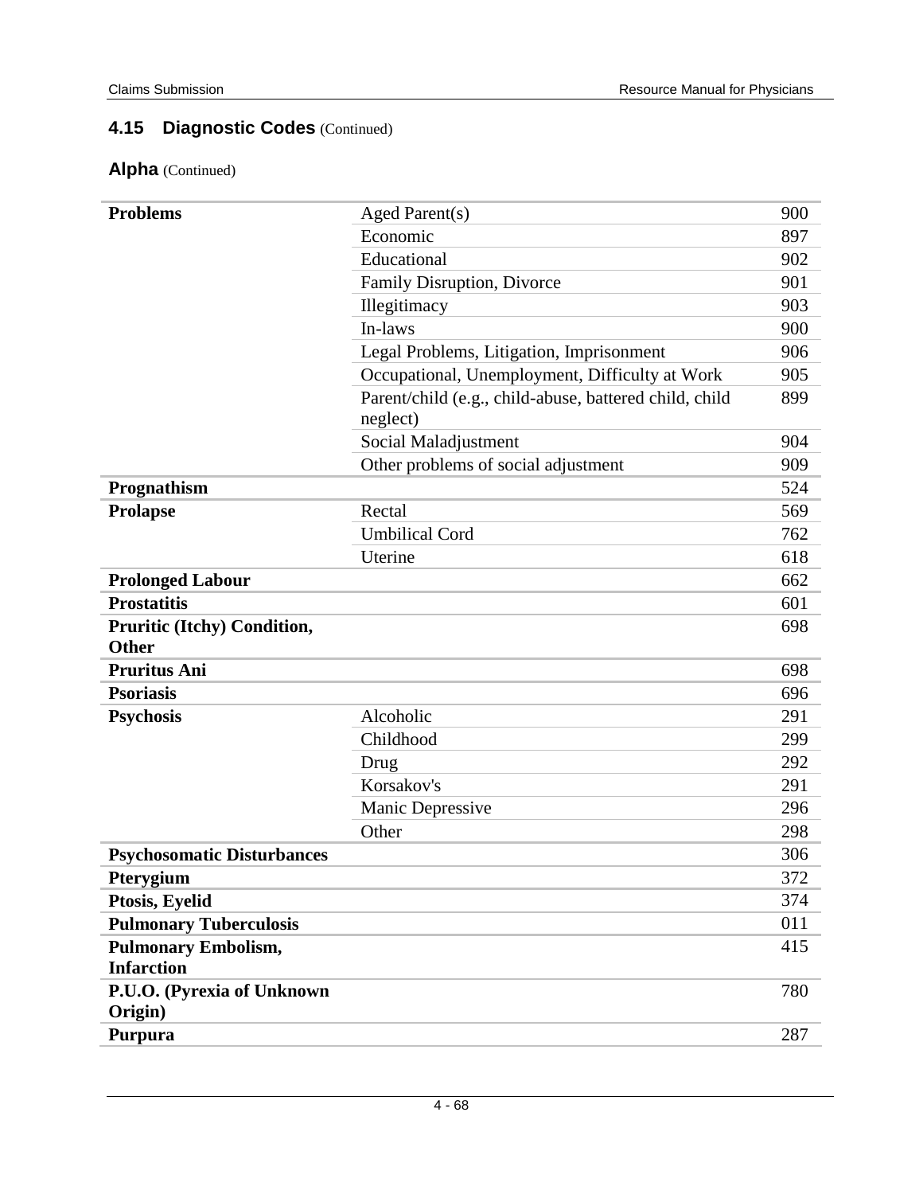## 4.15 Diagnostic Codes (Continued)

### Alpha (Continued)

| | | |
|---|---|---|
| **Problems** | Aged Parent(s) | 900 |
| | Economic | 897 |
| | Educational | 902 |
| | Family Disruption, Divorce | 901 |
| | Illegitimacy | 903 |
| | In-laws | 900 |
| | Legal Problems, Litigation, Imprisonment | 906 |
| | Occupational, Unemployment, Difficulty at Work | 905 |
| | Parent/child (e.g., child-abuse, battered child, child neglect) | 899 |
| | Social Maladjustment | 904 |
| | Other problems of social adjustment | 909 |
| **Prognathism** | | 524 |
| **Prolapse** | Rectal | 569 |
| | Umbilical Cord | 762 |
| | Uterine | 618 |
| **Prolonged Labour** | | 662 |
| **Prostatitis** | | 601 |
| **Pruritic (Itchy) Condition, Other** | | 698 |
| **Pruritus Ani** | | 698 |
| **Psoriasis** | | 696 |
| **Psychosis** | Alcoholic | 291 |
| | Childhood | 299 |
| | Drug | 292 |
| | Korsakov's | 291 |
| | Manic Depressive | 296 |
| | Other | 298 |
| **Psychosomatic Disturbances** | | 306 |
| **Pterygium** | | 372 |
| **Ptosis, Eyelid** | | 374 |
| **Pulmonary Tuberculosis** | | 011 |
| **Pulmonary Embolism, Infarction** | | 415 |
| **P.U.O. (Pyrexia of Unknown Origin)** | | 780 |
| **Purpura** | | 287 |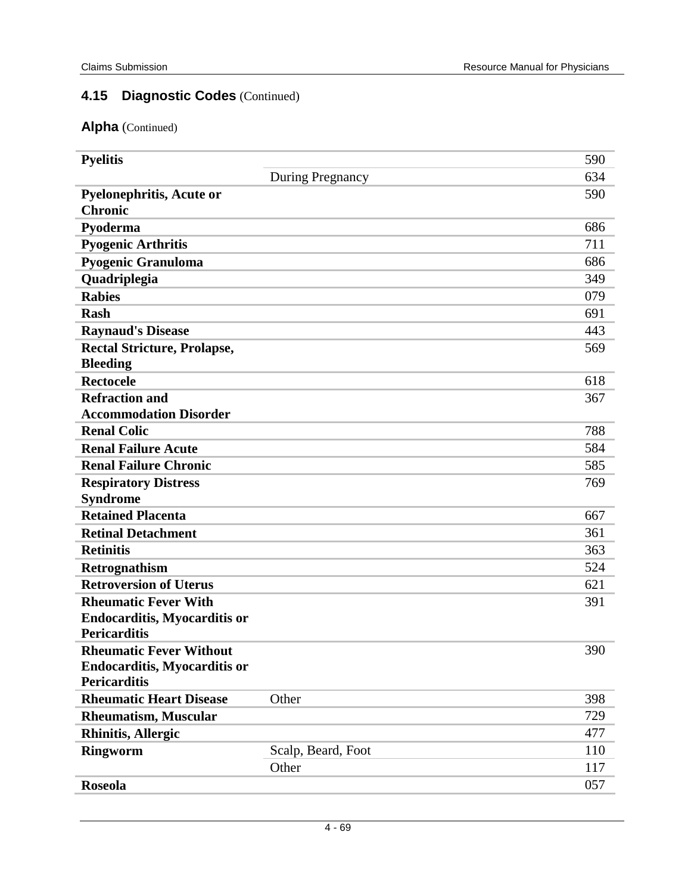## 4.15 Diagnostic Codes (Continued)

### Alpha (Continued)

| | | |
|---|---|---|
| **Pyelitis** | | 590 |
| | During Pregnancy | 634 |
| **Pyelonephritis, Acute or Chronic** | | 590 |
| **Pyoderma** | | 686 |
| **Pyogenic Arthritis** | | 711 |
| **Pyogenic Granuloma** | | 686 |
| **Quadriplegia** | | 349 |
| **Rabies** | | 079 |
| **Rash** | | 691 |
| **Raynaud's Disease** | | 443 |
| **Rectal Stricture, Prolapse, Bleeding** | | 569 |
| **Rectocele** | | 618 |
| **Refraction and Accommodation Disorder** | | 367 |
| **Renal Colic** | | 788 |
| **Renal Failure Acute** | | 584 |
| **Renal Failure Chronic** | | 585 |
| **Respiratory Distress Syndrome** | | 769 |
| **Retained Placenta** | | 667 |
| **Retinal Detachment** | | 361 |
| **Retinitis** | | 363 |
| **Retrognathism** | | 524 |
| **Retroversion of Uterus** | | 621 |
| **Rheumatic Fever With Endocarditis, Myocarditis or Pericarditis** | | 391 |
| **Rheumatic Fever Without Endocarditis, Myocarditis or Pericarditis** | | 390 |
| **Rheumatic Heart Disease** | Other | 398 |
| **Rheumatism, Muscular** | | 729 |
| **Rhinitis, Allergic** | | 477 |
| **Ringworm** | Scalp, Beard, Foot | 110 |
| | Other | 117 |
| **Roseola** | | 057 |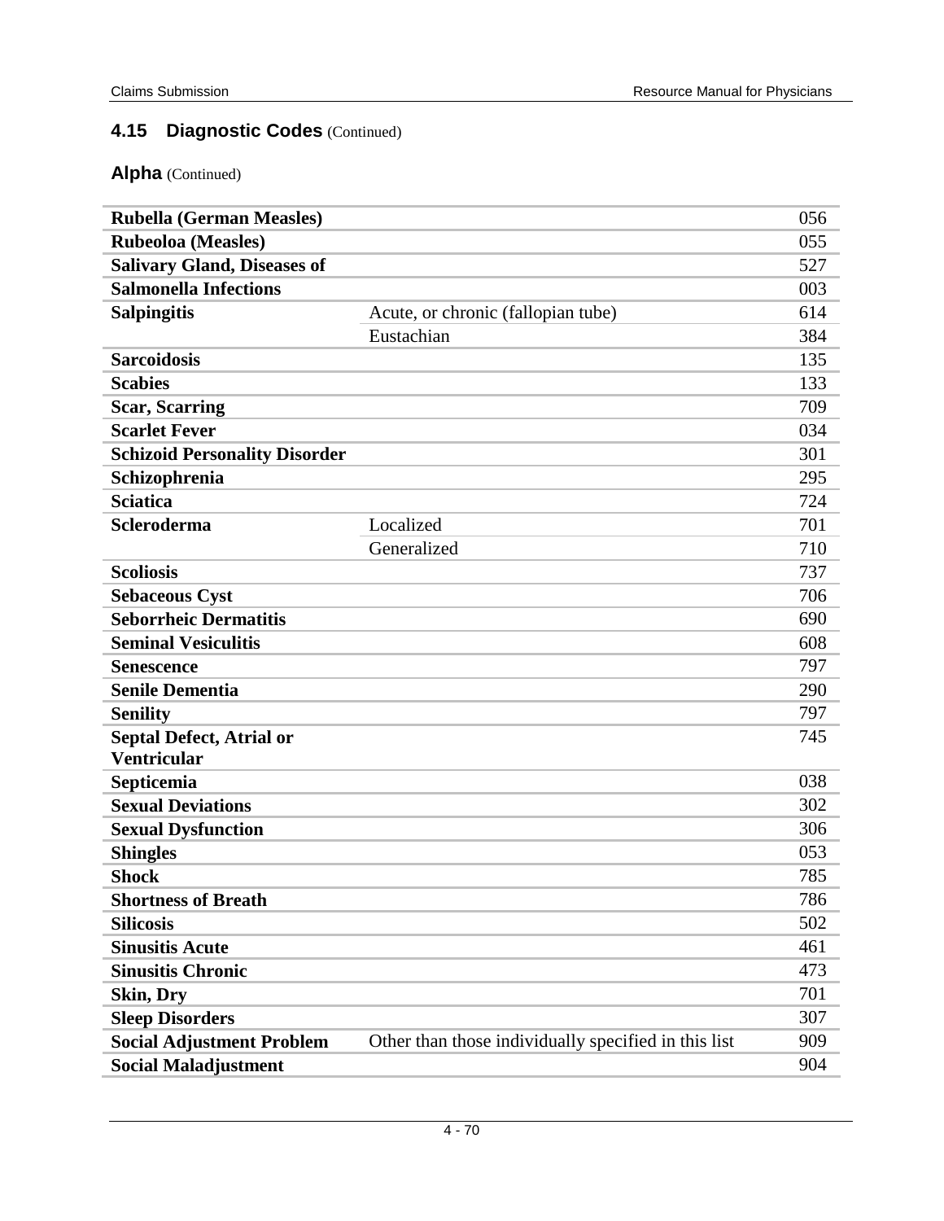### 4.15 Diagnostic Codes (Continued)

#### Alpha (Continued)

| | | |
|---|---|---|
| **Rubella (German Measles)** | | 056 |
| **Rubeoloa (Measles)** | | 055 |
| **Salivary Gland, Diseases of** | | 527 |
| **Salmonella Infections** | | 003 |
| **Salpingitis** | Acute, or chronic (fallopian tube) | 614 |
| | Eustachian | 384 |
| **Sarcoidosis** | | 135 |
| **Scabies** | | 133 |
| **Scar, Scarring** | | 709 |
| **Scarlet Fever** | | 034 |
| **Schizoid Personality Disorder** | | 301 |
| **Schizophrenia** | | 295 |
| **Sciatica** | | 724 |
| **Scleroderma** | Localized | 701 |
| | Generalized | 710 |
| **Scoliosis** | | 737 |
| **Sebaceous Cyst** | | 706 |
| **Seborrheic Dermatitis** | | 690 |
| **Seminal Vesiculitis** | | 608 |
| **Senescence** | | 797 |
| **Senile Dementia** | | 290 |
| **Senility** | | 797 |
| **Septal Defect, Atrial or Ventricular** | | 745 |
| **Septicemia** | | 038 |
| **Sexual Deviations** | | 302 |
| **Sexual Dysfunction** | | 306 |
| **Shingles** | | 053 |
| **Shock** | | 785 |
| **Shortness of Breath** | | 786 |
| **Silicosis** | | 502 |
| **Sinusitis Acute** | | 461 |
| **Sinusitis Chronic** | | 473 |
| **Skin, Dry** | | 701 |
| **Sleep Disorders** | | 307 |
| **Social Adjustment Problem** | Other than those individually specified in this list | 909 |
| **Social Maladjustment** | | 904 |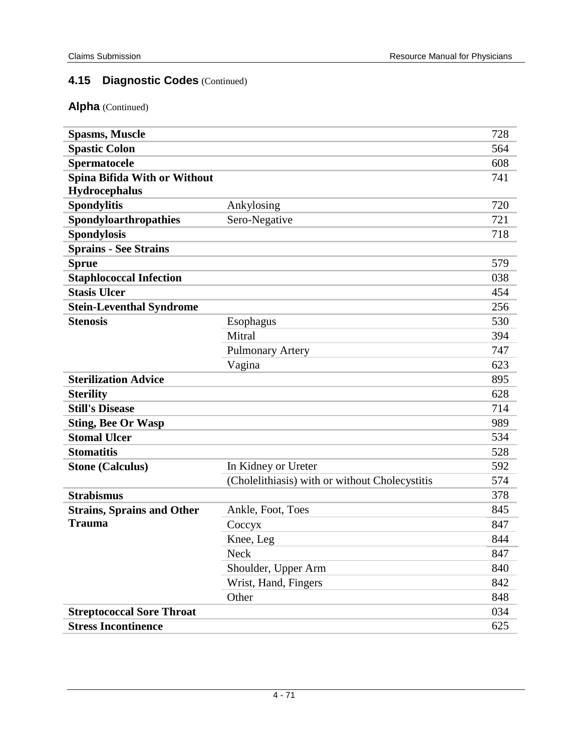### 4.15 Diagnostic Codes (Continued)

**Alpha** (Continued)

| | | |
|---|---|---|
| **Spasms, Muscle** | | 728 |
| **Spastic Colon** | | 564 |
| **Spermatocele** | | 608 |
| **Spina Bifida With or Without Hydrocephalus** | | 741 |
| **Spondylitis** | Ankylosing | 720 |
| **Spondyloarthropathies** | Sero-Negative | 721 |
| **Spondylosis** | | 718 |
| **Sprains - See Strains** | | |
| **Sprue** | | 579 |
| **Staphlococcal Infection** | | 038 |
| **Stasis Ulcer** | | 454 |
| **Stein-Leventhal Syndrome** | | 256 |
| **Stenosis** | Esophagus | 530 |
| | Mitral | 394 |
| | Pulmonary Artery | 747 |
| | Vagina | 623 |
| **Sterilization Advice** | | 895 |
| **Sterility** | | 628 |
| **Still's Disease** | | 714 |
| **Sting, Bee Or Wasp** | | 989 |
| **Stomal Ulcer** | | 534 |
| **Stomatitis** | | 528 |
| **Stone (Calculus)** | In Kidney or Ureter | 592 |
| | (Cholelithiasis) with or without Cholecystitis | 574 |
| **Strabismus** | | 378 |
| **Strains, Sprains and Other Trauma** | Ankle, Foot, Toes | 845 |
| | Coccyx | 847 |
| | Knee, Leg | 844 |
| | Neck | 847 |
| | Shoulder, Upper Arm | 840 |
| | Wrist, Hand, Fingers | 842 |
| | Other | 848 |
| **Streptococcal Sore Throat** | | 034 |
| **Stress Incontinence** | | 625 |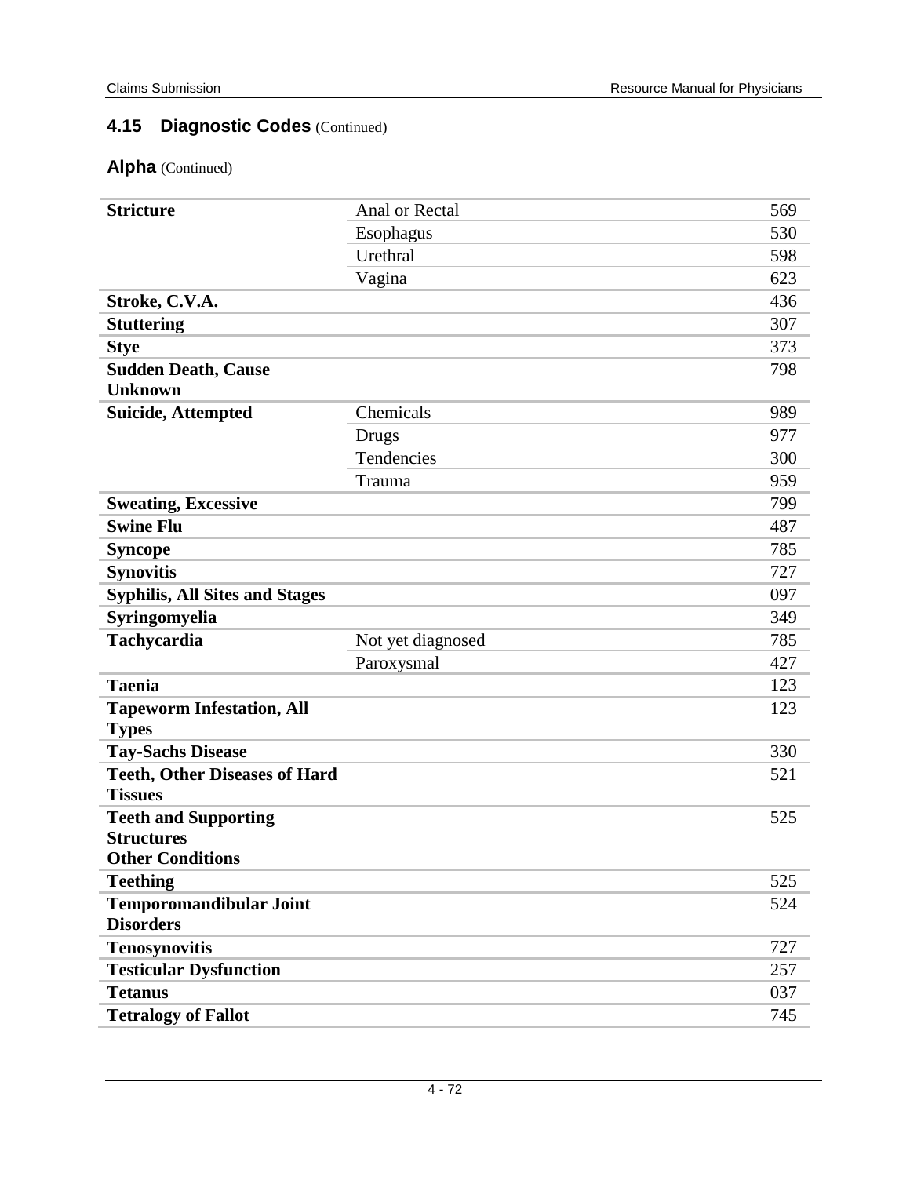## 4.15 Diagnostic Codes (Continued)

### Alpha (Continued)

| | | |
|---|---|---|
| **Stricture** | Anal or Rectal | 569 |
| | Esophagus | 530 |
| | Urethral | 598 |
| | Vagina | 623 |
| **Stroke, C.V.A.** | | 436 |
| **Stuttering** | | 307 |
| **Stye** | | 373 |
| **Sudden Death, Cause Unknown** | | 798 |
| **Suicide, Attempted** | Chemicals | 989 |
| | Drugs | 977 |
| | Tendencies | 300 |
| | Trauma | 959 |
| **Sweating, Excessive** | | 799 |
| **Swine Flu** | | 487 |
| **Syncope** | | 785 |
| **Synovitis** | | 727 |
| **Syphilis, All Sites and Stages** | | 097 |
| **Syringomyelia** | | 349 |
| **Tachycardia** | Not yet diagnosed | 785 |
| | Paroxysmal | 427 |
| **Taenia** | | 123 |
| **Tapeworm Infestation, All Types** | | 123 |
| **Tay-Sachs Disease** | | 330 |
| **Teeth, Other Diseases of Hard Tissues** | | 521 |
| **Teeth and Supporting Structures Other Conditions** | | 525 |
| **Teething** | | 525 |
| **Temporomandibular Joint Disorders** | | 524 |
| **Tenosynovitis** | | 727 |
| **Testicular Dysfunction** | | 257 |
| **Tetanus** | | 037 |
| **Tetralogy of Fallot** | | 745 |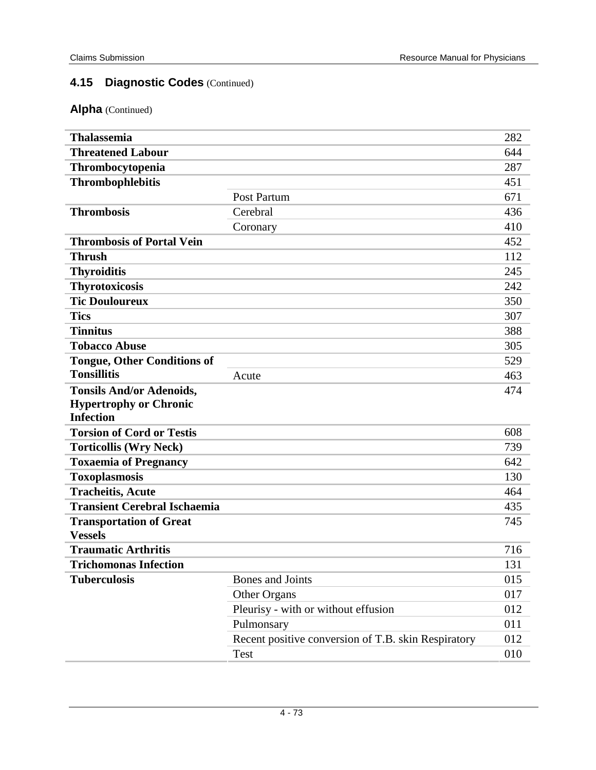## 4.15 Diagnostic Codes (Continued)

### Alpha (Continued)

| | | |
|---|---|---|
| **Thalassemia** | | 282 |
| **Threatened Labour** | | 644 |
| **Thrombocytopenia** | | 287 |
| **Thrombophlebitis** | | 451 |
| | Post Partum | 671 |
| **Thrombosis** | Cerebral | 436 |
| | Coronary | 410 |
| **Thrombosis of Portal Vein** | | 452 |
| **Thrush** | | 112 |
| **Thyroiditis** | | 245 |
| **Thyrotoxicosis** | | 242 |
| **Tic Douloureux** | | 350 |
| **Tics** | | 307 |
| **Tinnitus** | | 388 |
| **Tobacco Abuse** | | 305 |
| **Tongue, Other Conditions of** | | 529 |
| **Tonsillitis** | Acute | 463 |
| **Tonsils And/or Adenoids, Hypertrophy or Chronic Infection** | | 474 |
| **Torsion of Cord or Testis** | | 608 |
| **Torticollis (Wry Neck)** | | 739 |
| **Toxaemia of Pregnancy** | | 642 |
| **Toxoplasmosis** | | 130 |
| **Tracheitis, Acute** | | 464 |
| **Transient Cerebral Ischaemia** | | 435 |
| **Transportation of Great Vessels** | | 745 |
| **Traumatic Arthritis** | | 716 |
| **Trichomonas Infection** | | 131 |
| **Tuberculosis** | Bones and Joints | 015 |
| | Other Organs | 017 |
| | Pleurisy - with or without effusion | 012 |
| | Pulmonsary | 011 |
| | Recent positive conversion of T.B. skin Respiratory | 012 |
| | Test | 010 |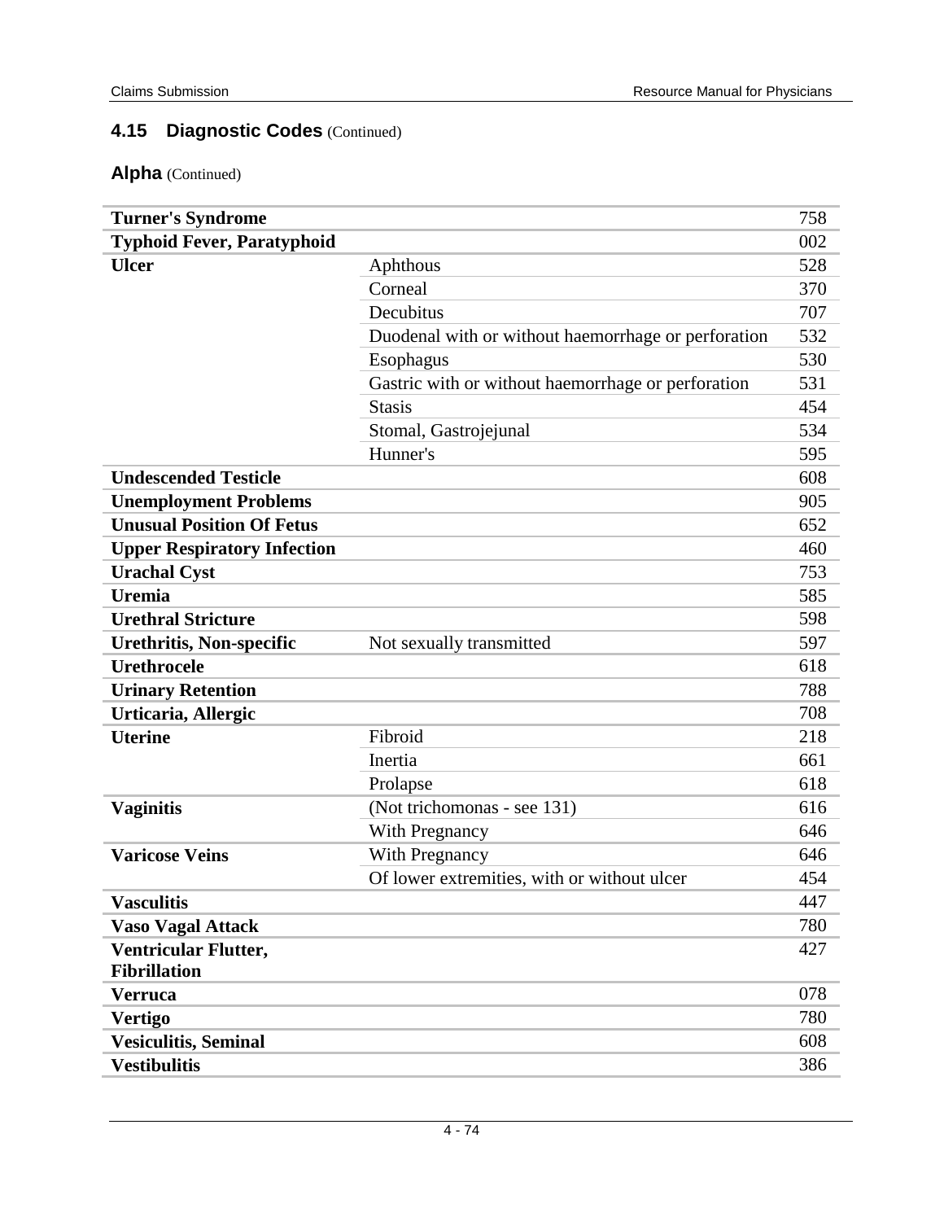## 4.15 Diagnostic Codes (Continued)

### Alpha (Continued)

| | | |
|---|---|---|
| **Turner's Syndrome** | | 758 |
| **Typhoid Fever, Paratyphoid** | | 002 |
| **Ulcer** | Aphthous | 528 |
| | Corneal | 370 |
| | Decubitus | 707 |
| | Duodenal with or without haemorrhage or perforation | 532 |
| | Esophagus | 530 |
| | Gastric with or without haemorrhage or perforation | 531 |
| | Stasis | 454 |
| | Stomal, Gastrojejunal | 534 |
| | Hunner's | 595 |
| **Undescended Testicle** | | 608 |
| **Unemployment Problems** | | 905 |
| **Unusual Position Of Fetus** | | 652 |
| **Upper Respiratory Infection** | | 460 |
| **Urachal Cyst** | | 753 |
| **Uremia** | | 585 |
| **Urethral Stricture** | | 598 |
| **Urethritis, Non-specific** | Not sexually transmitted | 597 |
| **Urethrocele** | | 618 |
| **Urinary Retention** | | 788 |
| **Urticaria, Allergic** | | 708 |
| **Uterine** | Fibroid | 218 |
| | Inertia | 661 |
| | Prolapse | 618 |
| **Vaginitis** | (Not trichomonas - see 131) | 616 |
| | With Pregnancy | 646 |
| **Varicose Veins** | With Pregnancy | 646 |
| | Of lower extremities, with or without ulcer | 454 |
| **Vasculitis** | | 447 |
| **Vaso Vagal Attack** | | 780 |
| **Ventricular Flutter, Fibrillation** | | 427 |
| **Verruca** | | 078 |
| **Vertigo** | | 780 |
| **Vesiculitis, Seminal** | | 608 |
| **Vestibulitis** | | 386 |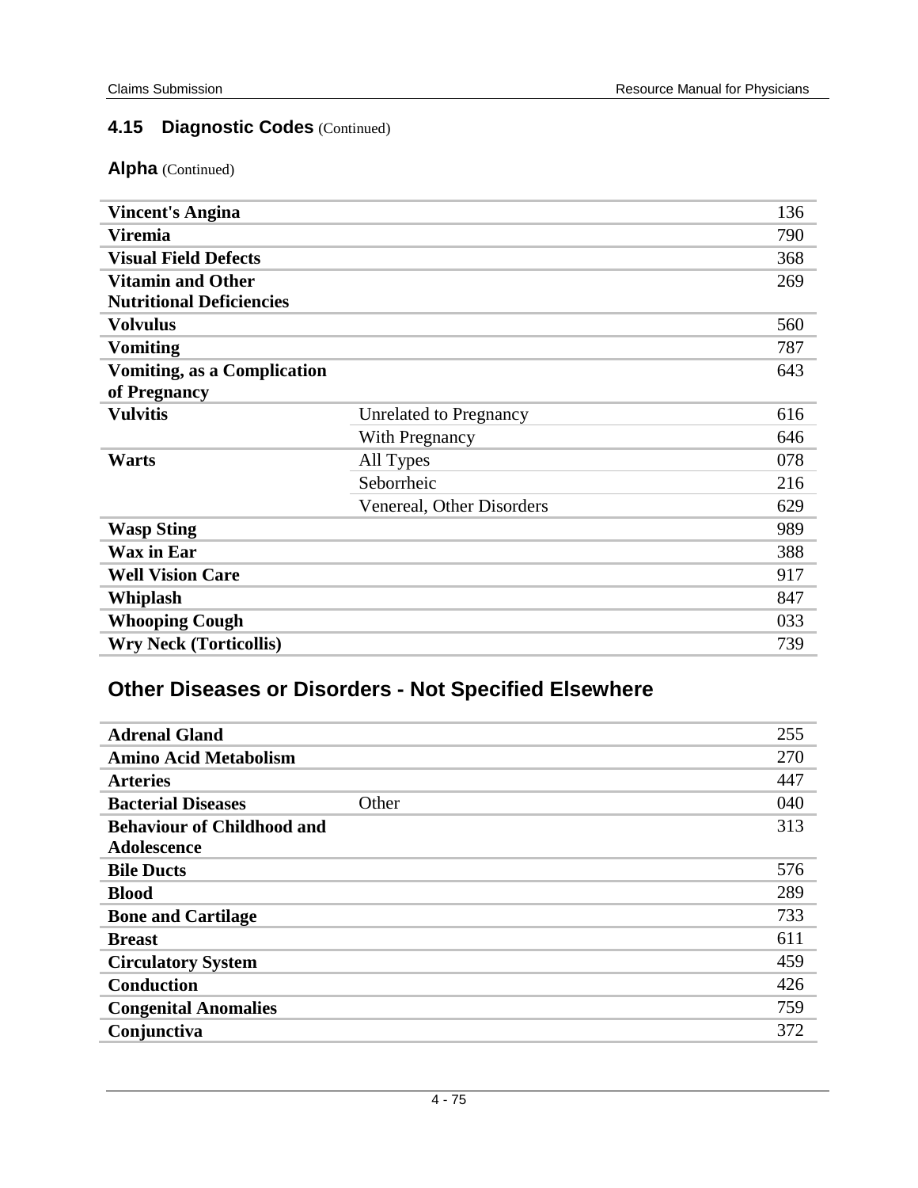## 4.15 Diagnostic Codes (Continued)

### Alpha (Continued)

| | | |
|---|---|---|
| **Vincent's Angina** | | 136 |
| **Viremia** | | 790 |
| **Visual Field Defects** | | 368 |
| **Vitamin and Other Nutritional Deficiencies** | | 269 |
| **Volvulus** | | 560 |
| **Vomiting** | | 787 |
| **Vomiting, as a Complication of Pregnancy** | | 643 |
| **Vulvitis** | Unrelated to Pregnancy | 616 |
| | With Pregnancy | 646 |
| **Warts** | All Types | 078 |
| | Seborrheic | 216 |
| | Venereal, Other Disorders | 629 |
| **Wasp Sting** | | 989 |
| **Wax in Ear** | | 388 |
| **Well Vision Care** | | 917 |
| **Whiplash** | | 847 |
| **Whooping Cough** | | 033 |
| **Wry Neck (Torticollis)** | | 739 |

## Other Diseases or Disorders - Not Specified Elsewhere

| | | |
|---|---|---|
| **Adrenal Gland** | | 255 |
| **Amino Acid Metabolism** | | 270 |
| **Arteries** | | 447 |
| **Bacterial Diseases** | Other | 040 |
| **Behaviour of Childhood and Adolescence** | | 313 |
| **Bile Ducts** | | 576 |
| **Blood** | | 289 |
| **Bone and Cartilage** | | 733 |
| **Breast** | | 611 |
| **Circulatory System** | | 459 |
| **Conduction** | | 426 |
| **Congenital Anomalies** | | 759 |
| **Conjunctiva** | | 372 |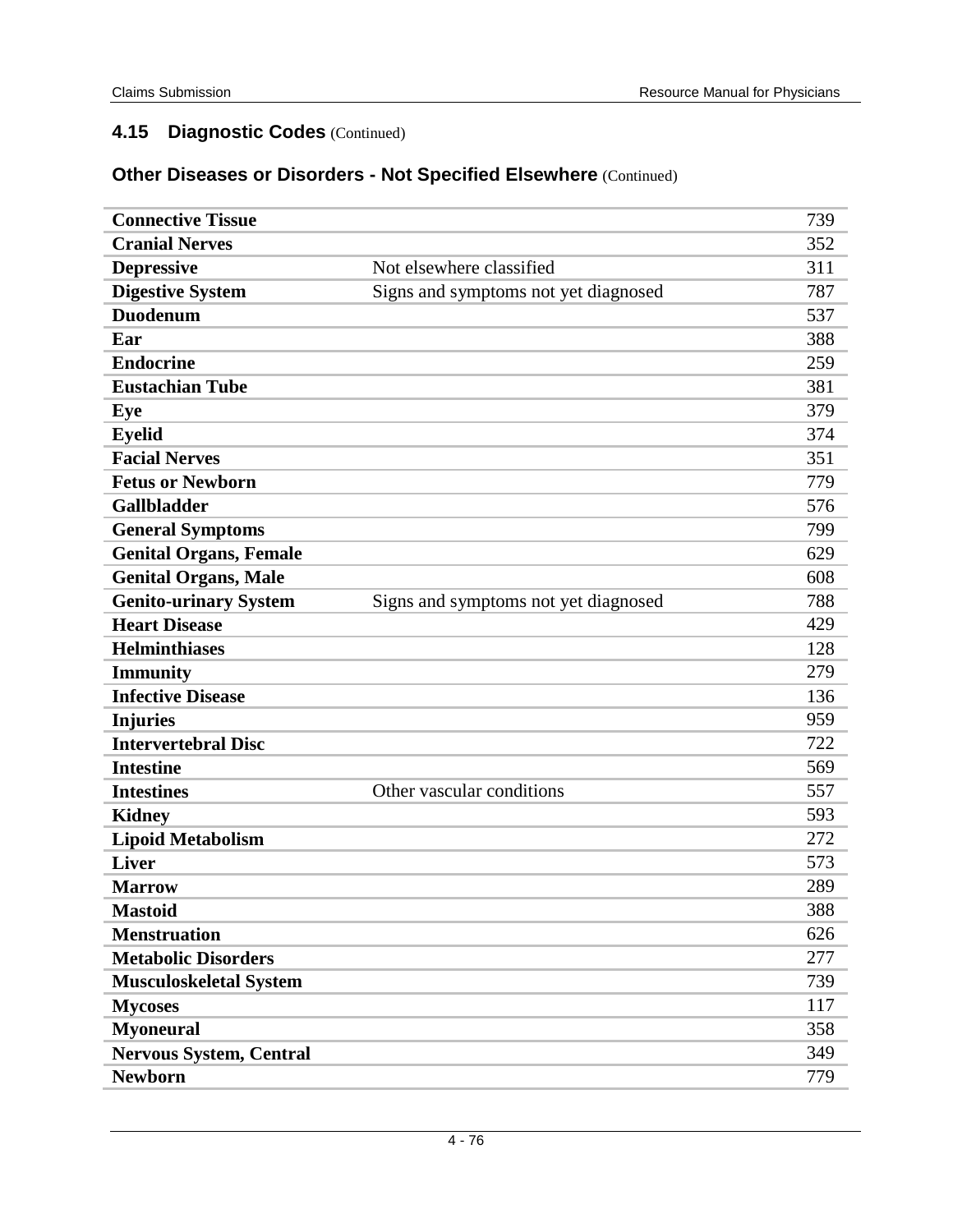## 4.15 Diagnostic Codes (Continued)

### Other Diseases or Disorders - Not Specified Elsewhere (Continued)

| | | |
|---|---|---|
| **Connective Tissue** | | 739 |
| **Cranial Nerves** | | 352 |
| **Depressive** | Not elsewhere classified | 311 |
| **Digestive System** | Signs and symptoms not yet diagnosed | 787 |
| **Duodenum** | | 537 |
| **Ear** | | 388 |
| **Endocrine** | | 259 |
| **Eustachian Tube** | | 381 |
| **Eye** | | 379 |
| **Eyelid** | | 374 |
| **Facial Nerves** | | 351 |
| **Fetus or Newborn** | | 779 |
| **Gallbladder** | | 576 |
| **General Symptoms** | | 799 |
| **Genital Organs, Female** | | 629 |
| **Genital Organs, Male** | | 608 |
| **Genito-urinary System** | Signs and symptoms not yet diagnosed | 788 |
| **Heart Disease** | | 429 |
| **Helminthiases** | | 128 |
| **Immunity** | | 279 |
| **Infective Disease** | | 136 |
| **Injuries** | | 959 |
| **Intervertebral Disc** | | 722 |
| **Intestine** | | 569 |
| **Intestines** | Other vascular conditions | 557 |
| **Kidney** | | 593 |
| **Lipoid Metabolism** | | 272 |
| **Liver** | | 573 |
| **Marrow** | | 289 |
| **Mastoid** | | 388 |
| **Menstruation** | | 626 |
| **Metabolic Disorders** | | 277 |
| **Musculoskeletal System** | | 739 |
| **Mycoses** | | 117 |
| **Myoneural** | | 358 |
| **Nervous System, Central** | | 349 |
| **Newborn** | | 779 |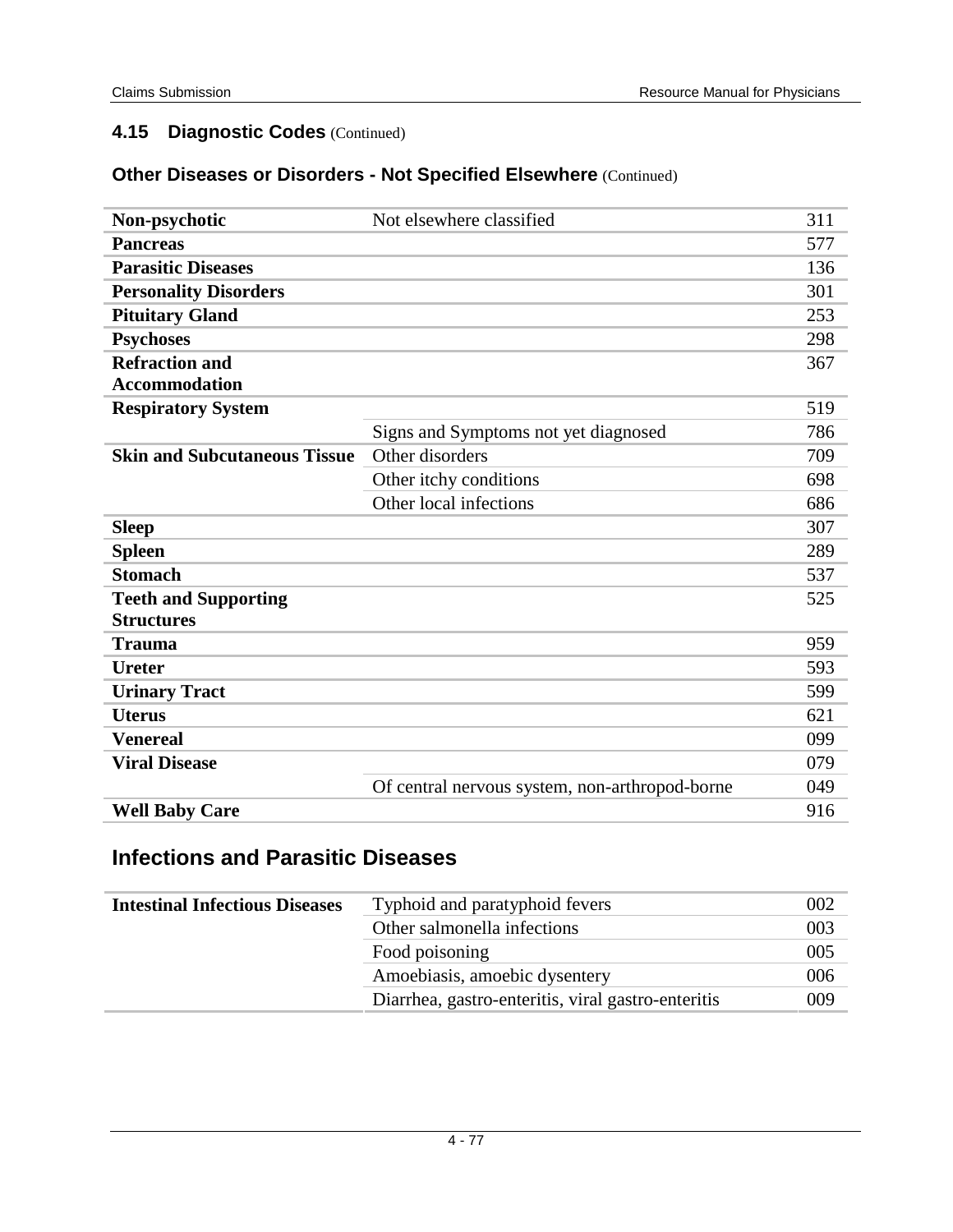## 4.15 Diagnostic Codes (Continued)

### Other Diseases or Disorders - Not Specified Elsewhere (Continued)

| | | |
|---|---|---|
| **Non-psychotic** | Not elsewhere classified | 311 |
| **Pancreas** | | 577 |
| **Parasitic Diseases** | | 136 |
| **Personality Disorders** | | 301 |
| **Pituitary Gland** | | 253 |
| **Psychoses** | | 298 |
| **Refraction and Accommodation** | | 367 |
| **Respiratory System** | | 519 |
| | Signs and Symptoms not yet diagnosed | 786 |
| **Skin and Subcutaneous Tissue** | Other disorders | 709 |
| | Other itchy conditions | 698 |
| | Other local infections | 686 |
| **Sleep** | | 307 |
| **Spleen** | | 289 |
| **Stomach** | | 537 |
| **Teeth and Supporting Structures** | | 525 |
| **Trauma** | | 959 |
| **Ureter** | | 593 |
| **Urinary Tract** | | 599 |
| **Uterus** | | 621 |
| **Venereal** | | 099 |
| **Viral Disease** | | 079 |
| | Of central nervous system, non-arthropod-borne | 049 |
| **Well Baby Care** | | 916 |

## Infections and Parasitic Diseases

| | | |
|---|---|---|
| **Intestinal Infectious Diseases** | Typhoid and paratyphoid fevers | 002 |
| | Other salmonella infections | 003 |
| | Food poisoning | 005 |
| | Amoebiasis, amoebic dysentery | 006 |
| | Diarrhea, gastro-enteritis, viral gastro-enteritis | 009 |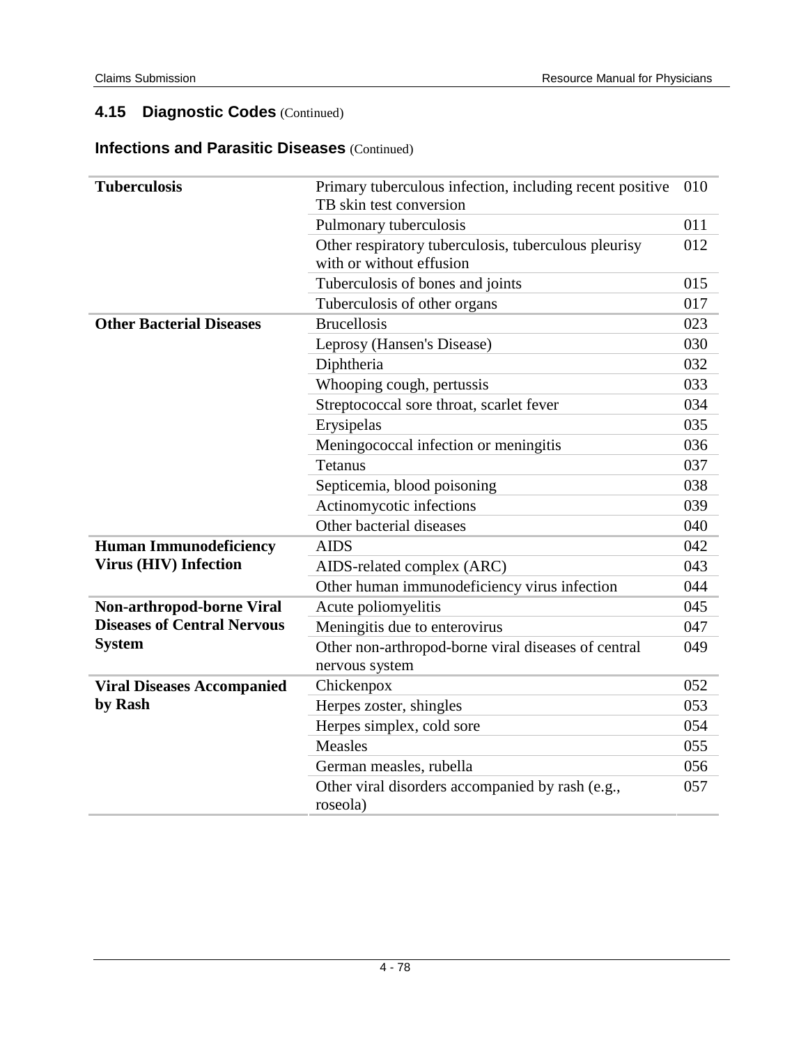## 4.15 Diagnostic Codes (Continued)

### Infections and Parasitic Diseases (Continued)

| | | |
|---|---|---|
| **Tuberculosis** | Primary tuberculous infection, including recent positive TB skin test conversion | 010 |
| | Pulmonary tuberculosis | 011 |
| | Other respiratory tuberculosis, tuberculous pleurisy with or without effusion | 012 |
| | Tuberculosis of bones and joints | 015 |
| | Tuberculosis of other organs | 017 |
| **Other Bacterial Diseases** | Brucellosis | 023 |
| | Leprosy (Hansen's Disease) | 030 |
| | Diphtheria | 032 |
| | Whooping cough, pertussis | 033 |
| | Streptococcal sore throat, scarlet fever | 034 |
| | Erysipelas | 035 |
| | Meningococcal infection or meningitis | 036 |
| | Tetanus | 037 |
| | Septicemia, blood poisoning | 038 |
| | Actinomycotic infections | 039 |
| | Other bacterial diseases | 040 |
| **Human Immunodeficiency Virus (HIV) Infection** | AIDS | 042 |
| | AIDS-related complex (ARC) | 043 |
| | Other human immunodeficiency virus infection | 044 |
| **Non-arthropod-borne Viral Diseases of Central Nervous System** | Acute poliomyelitis | 045 |
| | Meningitis due to enterovirus | 047 |
| | Other non-arthropod-borne viral diseases of central nervous system | 049 |
| **Viral Diseases Accompanied by Rash** | Chickenpox | 052 |
| | Herpes zoster, shingles | 053 |
| | Herpes simplex, cold sore | 054 |
| | Measles | 055 |
| | German measles, rubella | 056 |
| | Other viral disorders accompanied by rash (e.g., roseola) | 057 |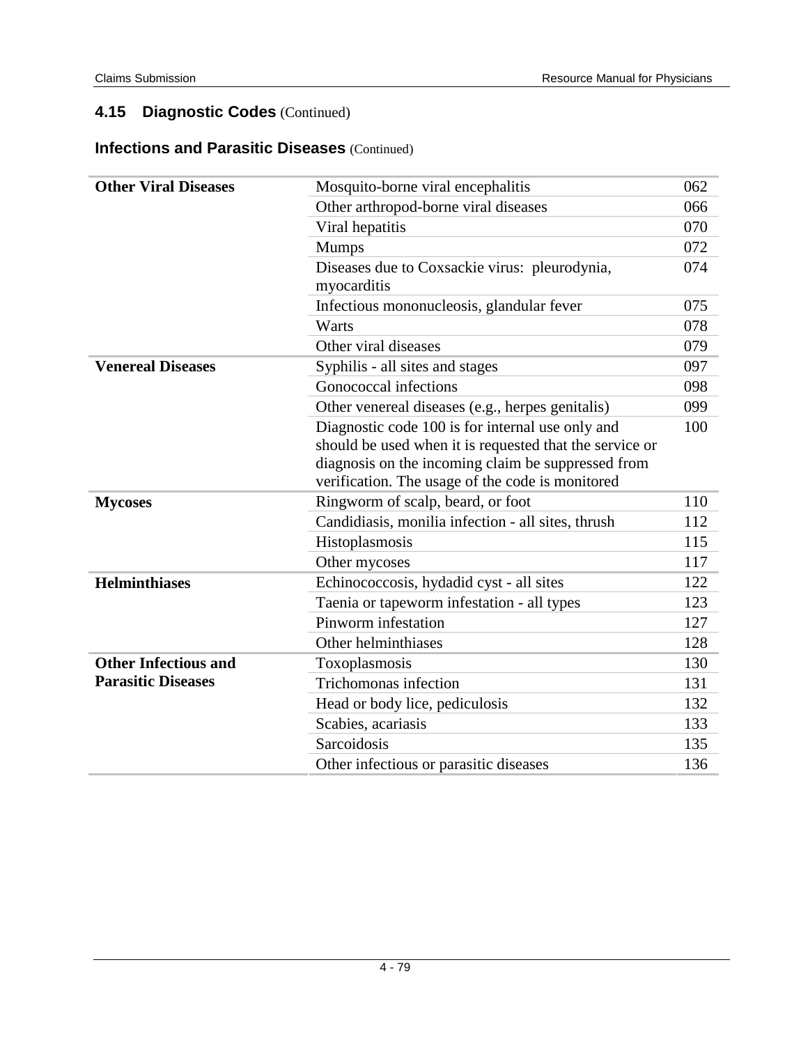## 4.15 Diagnostic Codes (Continued)

### Infections and Parasitic Diseases (Continued)

| | | |
|---|---|---|
| **Other Viral Diseases** | Mosquito-borne viral encephalitis | 062 |
| | Other arthropod-borne viral diseases | 066 |
| | Viral hepatitis | 070 |
| | Mumps | 072 |
| | Diseases due to Coxsackie virus: pleurodynia, myocarditis | 074 |
| | Infectious mononucleosis, glandular fever | 075 |
| | Warts | 078 |
| | Other viral diseases | 079 |
| **Venereal Diseases** | Syphilis - all sites and stages | 097 |
| | Gonococcal infections | 098 |
| | Other venereal diseases (e.g., herpes genitalis) | 099 |
| | Diagnostic code 100 is for internal use only and should be used when it is requested that the service or diagnosis on the incoming claim be suppressed from verification. The usage of the code is monitored | 100 |
| **Mycoses** | Ringworm of scalp, beard, or foot | 110 |
| | Candidiasis, monilia infection - all sites, thrush | 112 |
| | Histoplasmosis | 115 |
| | Other mycoses | 117 |
| **Helminthiases** | Echinococcosis, hydadid cyst - all sites | 122 |
| | Taenia or tapeworm infestation - all types | 123 |
| | Pinworm infestation | 127 |
| | Other helminthiases | 128 |
| **Other Infectious and Parasitic Diseases** | Toxoplasmosis | 130 |
| | Trichomonas infection | 131 |
| | Head or body lice, pediculosis | 132 |
| | Scabies, acariasis | 133 |
| | Sarcoidosis | 135 |
| | Other infectious or parasitic diseases | 136 |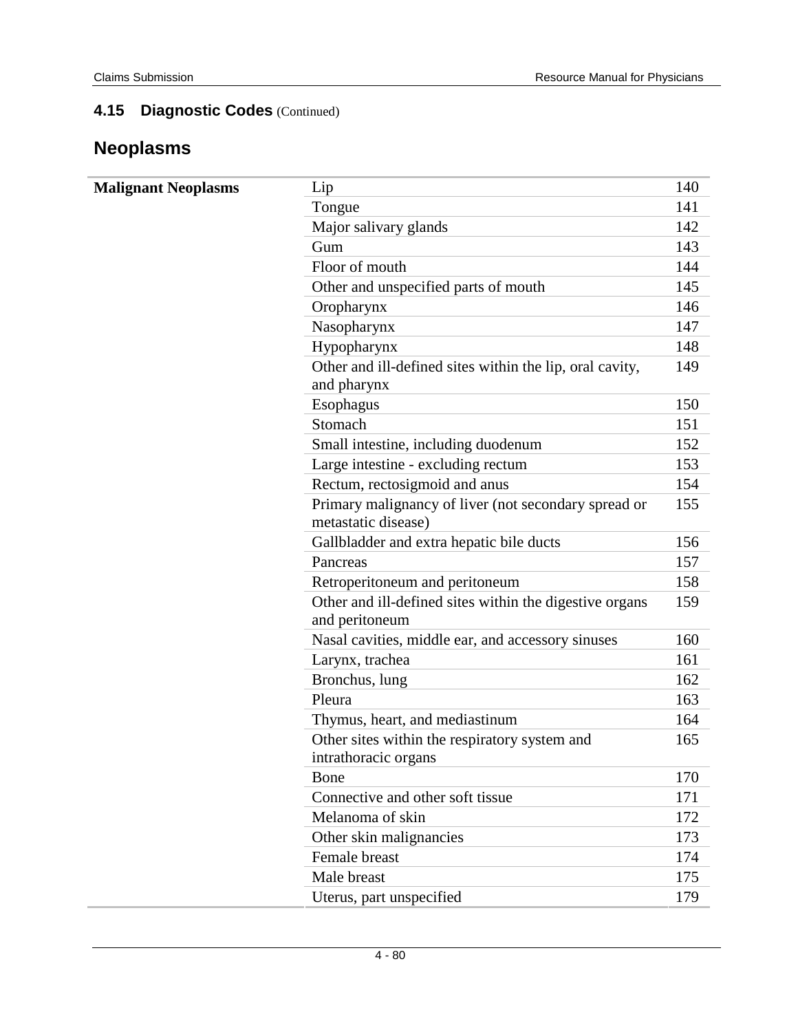### 4.15 Diagnostic Codes (Continued)

## Neoplasms

| | | |
|---|---|---|
| **Malignant Neoplasms** | Lip | 140 |
| | Tongue | 141 |
| | Major salivary glands | 142 |
| | Gum | 143 |
| | Floor of mouth | 144 |
| | Other and unspecified parts of mouth | 145 |
| | Oropharynx | 146 |
| | Nasopharynx | 147 |
| | Hypopharynx | 148 |
| | Other and ill-defined sites within the lip, oral cavity, and pharynx | 149 |
| | Esophagus | 150 |
| | Stomach | 151 |
| | Small intestine, including duodenum | 152 |
| | Large intestine - excluding rectum | 153 |
| | Rectum, rectosigmoid and anus | 154 |
| | Primary malignancy of liver (not secondary spread or metastatic disease) | 155 |
| | Gallbladder and extra hepatic bile ducts | 156 |
| | Pancreas | 157 |
| | Retroperitoneum and peritoneum | 158 |
| | Other and ill-defined sites within the digestive organs and peritoneum | 159 |
| | Nasal cavities, middle ear, and accessory sinuses | 160 |
| | Larynx, trachea | 161 |
| | Bronchus, lung | 162 |
| | Pleura | 163 |
| | Thymus, heart, and mediastinum | 164 |
| | Other sites within the respiratory system and intrathoracic organs | 165 |
| | Bone | 170 |
| | Connective and other soft tissue | 171 |
| | Melanoma of skin | 172 |
| | Other skin malignancies | 173 |
| | Female breast | 174 |
| | Male breast | 175 |
| | Uterus, part unspecified | 179 |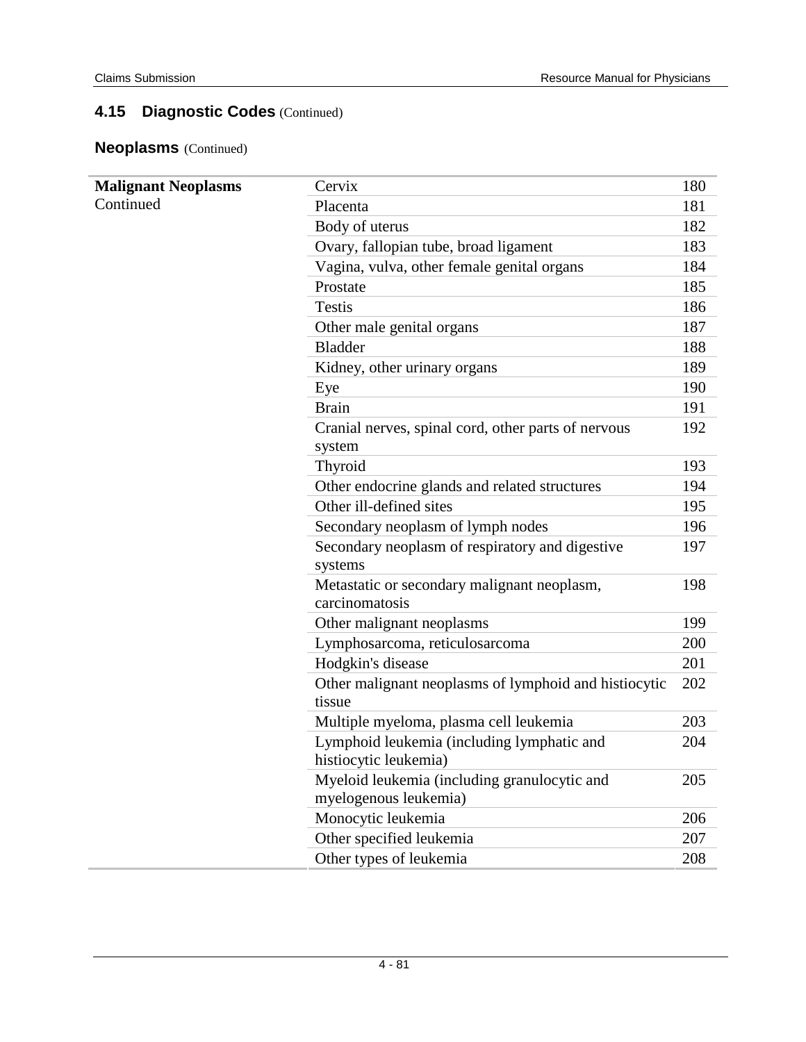## 4.15 Diagnostic Codes (Continued)

### Neoplasms (Continued)

| | | |
|---|---|---|
| **Malignant Neoplasms** Continued | Cervix | 180 |
| | Placenta | 181 |
| | Body of uterus | 182 |
| | Ovary, fallopian tube, broad ligament | 183 |
| | Vagina, vulva, other female genital organs | 184 |
| | Prostate | 185 |
| | Testis | 186 |
| | Other male genital organs | 187 |
| | Bladder | 188 |
| | Kidney, other urinary organs | 189 |
| | Eye | 190 |
| | Brain | 191 |
| | Cranial nerves, spinal cord, other parts of nervous system | 192 |
| | Thyroid | 193 |
| | Other endocrine glands and related structures | 194 |
| | Other ill-defined sites | 195 |
| | Secondary neoplasm of lymph nodes | 196 |
| | Secondary neoplasm of respiratory and digestive systems | 197 |
| | Metastatic or secondary malignant neoplasm, carcinomatosis | 198 |
| | Other malignant neoplasms | 199 |
| | Lymphosarcoma, reticulosarcoma | 200 |
| | Hodgkin's disease | 201 |
| | Other malignant neoplasms of lymphoid and histiocytic tissue | 202 |
| | Multiple myeloma, plasma cell leukemia | 203 |
| | Lymphoid leukemia (including lymphatic and histiocytic leukemia) | 204 |
| | Myeloid leukemia (including granulocytic and myelogenous leukemia) | 205 |
| | Monocytic leukemia | 206 |
| | Other specified leukemia | 207 |
| | Other types of leukemia | 208 |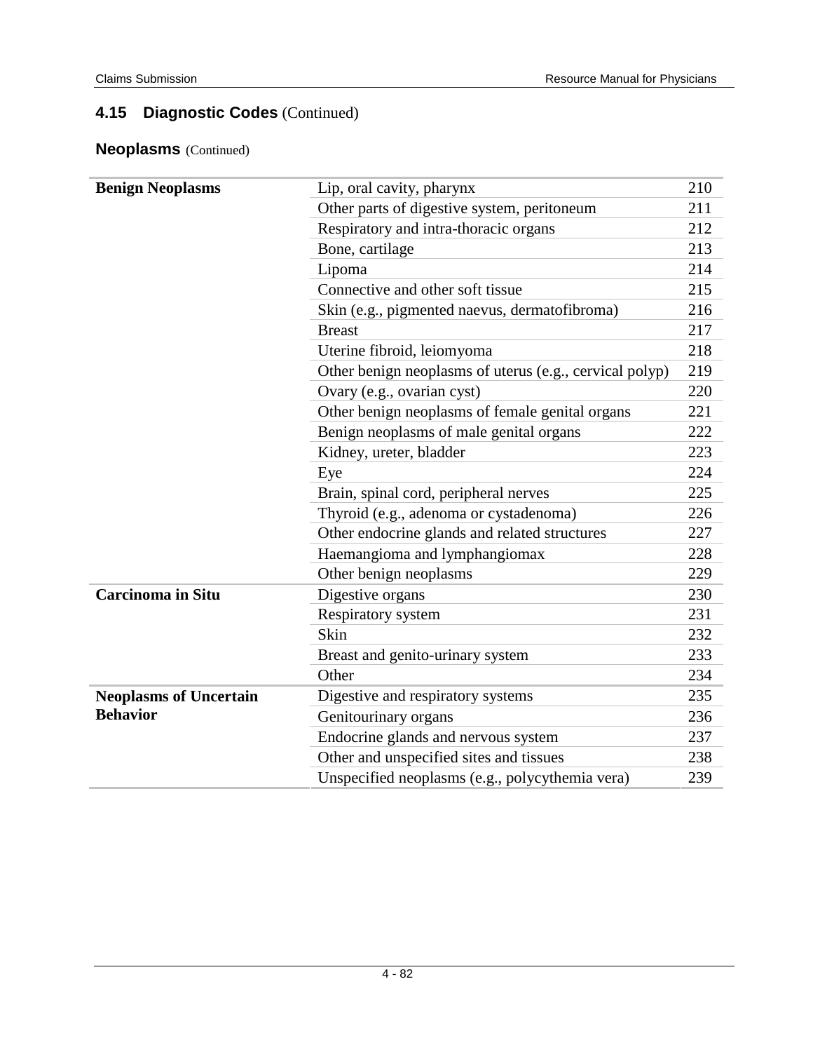## 4.15 Diagnostic Codes (Continued)

### Neoplasms (Continued)

| | | |
|---|---|---|
| **Benign Neoplasms** | Lip, oral cavity, pharynx | 210 |
| | Other parts of digestive system, peritoneum | 211 |
| | Respiratory and intra-thoracic organs | 212 |
| | Bone, cartilage | 213 |
| | Lipoma | 214 |
| | Connective and other soft tissue | 215 |
| | Skin (e.g., pigmented naevus, dermatofibroma) | 216 |
| | Breast | 217 |
| | Uterine fibroid, leiomyoma | 218 |
| | Other benign neoplasms of uterus (e.g., cervical polyp) | 219 |
| | Ovary (e.g., ovarian cyst) | 220 |
| | Other benign neoplasms of female genital organs | 221 |
| | Benign neoplasms of male genital organs | 222 |
| | Kidney, ureter, bladder | 223 |
| | Eye | 224 |
| | Brain, spinal cord, peripheral nerves | 225 |
| | Thyroid (e.g., adenoma or cystadenoma) | 226 |
| | Other endocrine glands and related structures | 227 |
| | Haemangioma and lymphangiomax | 228 |
| | Other benign neoplasms | 229 |
| **Carcinoma in Situ** | Digestive organs | 230 |
| | Respiratory system | 231 |
| | Skin | 232 |
| | Breast and genito-urinary system | 233 |
| | Other | 234 |
| **Neoplasms of Uncertain Behavior** | Digestive and respiratory systems | 235 |
| | Genitourinary organs | 236 |
| | Endocrine glands and nervous system | 237 |
| | Other and unspecified sites and tissues | 238 |
| | Unspecified neoplasms (e.g., polycythemia vera) | 239 |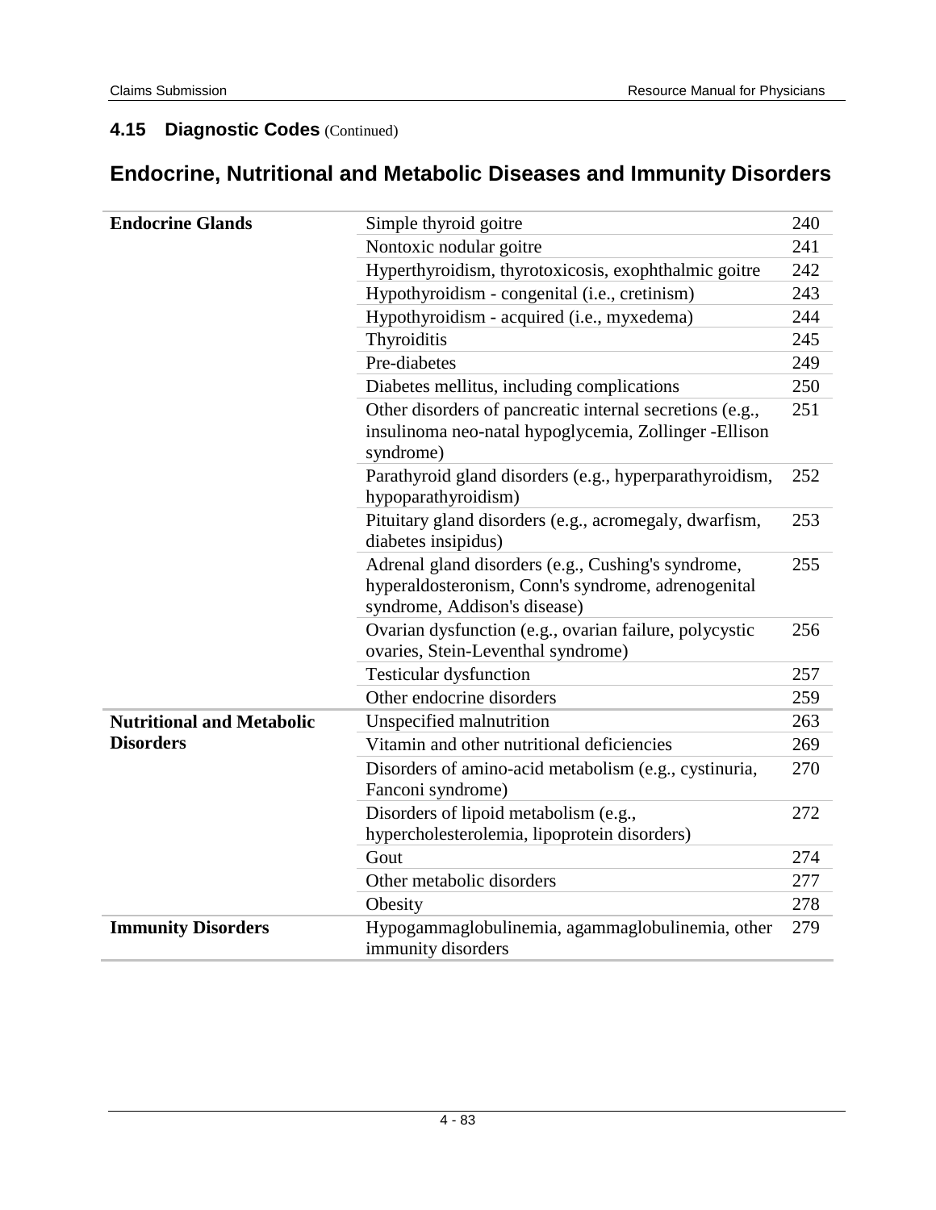## 4.15 Diagnostic Codes (Continued)

# Endocrine, Nutritional and Metabolic Diseases and Immunity Disorders

| | | |
|---|---|---|
| **Endocrine Glands** | Simple thyroid goitre | 240 |
| | Nontoxic nodular goitre | 241 |
| | Hyperthyroidism, thyrotoxicosis, exophthalmic goitre | 242 |
| | Hypothyroidism - congenital (i.e., cretinism) | 243 |
| | Hypothyroidism - acquired (i.e., myxedema) | 244 |
| | Thyroiditis | 245 |
| | Pre-diabetes | 249 |
| | Diabetes mellitus, including complications | 250 |
| | Other disorders of pancreatic internal secretions (e.g., insulinoma neo-natal hypoglycemia, Zollinger -Ellison syndrome) | 251 |
| | Parathyroid gland disorders (e.g., hyperparathyroidism, hypoparathyroidism) | 252 |
| | Pituitary gland disorders (e.g., acromegaly, dwarfism, diabetes insipidus) | 253 |
| | Adrenal gland disorders (e.g., Cushing's syndrome, hyperaldosteronism, Conn's syndrome, adrenogenital syndrome, Addison's disease) | 255 |
| | Ovarian dysfunction (e.g., ovarian failure, polycystic ovaries, Stein-Leventhal syndrome) | 256 |
| | Testicular dysfunction | 257 |
| | Other endocrine disorders | 259 |
| **Nutritional and Metabolic Disorders** | Unspecified malnutrition | 263 |
| | Vitamin and other nutritional deficiencies | 269 |
| | Disorders of amino-acid metabolism (e.g., cystinuria, Fanconi syndrome) | 270 |
| | Disorders of lipoid metabolism (e.g., hypercholesterolemia, lipoprotein disorders) | 272 |
| | Gout | 274 |
| | Other metabolic disorders | 277 |
| | Obesity | 278 |
| **Immunity Disorders** | Hypogammaglobulinemia, agammaglobulinemia, other immunity disorders | 279 |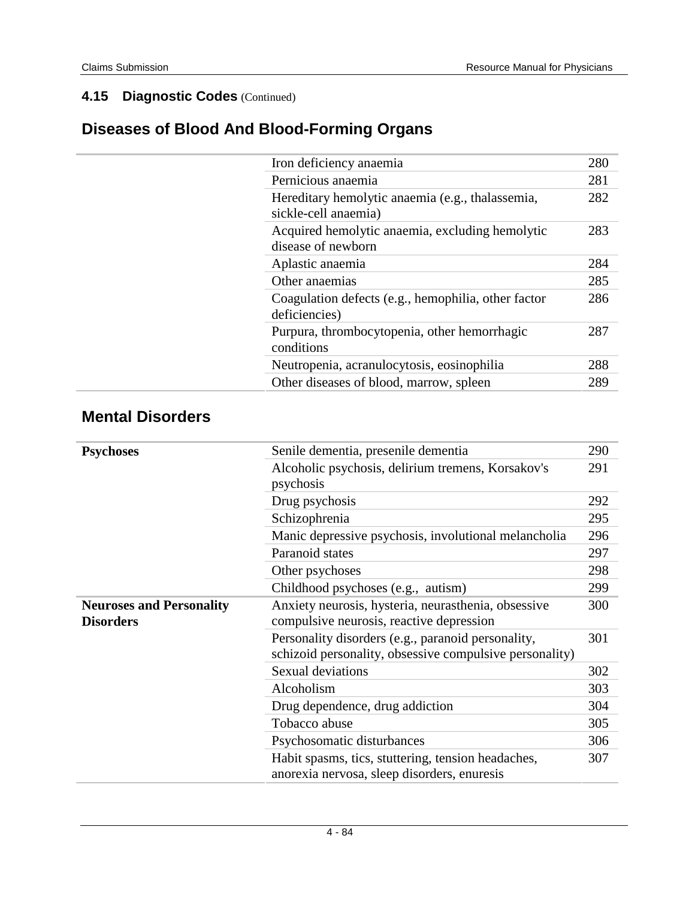### 4.15 Diagnostic Codes (Continued)

## Diseases of Blood And Blood-Forming Organs

| | | |
|---|---|---|
| | Iron deficiency anaemia | 280 |
| | Pernicious anaemia | 281 |
| | Hereditary hemolytic anaemia (e.g., thalassemia, sickle-cell anaemia) | 282 |
| | Acquired hemolytic anaemia, excluding hemolytic disease of newborn | 283 |
| | Aplastic anaemia | 284 |
| | Other anaemias | 285 |
| | Coagulation defects (e.g., hemophilia, other factor deficiencies) | 286 |
| | Purpura, thrombocytopenia, other hemorrhagic conditions | 287 |
| | Neutropenia, acranulocytosis, eosinophilia | 288 |
| | Other diseases of blood, marrow, spleen | 289 |

## Mental Disorders

| | | |
|---|---|---|
| **Psychoses** | Senile dementia, presenile dementia | 290 |
| | Alcoholic psychosis, delirium tremens, Korsakov's psychosis | 291 |
| | Drug psychosis | 292 |
| | Schizophrenia | 295 |
| | Manic depressive psychosis, involutional melancholia | 296 |
| | Paranoid states | 297 |
| | Other psychoses | 298 |
| | Childhood psychoses (e.g., autism) | 299 |
| **Neuroses and Personality Disorders** | Anxiety neurosis, hysteria, neurasthenia, obsessive compulsive neurosis, reactive depression | 300 |
| | Personality disorders (e.g., paranoid personality, schizoid personality, obsessive compulsive personality) | 301 |
| | Sexual deviations | 302 |
| | Alcoholism | 303 |
| | Drug dependence, drug addiction | 304 |
| | Tobacco abuse | 305 |
| | Psychosomatic disturbances | 306 |
| | Habit spasms, tics, stuttering, tension headaches, anorexia nervosa, sleep disorders, enuresis | 307 |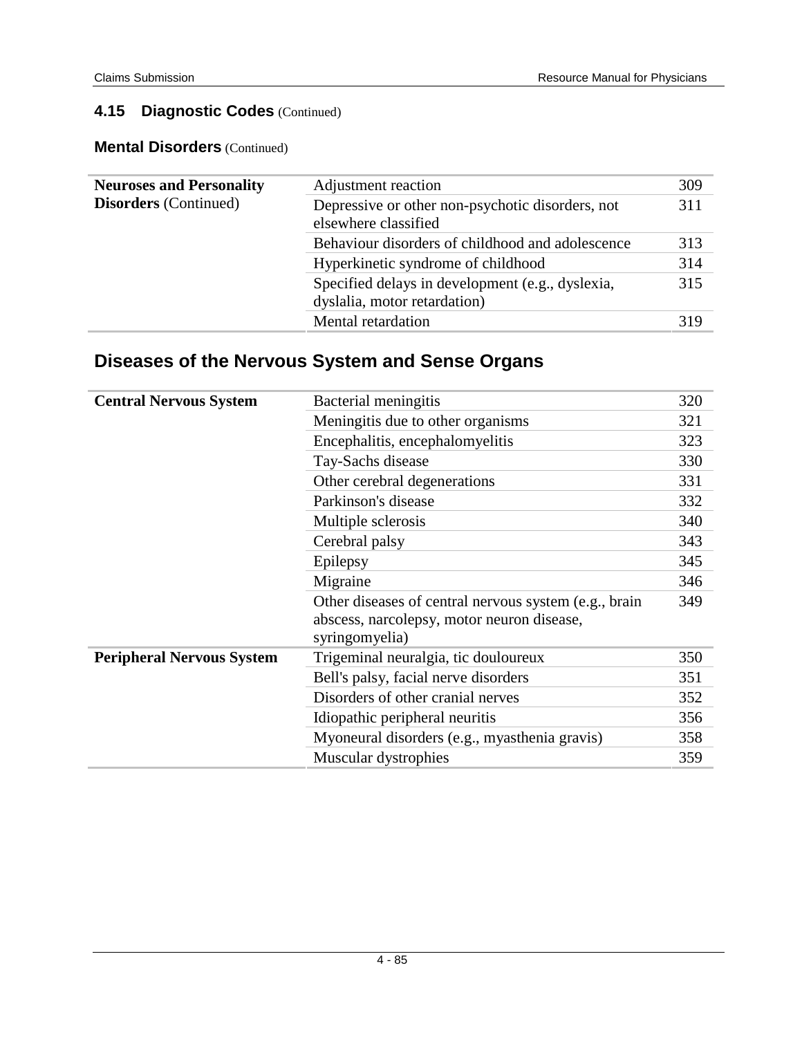## 4.15 Diagnostic Codes (Continued)

### Mental Disorders (Continued)

| | | |
|---|---|---|
| **Neuroses and Personality Disorders** (Continued) | Adjustment reaction | 309 |
| | Depressive or other non-psychotic disorders, not elsewhere classified | 311 |
| | Behaviour disorders of childhood and adolescence | 313 |
| | Hyperkinetic syndrome of childhood | 314 |
| | Specified delays in development (e.g., dyslexia, dyslalia, motor retardation) | 315 |
| | Mental retardation | 319 |

## Diseases of the Nervous System and Sense Organs

| | | |
|---|---|---|
| **Central Nervous System** | Bacterial meningitis | 320 |
| | Meningitis due to other organisms | 321 |
| | Encephalitis, encephalomyelitis | 323 |
| | Tay-Sachs disease | 330 |
| | Other cerebral degenerations | 331 |
| | Parkinson's disease | 332 |
| | Multiple sclerosis | 340 |
| | Cerebral palsy | 343 |
| | Epilepsy | 345 |
| | Migraine | 346 |
| | Other diseases of central nervous system (e.g., brain abscess, narcolepsy, motor neuron disease, syringomyelia) | 349 |
| **Peripheral Nervous System** | Trigeminal neuralgia, tic douloureux | 350 |
| | Bell's palsy, facial nerve disorders | 351 |
| | Disorders of other cranial nerves | 352 |
| | Idiopathic peripheral neuritis | 356 |
| | Myoneural disorders (e.g., myasthenia gravis) | 358 |
| | Muscular dystrophies | 359 |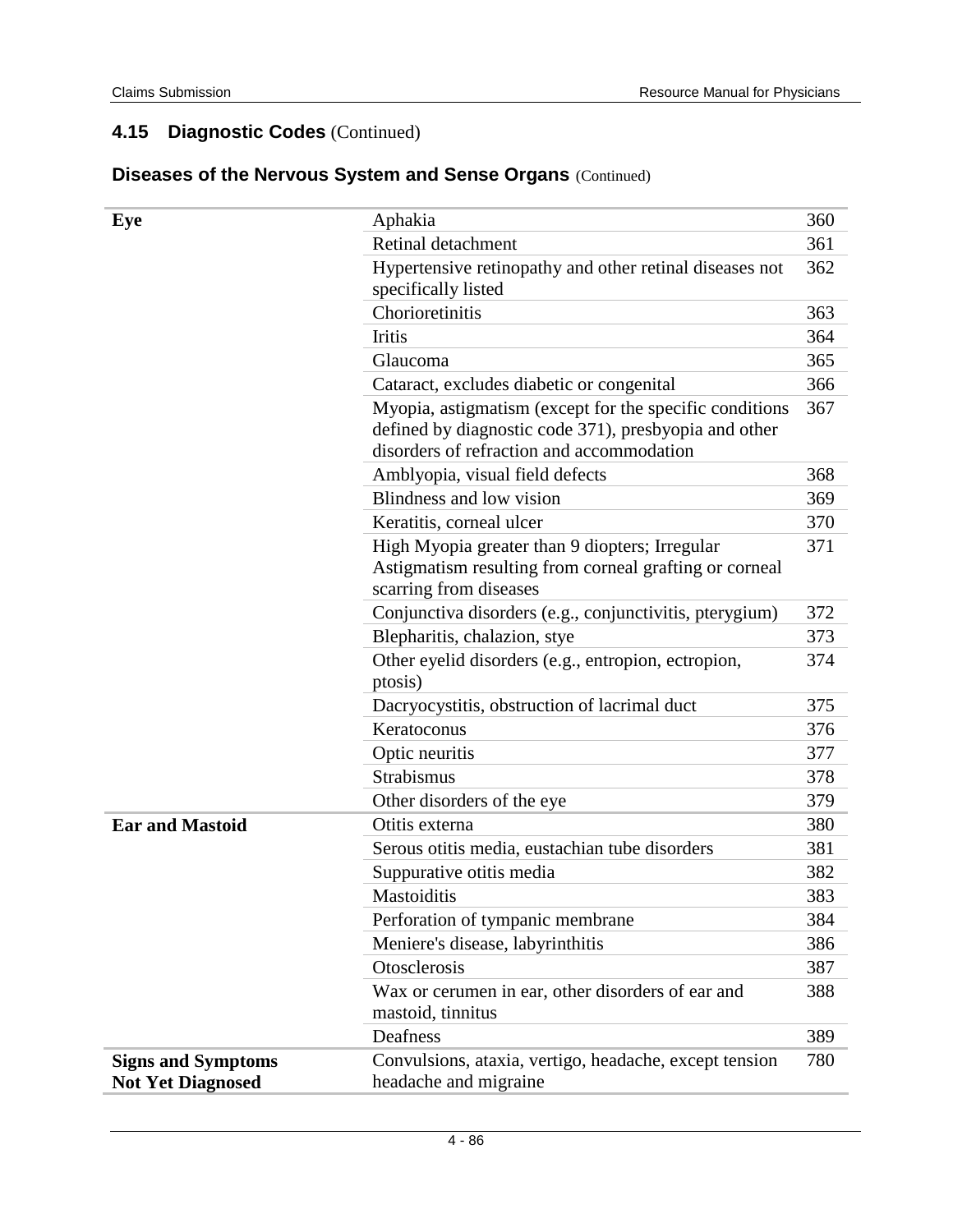## 4.15 **Diagnostic Codes** (Continued)

### **Diseases of the Nervous System and Sense Organs** (Continued)

| | | |
|---|---|---|
| **Eye** | Aphakia | 360 |
| | Retinal detachment | 361 |
| | Hypertensive retinopathy and other retinal diseases not specifically listed | 362 |
| | Chorioretinitis | 363 |
| | Iritis | 364 |
| | Glaucoma | 365 |
| | Cataract, excludes diabetic or congenital | 366 |
| | Myopia, astigmatism (except for the specific conditions defined by diagnostic code 371), presbyopia and other disorders of refraction and accommodation | 367 |
| | Amblyopia, visual field defects | 368 |
| | Blindness and low vision | 369 |
| | Keratitis, corneal ulcer | 370 |
| | High Myopia greater than 9 diopters; Irregular Astigmatism resulting from corneal grafting or corneal scarring from diseases | 371 |
| | Conjunctiva disorders (e.g., conjunctivitis, pterygium) | 372 |
| | Blepharitis, chalazion, stye | 373 |
| | Other eyelid disorders (e.g., entropion, ectropion, ptosis) | 374 |
| | Dacryocystitis, obstruction of lacrimal duct | 375 |
| | Keratoconus | 376 |
| | Optic neuritis | 377 |
| | Strabismus | 378 |
| | Other disorders of the eye | 379 |
| **Ear and Mastoid** | Otitis externa | 380 |
| | Serous otitis media, eustachian tube disorders | 381 |
| | Suppurative otitis media | 382 |
| | Mastoiditis | 383 |
| | Perforation of tympanic membrane | 384 |
| | Meniere's disease, labyrinthitis | 386 |
| | Otosclerosis | 387 |
| | Wax or cerumen in ear, other disorders of ear and mastoid, tinnitus | 388 |
| | Deafness | 389 |
| **Signs and Symptoms Not Yet Diagnosed** | Convulsions, ataxia, vertigo, headache, except tension headache and migraine | 780 |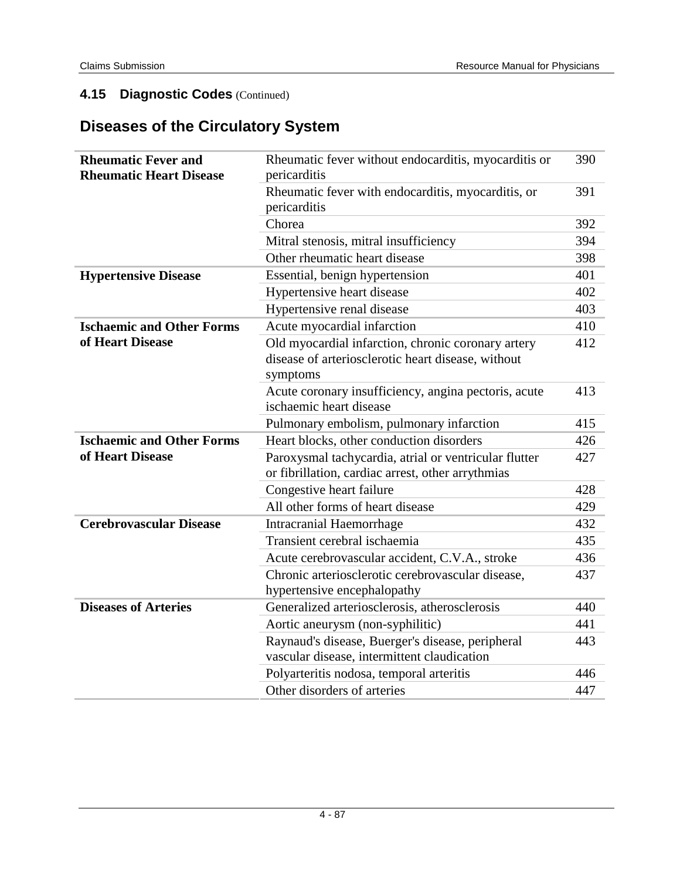### 4.15 Diagnostic Codes (Continued)

## Diseases of the Circulatory System

| | | |
|---|---|---|
| **Rheumatic Fever and Rheumatic Heart Disease** | Rheumatic fever without endocarditis, myocarditis or pericarditis | 390 |
| | Rheumatic fever with endocarditis, myocarditis, or pericarditis | 391 |
| | Chorea | 392 |
| | Mitral stenosis, mitral insufficiency | 394 |
| | Other rheumatic heart disease | 398 |
| **Hypertensive Disease** | Essential, benign hypertension | 401 |
| | Hypertensive heart disease | 402 |
| | Hypertensive renal disease | 403 |
| **Ischaemic and Other Forms of Heart Disease** | Acute myocardial infarction | 410 |
| | Old myocardial infarction, chronic coronary artery disease of arteriosclerotic heart disease, without symptoms | 412 |
| | Acute coronary insufficiency, angina pectoris, acute ischaemic heart disease | 413 |
| | Pulmonary embolism, pulmonary infarction | 415 |
| **Ischaemic and Other Forms of Heart Disease** | Heart blocks, other conduction disorders | 426 |
| | Paroxysmal tachycardia, atrial or ventricular flutter or fibrillation, cardiac arrest, other arrythmias | 427 |
| | Congestive heart failure | 428 |
| | All other forms of heart disease | 429 |
| **Cerebrovascular Disease** | Intracranial Haemorrhage | 432 |
| | Transient cerebral ischaemia | 435 |
| | Acute cerebrovascular accident, C.V.A., stroke | 436 |
| | Chronic arteriosclerotic cerebrovascular disease, hypertensive encephalopathy | 437 |
| **Diseases of Arteries** | Generalized arteriosclerosis, atherosclerosis | 440 |
| | Aortic aneurysm (non-syphilitic) | 441 |
| | Raynaud's disease, Buerger's disease, peripheral vascular disease, intermittent claudication | 443 |
| | Polyarteritis nodosa, temporal arteritis | 446 |
| | Other disorders of arteries | 447 |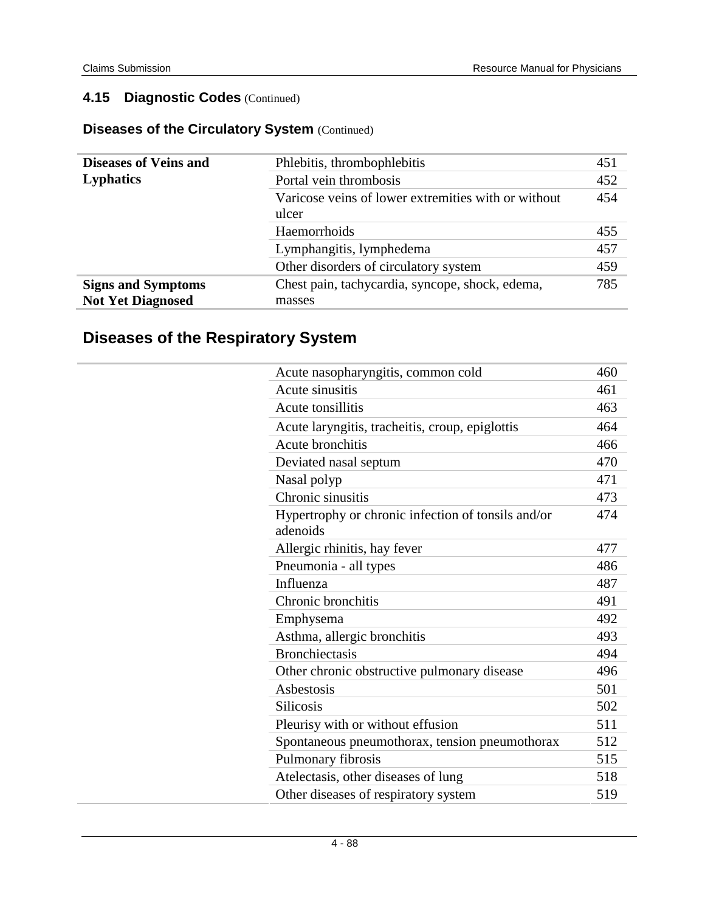## 4.15 Diagnostic Codes (Continued)

### Diseases of the Circulatory System (Continued)

| | | |
|---|---|---|
| **Diseases of Veins and Lyphatics** | Phlebitis, thrombophlebitis | 451 |
| | Portal vein thrombosis | 452 |
| | Varicose veins of lower extremities with or without ulcer | 454 |
| | Haemorrhoids | 455 |
| | Lymphangitis, lymphedema | 457 |
| | Other disorders of circulatory system | 459 |
| **Signs and Symptoms Not Yet Diagnosed** | Chest pain, tachycardia, syncope, shock, edema, masses | 785 |

## Diseases of the Respiratory System

| | | |
|---|---|---|
| | Acute nasopharyngitis, common cold | 460 |
| | Acute sinusitis | 461 |
| | Acute tonsillitis | 463 |
| | Acute laryngitis, tracheitis, croup, epiglottis | 464 |
| | Acute bronchitis | 466 |
| | Deviated nasal septum | 470 |
| | Nasal polyp | 471 |
| | Chronic sinusitis | 473 |
| | Hypertrophy or chronic infection of tonsils and/or adenoids | 474 |
| | Allergic rhinitis, hay fever | 477 |
| | Pneumonia - all types | 486 |
| | Influenza | 487 |
| | Chronic bronchitis | 491 |
| | Emphysema | 492 |
| | Asthma, allergic bronchitis | 493 |
| | Bronchiectasis | 494 |
| | Other chronic obstructive pulmonary disease | 496 |
| | Asbestosis | 501 |
| | Silicosis | 502 |
| | Pleurisy with or without effusion | 511 |
| | Spontaneous pneumothorax, tension pneumothorax | 512 |
| | Pulmonary fibrosis | 515 |
| | Atelectasis, other diseases of lung | 518 |
| | Other diseases of respiratory system | 519 |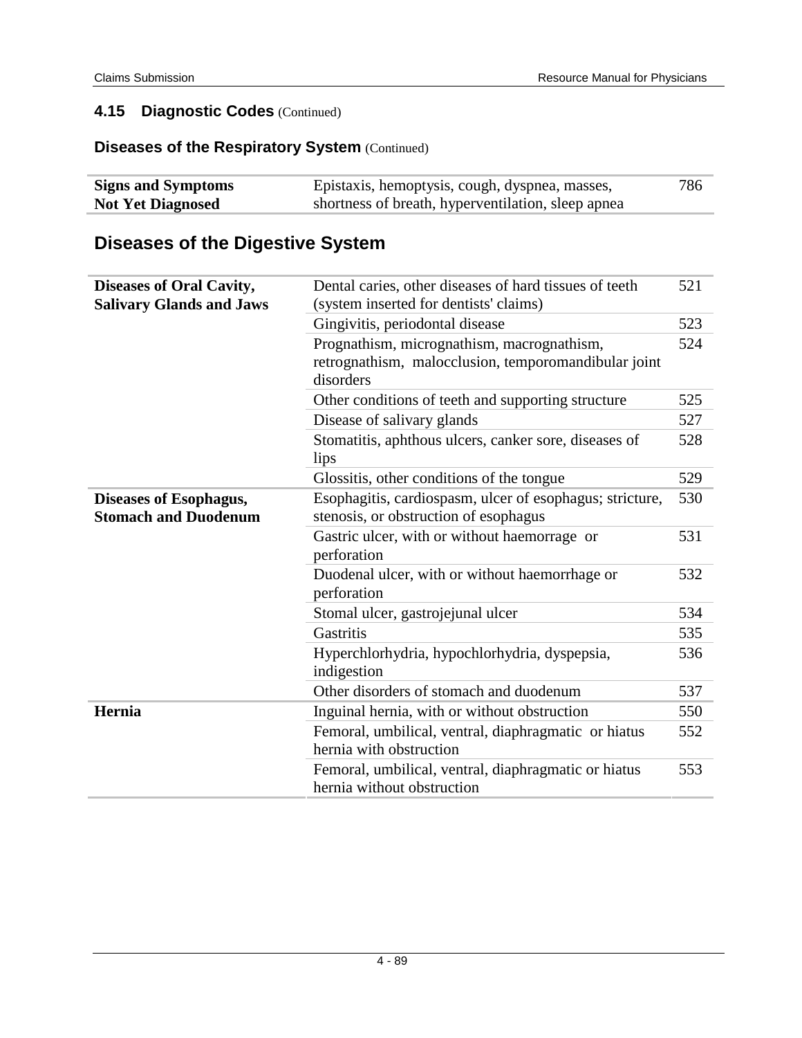## 4.15 Diagnostic Codes (Continued)

### Diseases of the Respiratory System (Continued)

| | | |
|---|---|---|
| **Signs and Symptoms Not Yet Diagnosed** | Epistaxis, hemoptysis, cough, dyspnea, masses, shortness of breath, hyperventilation, sleep apnea | 786 |

## Diseases of the Digestive System

| | | |
|---|---|---|
| **Diseases of Oral Cavity, Salivary Glands and Jaws** | Dental caries, other diseases of hard tissues of teeth (system inserted for dentists' claims) | 521 |
| | Gingivitis, periodontal disease | 523 |
| | Prognathism, micrognathism, macrognathism, retrognathism, malocclusion, temporomandibular joint disorders | 524 |
| | Other conditions of teeth and supporting structure | 525 |
| | Disease of salivary glands | 527 |
| | Stomatitis, aphthous ulcers, canker sore, diseases of lips | 528 |
| | Glossitis, other conditions of the tongue | 529 |
| **Diseases of Esophagus, Stomach and Duodenum** | Esophagitis, cardiospasm, ulcer of esophagus; stricture, stenosis, or obstruction of esophagus | 530 |
| | Gastric ulcer, with or without haemorrage or perforation | 531 |
| | Duodenal ulcer, with or without haemorrhage or perforation | 532 |
| | Stomal ulcer, gastrojejunal ulcer | 534 |
| | Gastritis | 535 |
| | Hyperchlorhydria, hypochlorhydria, dyspepsia, indigestion | 536 |
| | Other disorders of stomach and duodenum | 537 |
| **Hernia** | Inguinal hernia, with or without obstruction | 550 |
| | Femoral, umbilical, ventral, diaphragmatic or hiatus hernia with obstruction | 552 |
| | Femoral, umbilical, ventral, diaphragmatic or hiatus hernia without obstruction | 553 |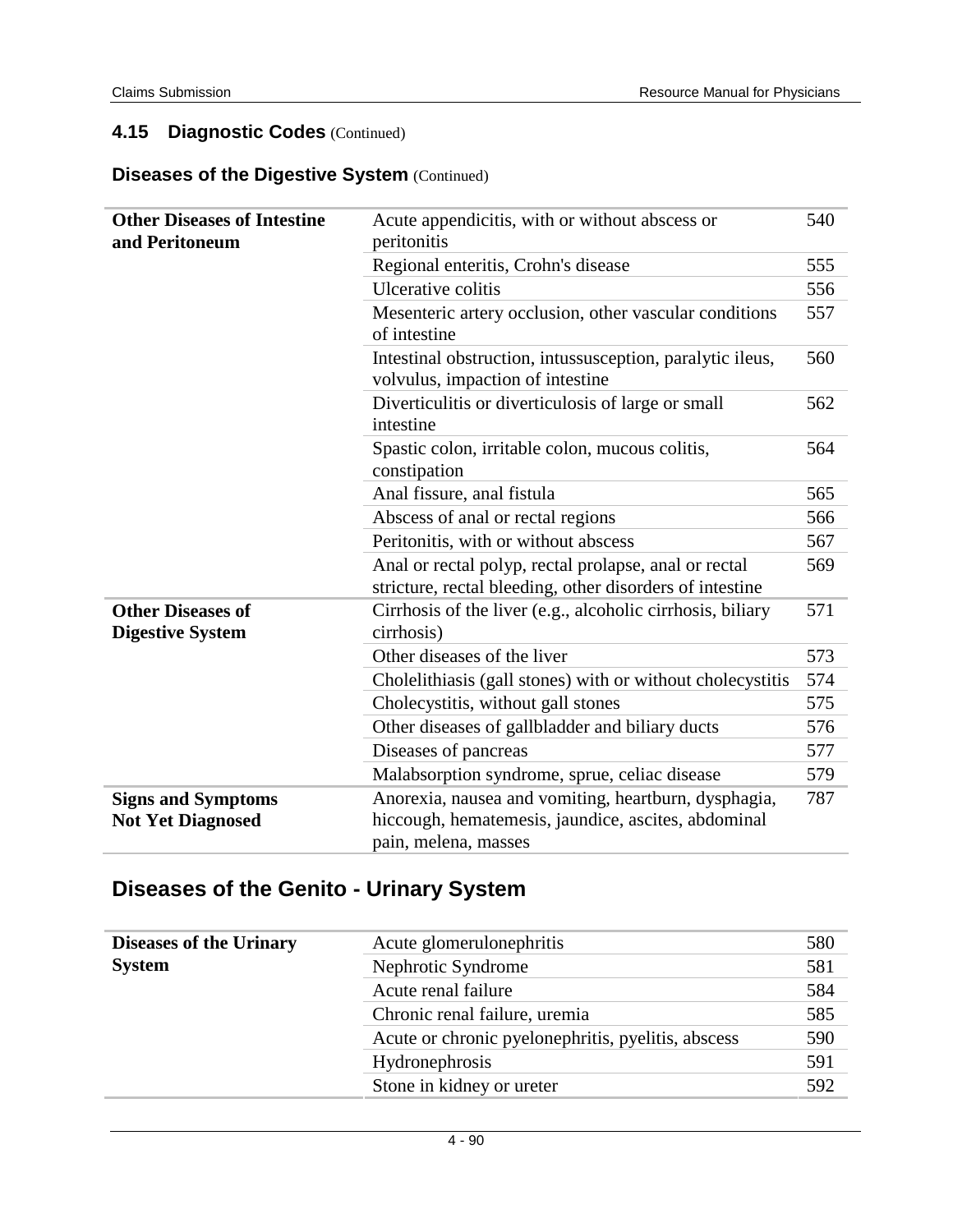## 4.15 Diagnostic Codes (Continued)

### Diseases of the Digestive System (Continued)

| | | |
|---|---|---|
| **Other Diseases of Intestine and Peritoneum** | Acute appendicitis, with or without abscess or peritonitis | 540 |
| | Regional enteritis, Crohn's disease | 555 |
| | Ulcerative colitis | 556 |
| | Mesenteric artery occlusion, other vascular conditions of intestine | 557 |
| | Intestinal obstruction, intussusception, paralytic ileus, volvulus, impaction of intestine | 560 |
| | Diverticulitis or diverticulosis of large or small intestine | 562 |
| | Spastic colon, irritable colon, mucous colitis, constipation | 564 |
| | Anal fissure, anal fistula | 565 |
| | Abscess of anal or rectal regions | 566 |
| | Peritonitis, with or without abscess | 567 |
| | Anal or rectal polyp, rectal prolapse, anal or rectal stricture, rectal bleeding, other disorders of intestine | 569 |
| **Other Diseases of Digestive System** | Cirrhosis of the liver (e.g., alcoholic cirrhosis, biliary cirrhosis) | 571 |
| | Other diseases of the liver | 573 |
| | Cholelithiasis (gall stones) with or without cholecystitis | 574 |
| | Cholecystitis, without gall stones | 575 |
| | Other diseases of gallbladder and biliary ducts | 576 |
| | Diseases of pancreas | 577 |
| | Malabsorption syndrome, sprue, celiac disease | 579 |
| **Signs and Symptoms Not Yet Diagnosed** | Anorexia, nausea and vomiting, heartburn, dysphagia, hiccough, hematemesis, jaundice, ascites, abdominal pain, melena, masses | 787 |

## Diseases of the Genito - Urinary System

| | | |
|---|---|---|
| **Diseases of the Urinary System** | Acute glomerulonephritis | 580 |
| | Nephrotic Syndrome | 581 |
| | Acute renal failure | 584 |
| | Chronic renal failure, uremia | 585 |
| | Acute or chronic pyelonephritis, pyelitis, abscess | 590 |
| | Hydronephrosis | 591 |
| | Stone in kidney or ureter | 592 |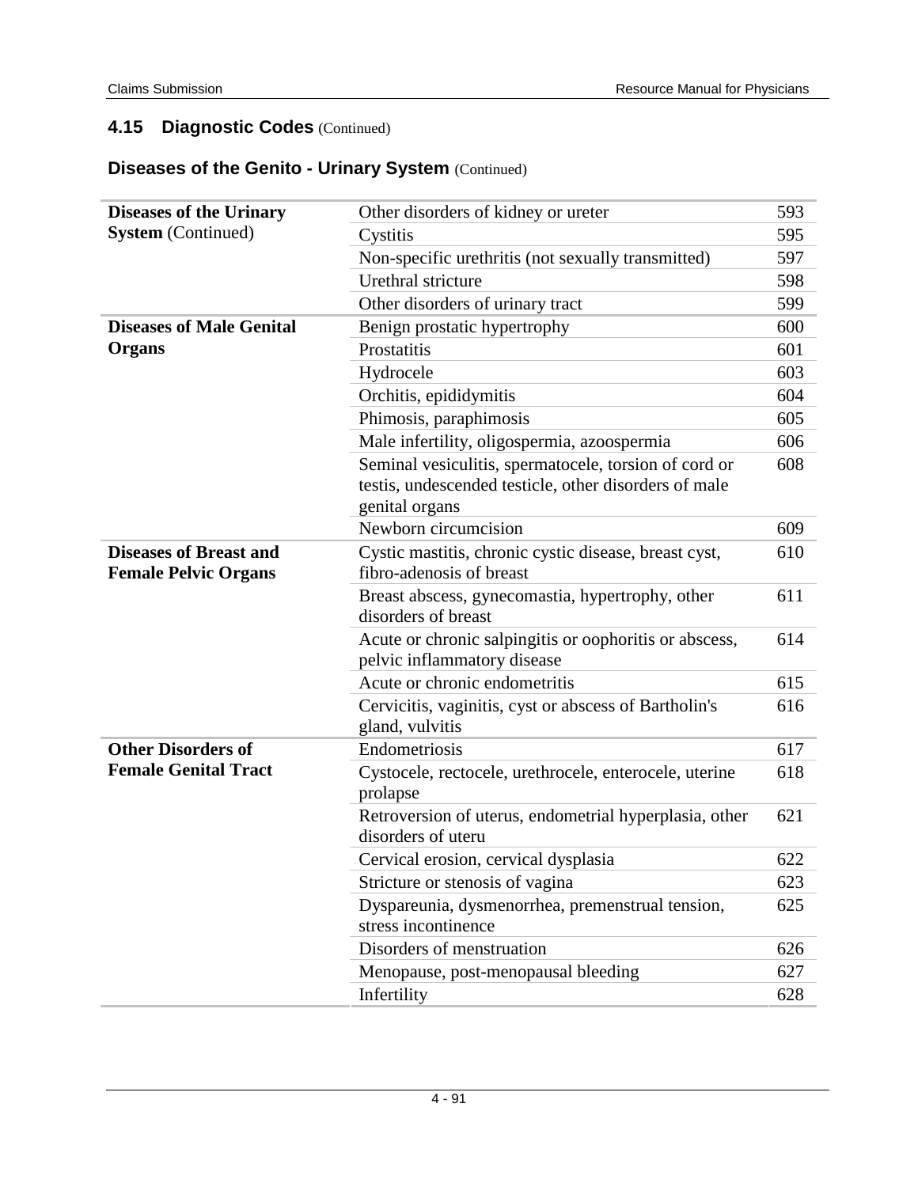## 4.15 Diagnostic Codes (Continued)

### Diseases of the Genito - Urinary System (Continued)

| | | |
|---|---|---|
| **Diseases of the Urinary System** (Continued) | Other disorders of kidney or ureter | 593 |
| | Cystitis | 595 |
| | Non-specific urethritis (not sexually transmitted) | 597 |
| | Urethral stricture | 598 |
| | Other disorders of urinary tract | 599 |
| **Diseases of Male Genital Organs** | Benign prostatic hypertrophy | 600 |
| | Prostatitis | 601 |
| | Hydrocele | 603 |
| | Orchitis, epididymitis | 604 |
| | Phimosis, paraphimosis | 605 |
| | Male infertility, oligospermia, azoospermia | 606 |
| | Seminal vesiculitis, spermatocele, torsion of cord or testis, undescended testicle, other disorders of male genital organs | 608 |
| | Newborn circumcision | 609 |
| **Diseases of Breast and Female Pelvic Organs** | Cystic mastitis, chronic cystic disease, breast cyst, fibro-adenosis of breast | 610 |
| | Breast abscess, gynecomastia, hypertrophy, other disorders of breast | 611 |
| | Acute or chronic salpingitis or oophoritis or abscess, pelvic inflammatory disease | 614 |
| | Acute or chronic endometritis | 615 |
| | Cervicitis, vaginitis, cyst or abscess of Bartholin's gland, vulvitis | 616 |
| **Other Disorders of Female Genital Tract** | Endometriosis | 617 |
| | Cystocele, rectocele, urethrocele, enterocele, uterine prolapse | 618 |
| | Retroversion of uterus, endometrial hyperplasia, other disorders of uteru | 621 |
| | Cervical erosion, cervical dysplasia | 622 |
| | Stricture or stenosis of vagina | 623 |
| | Dyspareunia, dysmenorrhea, premenstrual tension, stress incontinence | 625 |
| | Disorders of menstruation | 626 |
| | Menopause, post-menopausal bleeding | 627 |
| | Infertility | 628 |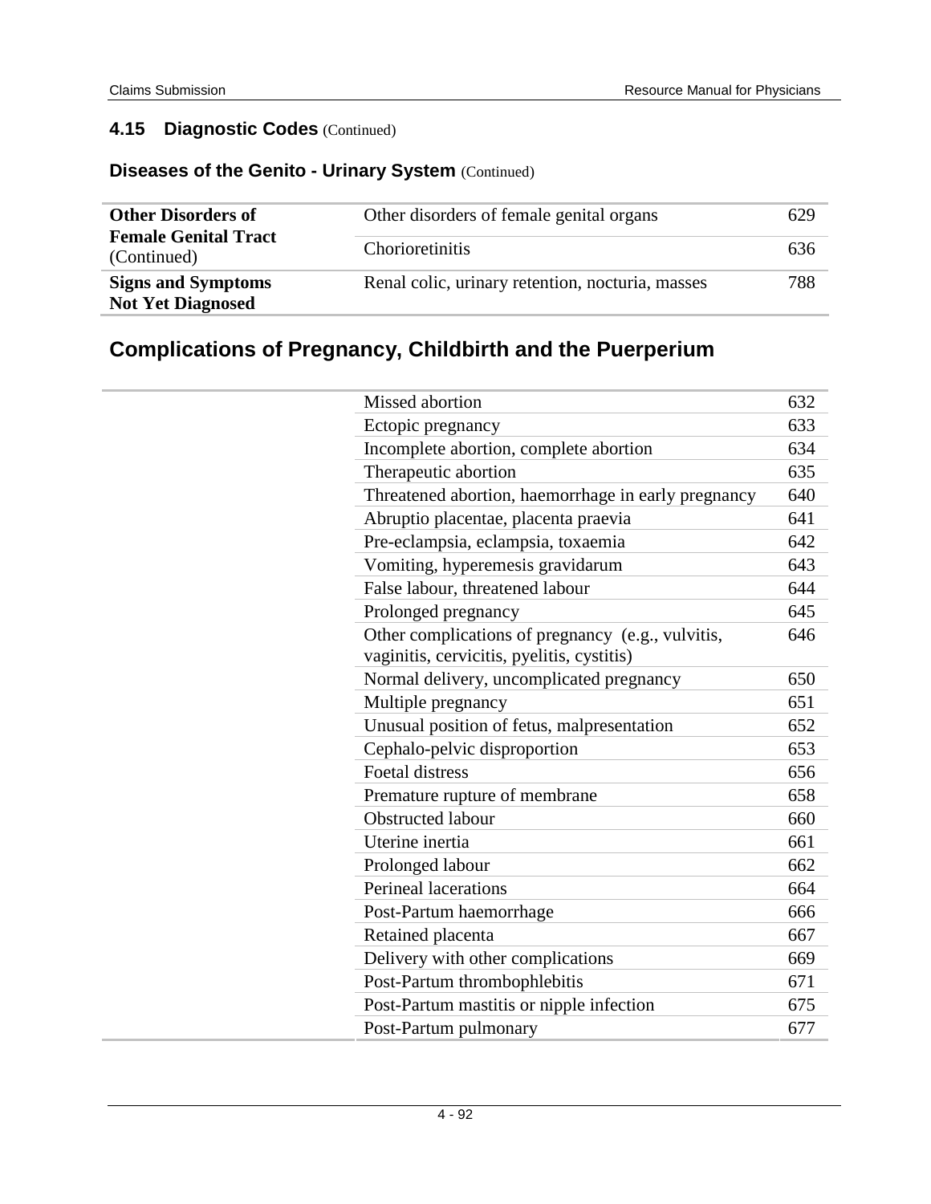### 4.15 Diagnostic Codes (Continued)

#### Diseases of the Genito - Urinary System (Continued)

| | | |
|---|---|---|
| **Other Disorders of Female Genital Tract** (Continued) | Other disorders of female genital organs | 629 |
| | Chorioretinitis | 636 |
| **Signs and Symptoms Not Yet Diagnosed** | Renal colic, urinary retention, nocturia, masses | 788 |

## Complications of Pregnancy, Childbirth and the Puerperium

| | | |
|---|---|---|
| | Missed abortion | 632 |
| | Ectopic pregnancy | 633 |
| | Incomplete abortion, complete abortion | 634 |
| | Therapeutic abortion | 635 |
| | Threatened abortion, haemorrhage in early pregnancy | 640 |
| | Abruptio placentae, placenta praevia | 641 |
| | Pre-eclampsia, eclampsia, toxaemia | 642 |
| | Vomiting, hyperemesis gravidarum | 643 |
| | False labour, threatened labour | 644 |
| | Prolonged pregnancy | 645 |
| | Other complications of pregnancy (e.g., vulvitis, vaginitis, cervicitis, pyelitis, cystitis) | 646 |
| | Normal delivery, uncomplicated pregnancy | 650 |
| | Multiple pregnancy | 651 |
| | Unusual position of fetus, malpresentation | 652 |
| | Cephalo-pelvic disproportion | 653 |
| | Foetal distress | 656 |
| | Premature rupture of membrane | 658 |
| | Obstructed labour | 660 |
| | Uterine inertia | 661 |
| | Prolonged labour | 662 |
| | Perineal lacerations | 664 |
| | Post-Partum haemorrhage | 666 |
| | Retained placenta | 667 |
| | Delivery with other complications | 669 |
| | Post-Partum thrombophlebitis | 671 |
| | Post-Partum mastitis or nipple infection | 675 |
| | Post-Partum pulmonary | 677 |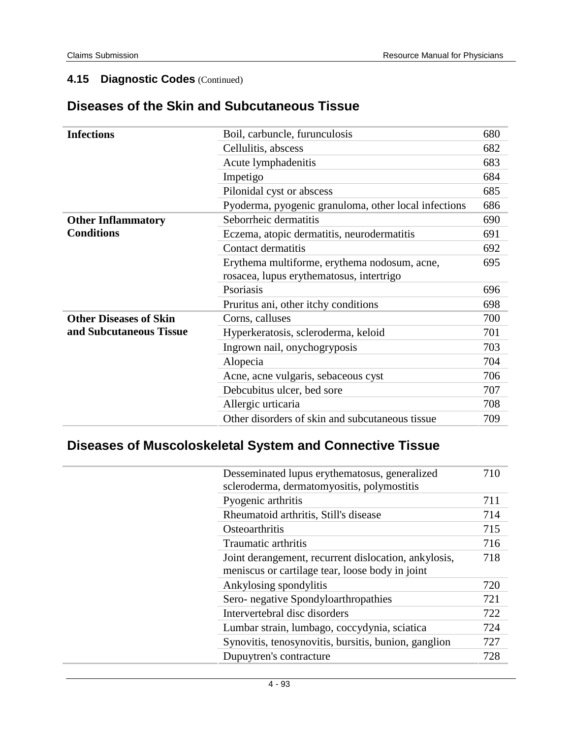## 4.15 Diagnostic Codes (Continued)

## Diseases of the Skin and Subcutaneous Tissue

| | | |
|---|---|---|
| **Infections** | Boil, carbuncle, furunculosis | 680 |
| | Cellulitis, abscess | 682 |
| | Acute lymphadenitis | 683 |
| | Impetigo | 684 |
| | Pilonidal cyst or abscess | 685 |
| | Pyoderma, pyogenic granuloma, other local infections | 686 |
| **Other Inflammatory Conditions** | Seborrheic dermatitis | 690 |
| | Eczema, atopic dermatitis, neurodermatitis | 691 |
| | Contact dermatitis | 692 |
| | Erythema multiforme, erythema nodosum, acne, rosacea, lupus erythematosus, intertrigo | 695 |
| | Psoriasis | 696 |
| | Pruritus ani, other itchy conditions | 698 |
| **Other Diseases of Skin and Subcutaneous Tissue** | Corns, calluses | 700 |
| | Hyperkeratosis, scleroderma, keloid | 701 |
| | Ingrown nail, onychogryposis | 703 |
| | Alopecia | 704 |
| | Acne, acne vulgaris, sebaceous cyst | 706 |
| | Debcubitus ulcer, bed sore | 707 |
| | Allergic urticaria | 708 |
| | Other disorders of skin and subcutaneous tissue | 709 |

## Diseases of Muscoloskeletal System and Connective Tissue

| | | |
|---|---|---|
| | Desseminated lupus erythematosus, generalized scleroderma, dermatomyositis, polymostitis | 710 |
| | Pyogenic arthritis | 711 |
| | Rheumatoid arthritis, Still's disease | 714 |
| | Osteoarthritis | 715 |
| | Traumatic arthritis | 716 |
| | Joint derangement, recurrent dislocation, ankylosis, meniscus or cartilage tear, loose body in joint | 718 |
| | Ankylosing spondylitis | 720 |
| | Sero- negative Spondyloarthropathies | 721 |
| | Intervertebral disc disorders | 722 |
| | Lumbar strain, lumbago, coccydynia, sciatica | 724 |
| | Synovitis, tenosynovitis, bursitis, bunion, ganglion | 727 |
| | Dupuytren's contracture | 728 |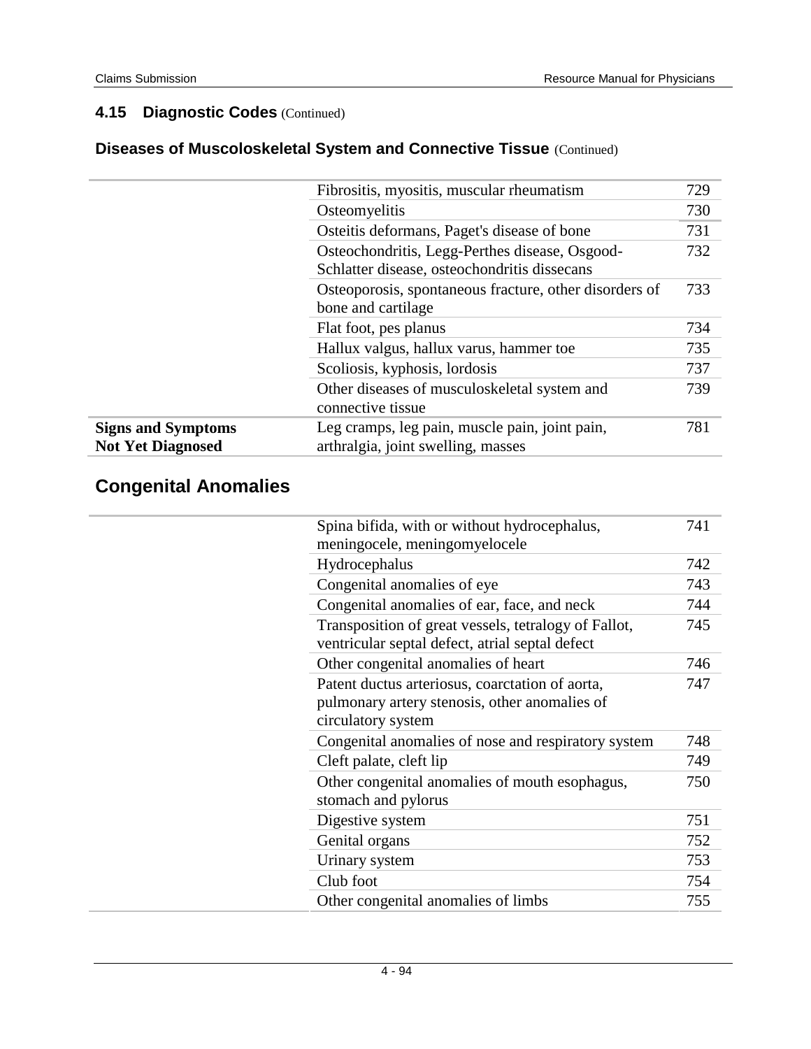## 4.15 Diagnostic Codes (Continued)

### Diseases of Muscoloskeletal System and Connective Tissue (Continued)

| | | |
|---|---|---|
| | Fibrositis, myositis, muscular rheumatism | 729 |
| | Osteomyelitis | 730 |
| | Osteitis deformans, Paget's disease of bone | 731 |
| | Osteochondritis, Legg-Perthes disease, Osgood-Schlatter disease, osteochondritis dissecans | 732 |
| | Osteoporosis, spontaneous fracture, other disorders of bone and cartilage | 733 |
| | Flat foot, pes planus | 734 |
| | Hallux valgus, hallux varus, hammer toe | 735 |
| | Scoliosis, kyphosis, lordosis | 737 |
| | Other diseases of musculoskeletal system and connective tissue | 739 |
| **Signs and Symptoms Not Yet Diagnosed** | Leg cramps, leg pain, muscle pain, joint pain, arthralgia, joint swelling, masses | 781 |

## Congenital Anomalies

| | | |
|---|---|---|
| | Spina bifida, with or without hydrocephalus, meningocele, meningomyelocele | 741 |
| | Hydrocephalus | 742 |
| | Congenital anomalies of eye | 743 |
| | Congenital anomalies of ear, face, and neck | 744 |
| | Transposition of great vessels, tetralogy of Fallot, ventricular septal defect, atrial septal defect | 745 |
| | Other congenital anomalies of heart | 746 |
| | Patent ductus arteriosus, coarctation of aorta, pulmonary artery stenosis, other anomalies of circulatory system | 747 |
| | Congenital anomalies of nose and respiratory system | 748 |
| | Cleft palate, cleft lip | 749 |
| | Other congenital anomalies of mouth esophagus, stomach and pylorus | 750 |
| | Digestive system | 751 |
| | Genital organs | 752 |
| | Urinary system | 753 |
| | Club foot | 754 |
| | Other congenital anomalies of limbs | 755 |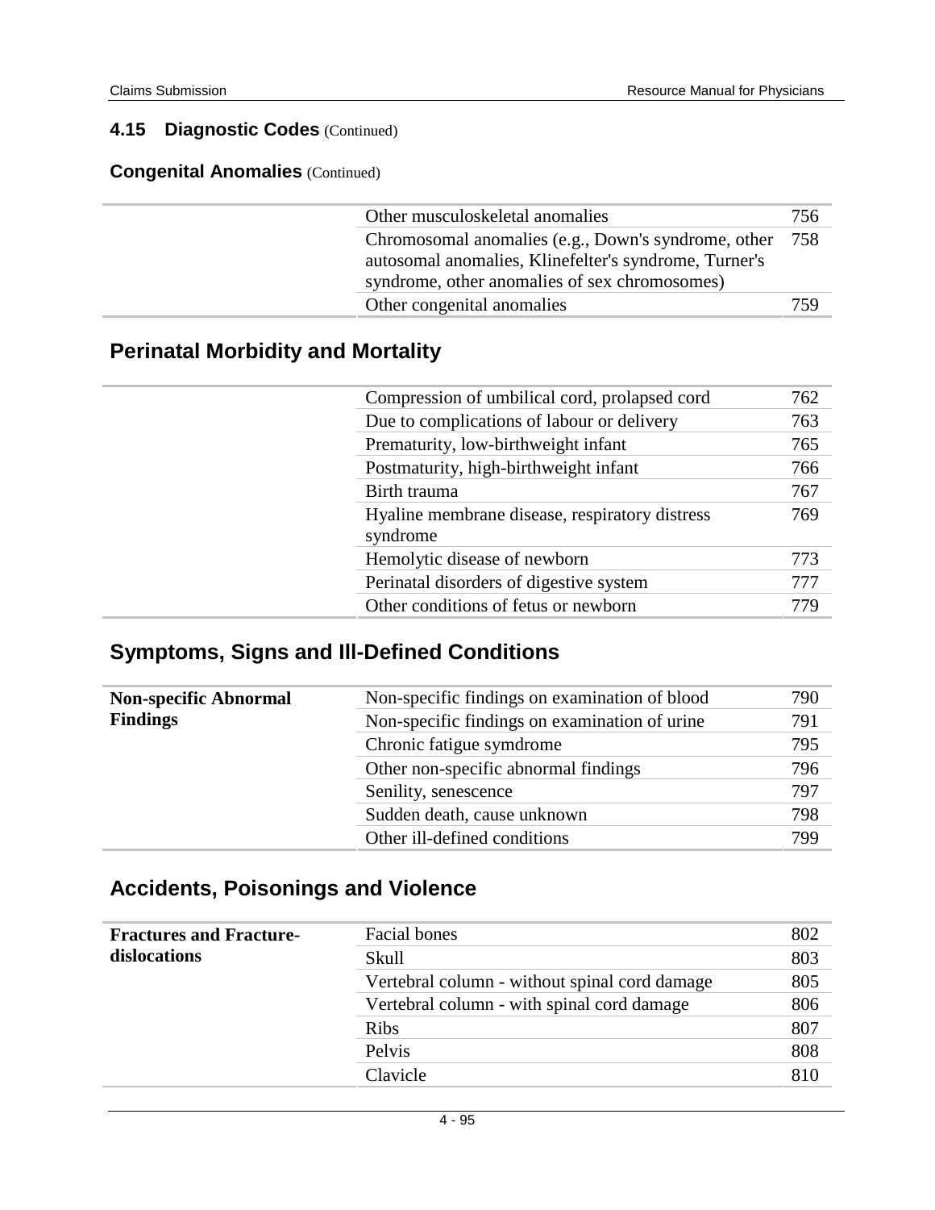### 4.15 Diagnostic Codes (Continued)

#### Congenital Anomalies (Continued)

| | | |
|---|---|---|
| | Other musculoskeletal anomalies | 756 |
| | Chromosomal anomalies (e.g., Down's syndrome, other autosomal anomalies, Klinefelter's syndrome, Turner's syndrome, other anomalies of sex chromosomes) | 758 |
| | Other congenital anomalies | 759 |

## Perinatal Morbidity and Mortality

| | | |
|---|---|---|
| | Compression of umbilical cord, prolapsed cord | 762 |
| | Due to complications of labour or delivery | 763 |
| | Prematurity, low-birthweight infant | 765 |
| | Postmaturity, high-birthweight infant | 766 |
| | Birth trauma | 767 |
| | Hyaline membrane disease, respiratory distress syndrome | 769 |
| | Hemolytic disease of newborn | 773 |
| | Perinatal disorders of digestive system | 777 |
| | Other conditions of fetus or newborn | 779 |

## Symptoms, Signs and Ill-Defined Conditions

| | | |
|---|---|---|
| **Non-specific Abnormal Findings** | Non-specific findings on examination of blood | 790 |
| | Non-specific findings on examination of urine | 791 |
| | Chronic fatigue symdrome | 795 |
| | Other non-specific abnormal findings | 796 |
| | Senility, senescence | 797 |
| | Sudden death, cause unknown | 798 |
| | Other ill-defined conditions | 799 |

## Accidents, Poisonings and Violence

| | | |
|---|---|---|
| **Fractures and Fracture-dislocations** | Facial bones | 802 |
| | Skull | 803 |
| | Vertebral column - without spinal cord damage | 805 |
| | Vertebral column - with spinal cord damage | 806 |
| | Ribs | 807 |
| | Pelvis | 808 |
| | Clavicle | 810 |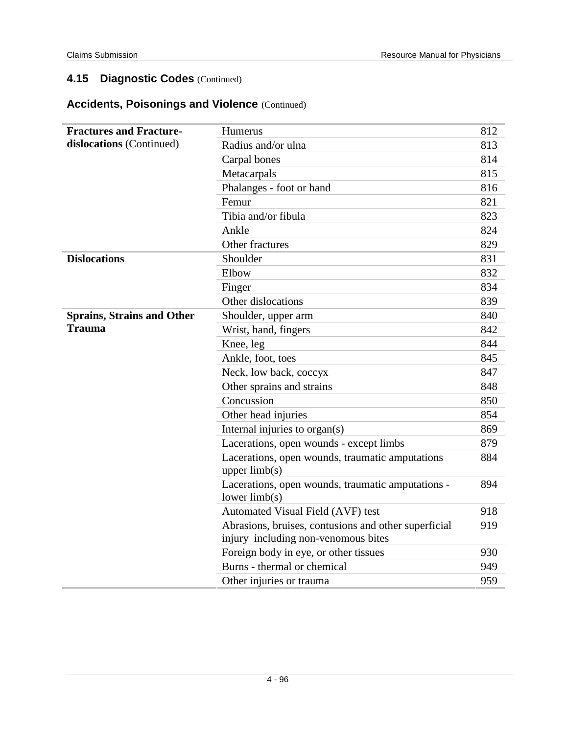## 4.15 Diagnostic Codes (Continued)

### Accidents, Poisonings and Violence (Continued)

| | | |
|---|---|---|
| **Fractures and Fracture-dislocations** (Continued) | Humerus | 812 |
| | Radius and/or ulna | 813 |
| | Carpal bones | 814 |
| | Metacarpals | 815 |
| | Phalanges - foot or hand | 816 |
| | Femur | 821 |
| | Tibia and/or fibula | 823 |
| | Ankle | 824 |
| | Other fractures | 829 |
| **Dislocations** | Shoulder | 831 |
| | Elbow | 832 |
| | Finger | 834 |
| | Other dislocations | 839 |
| **Sprains, Strains and Other Trauma** | Shoulder, upper arm | 840 |
| | Wrist, hand, fingers | 842 |
| | Knee, leg | 844 |
| | Ankle, foot, toes | 845 |
| | Neck, low back, coccyx | 847 |
| | Other sprains and strains | 848 |
| | Concussion | 850 |
| | Other head injuries | 854 |
| | Internal injuries to organ(s) | 869 |
| | Lacerations, open wounds - except limbs | 879 |
| | Lacerations, open wounds, traumatic amputations upper limb(s) | 884 |
| | Lacerations, open wounds, traumatic amputations - lower limb(s) | 894 |
| | Automated Visual Field (AVF) test | 918 |
| | Abrasions, bruises, contusions and other superficial injury including non-venomous bites | 919 |
| | Foreign body in eye, or other tissues | 930 |
| | Burns - thermal or chemical | 949 |
| | Other injuries or trauma | 959 |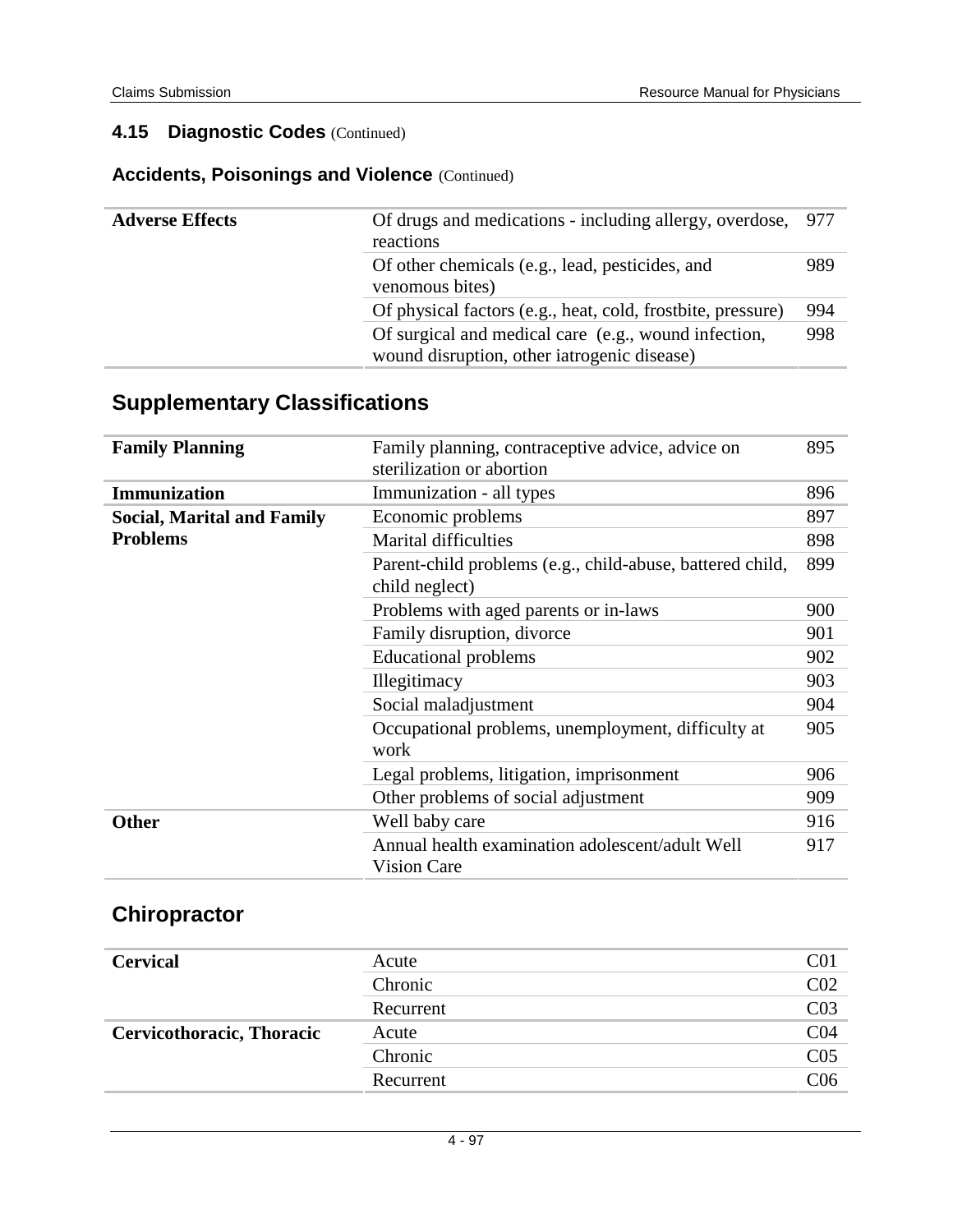## 4.15 Diagnostic Codes (Continued)

### Accidents, Poisonings and Violence (Continued)

| | | |
|---|---|---|
| **Adverse Effects** | Of drugs and medications - including allergy, overdose, reactions | 977 |
| | Of other chemicals (e.g., lead, pesticides, and venomous bites) | 989 |
| | Of physical factors (e.g., heat, cold, frostbite, pressure) | 994 |
| | Of surgical and medical care (e.g., wound infection, wound disruption, other iatrogenic disease) | 998 |

## Supplementary Classifications

| | | |
|---|---|---|
| **Family Planning** | Family planning, contraceptive advice, advice on sterilization or abortion | 895 |
| **Immunization** | Immunization - all types | 896 |
| **Social, Marital and Family Problems** | Economic problems | 897 |
| | Marital difficulties | 898 |
| | Parent-child problems (e.g., child-abuse, battered child, child neglect) | 899 |
| | Problems with aged parents or in-laws | 900 |
| | Family disruption, divorce | 901 |
| | Educational problems | 902 |
| | Illegitimacy | 903 |
| | Social maladjustment | 904 |
| | Occupational problems, unemployment, difficulty at work | 905 |
| | Legal problems, litigation, imprisonment | 906 |
| | Other problems of social adjustment | 909 |
| **Other** | Well baby care | 916 |
| | Annual health examination adolescent/adult Well Vision Care | 917 |

## Chiropractor

| | | |
|---|---|---|
| **Cervical** | Acute | C01 |
| | Chronic | C02 |
| | Recurrent | C03 |
| **Cervicothoracic, Thoracic** | Acute | C04 |
| | Chronic | C05 |
| | Recurrent | C06 |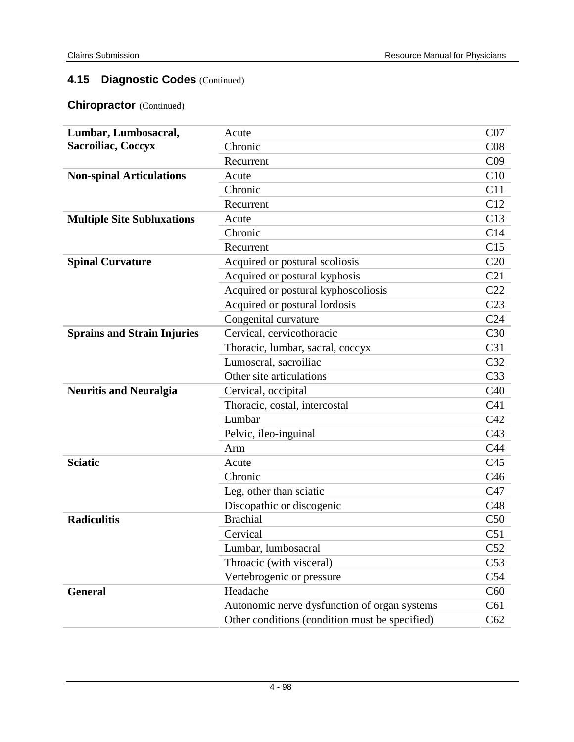### 4.15 Diagnostic Codes (Continued)

#### Chiropractor (Continued)

| | | |
|---|---|---|
| **Lumbar, Lumbosacral, Sacroiliac, Coccyx** | Acute | C07 |
| | Chronic | C08 |
| | Recurrent | C09 |
| **Non-spinal Articulations** | Acute | C10 |
| | Chronic | C11 |
| | Recurrent | C12 |
| **Multiple Site Subluxations** | Acute | C13 |
| | Chronic | C14 |
| | Recurrent | C15 |
| **Spinal Curvature** | Acquired or postural scoliosis | C20 |
| | Acquired or postural kyphosis | C21 |
| | Acquired or postural kyphoscoliosis | C22 |
| | Acquired or postural lordosis | C23 |
| | Congenital curvature | C24 |
| **Sprains and Strain Injuries** | Cervical, cervicothoracic | C30 |
| | Thoracic, lumbar, sacral, coccyx | C31 |
| | Lumoscral, sacroiliac | C32 |
| | Other site articulations | C33 |
| **Neuritis and Neuralgia** | Cervical, occipital | C40 |
| | Thoracic, costal, intercostal | C41 |
| | Lumbar | C42 |
| | Pelvic, ileo-inguinal | C43 |
| | Arm | C44 |
| **Sciatic** | Acute | C45 |
| | Chronic | C46 |
| | Leg, other than sciatic | C47 |
| | Discopathic or discogenic | C48 |
| **Radiculitis** | Brachial | C50 |
| | Cervical | C51 |
| | Lumbar, lumbosacral | C52 |
| | Throacic (with visceral) | C53 |
| | Vertebrogenic or pressure | C54 |
| **General** | Headache | C60 |
| | Autonomic nerve dysfunction of organ systems | C61 |
| | Other conditions (condition must be specified) | C62 |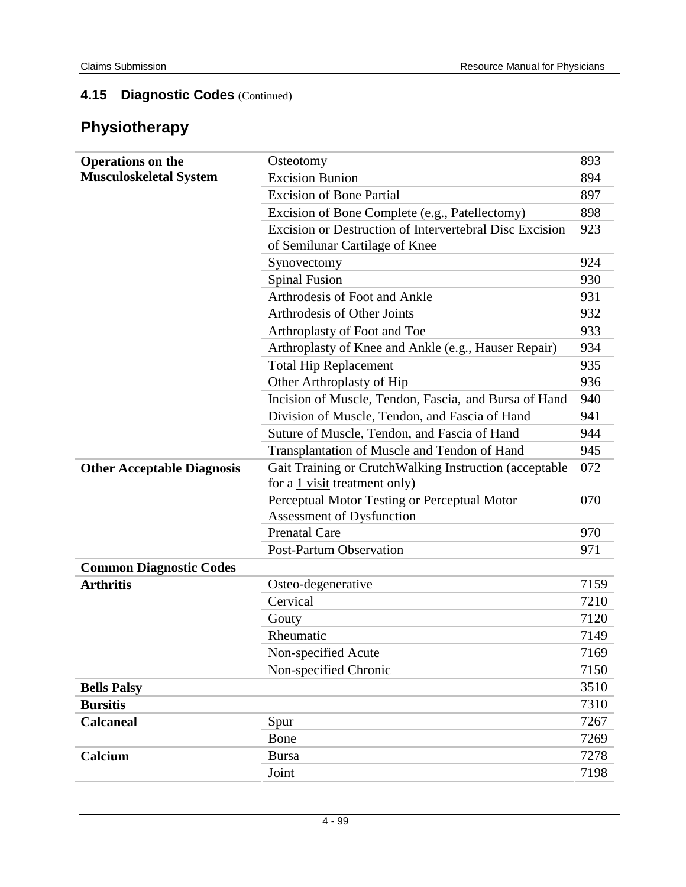## 4.15 Diagnostic Codes (Continued)

# Physiotherapy

| | | |
|---|---|---|
| **Operations on the Musculoskeletal System** | Osteotomy | 893 |
| | Excision Bunion | 894 |
| | Excision of Bone Partial | 897 |
| | Excision of Bone Complete (e.g., Patellectomy) | 898 |
| | Excision or Destruction of Intervertebral Disc Excision of Semilunar Cartilage of Knee | 923 |
| | Synovectomy | 924 |
| | Spinal Fusion | 930 |
| | Arthrodesis of Foot and Ankle | 931 |
| | Arthrodesis of Other Joints | 932 |
| | Arthroplasty of Foot and Toe | 933 |
| | Arthroplasty of Knee and Ankle (e.g., Hauser Repair) | 934 |
| | Total Hip Replacement | 935 |
| | Other Arthroplasty of Hip | 936 |
| | Incision of Muscle, Tendon, Fascia, and Bursa of Hand | 940 |
| | Division of Muscle, Tendon, and Fascia of Hand | 941 |
| | Suture of Muscle, Tendon, and Fascia of Hand | 944 |
| | Transplantation of Muscle and Tendon of Hand | 945 |
| **Other Acceptable Diagnosis** | Gait Training or CrutchWalking Instruction (acceptable for a 1 visit treatment only) | 072 |
| | Perceptual Motor Testing or Perceptual Motor Assessment of Dysfunction | 070 |
| | Prenatal Care | 970 |
| | Post-Partum Observation | 971 |
| **Common Diagnostic Codes** | | |
| **Arthritis** | Osteo-degenerative | 7159 |
| | Cervical | 7210 |
| | Gouty | 7120 |
| | Rheumatic | 7149 |
| | Non-specified Acute | 7169 |
| | Non-specified Chronic | 7150 |
| **Bells Palsy** | | 3510 |
| **Bursitis** | | 7310 |
| **Calcaneal** | Spur | 7267 |
| | Bone | 7269 |
| **Calcium** | Bursa | 7278 |
| | Joint | 7198 |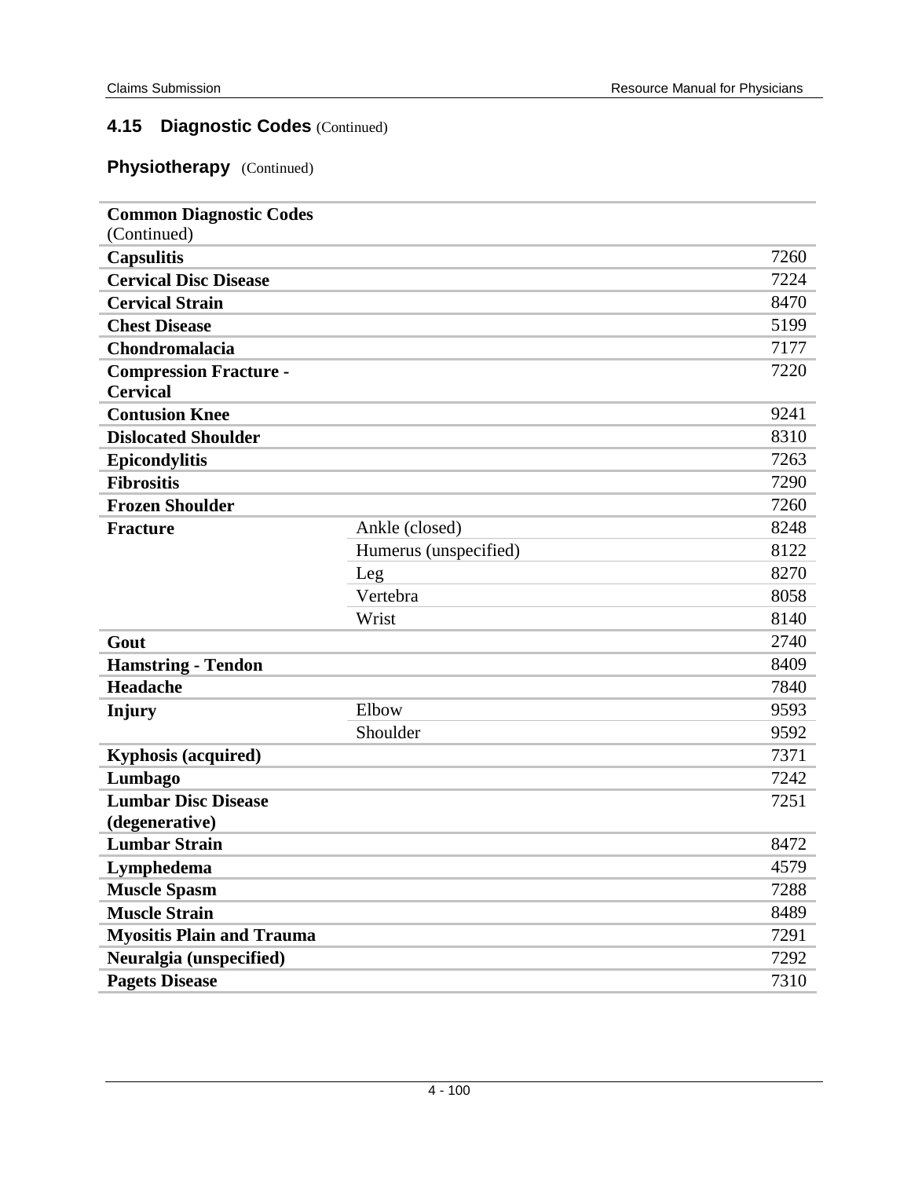## 4.15 Diagnostic Codes (Continued)

### Physiotherapy (Continued)

| Common Diagnostic Codes (Continued) | | |
|---|---|---|
| **Capsulitis** | | 7260 |
| **Cervical Disc Disease** | | 7224 |
| **Cervical Strain** | | 8470 |
| **Chest Disease** | | 5199 |
| **Chondromalacia** | | 7177 |
| **Compression Fracture - Cervical** | | 7220 |
| **Contusion Knee** | | 9241 |
| **Dislocated Shoulder** | | 8310 |
| **Epicondylitis** | | 7263 |
| **Fibrositis** | | 7290 |
| **Frozen Shoulder** | | 7260 |
| **Fracture** | Ankle (closed) | 8248 |
| | Humerus (unspecified) | 8122 |
| | Leg | 8270 |
| | Vertebra | 8058 |
| | Wrist | 8140 |
| **Gout** | | 2740 |
| **Hamstring - Tendon** | | 8409 |
| **Headache** | | 7840 |
| **Injury** | Elbow | 9593 |
| | Shoulder | 9592 |
| **Kyphosis (acquired)** | | 7371 |
| **Lumbago** | | 7242 |
| **Lumbar Disc Disease (degenerative)** | | 7251 |
| **Lumbar Strain** | | 8472 |
| **Lymphedema** | | 4579 |
| **Muscle Spasm** | | 7288 |
| **Muscle Strain** | | 8489 |
| **Myositis Plain and Trauma** | | 7291 |
| **Neuralgia (unspecified)** | | 7292 |
| **Pagets Disease** | | 7310 |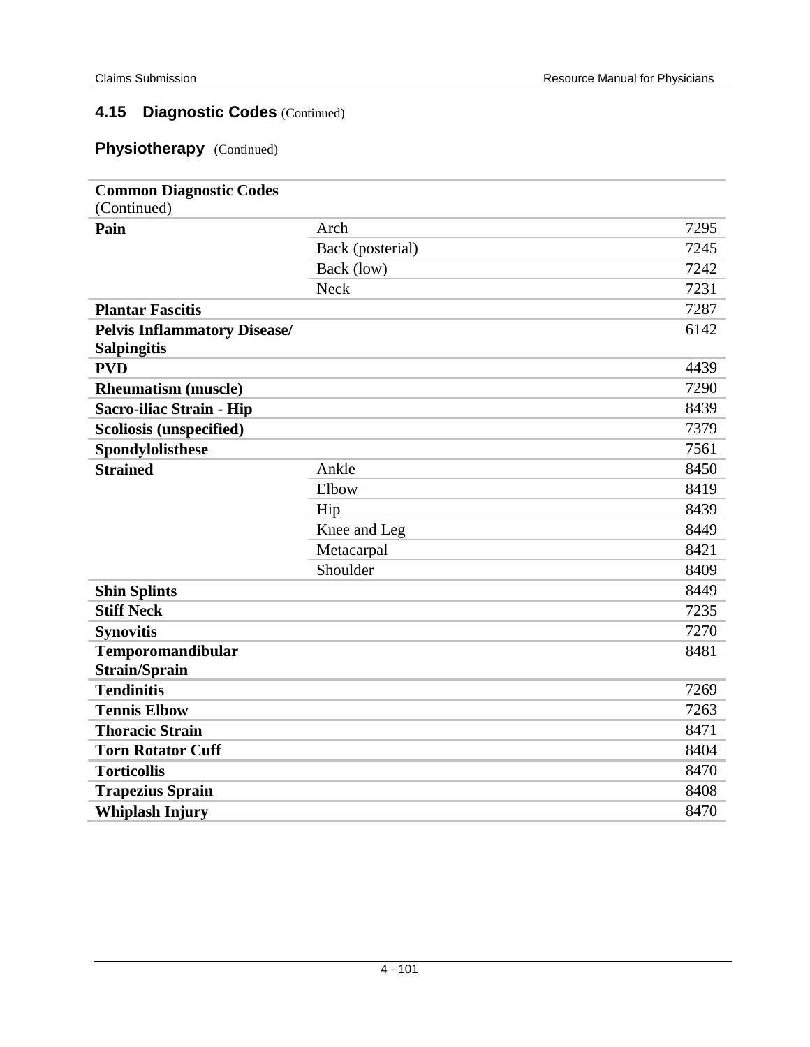## 4.15 Diagnostic Codes (Continued)

### Physiotherapy (Continued)

| **Common Diagnostic Codes** (Continued) | | |
|---|---|---|
| **Pain** | Arch | 7295 |
| | Back (posterial) | 7245 |
| | Back (low) | 7242 |
| | Neck | 7231 |
| **Plantar Fascitis** | | 7287 |
| **Pelvis Inflammatory Disease/ Salpingitis** | | 6142 |
| **PVD** | | 4439 |
| **Rheumatism (muscle)** | | 7290 |
| **Sacro-iliac Strain - Hip** | | 8439 |
| **Scoliosis (unspecified)** | | 7379 |
| **Spondylolisthese** | | 7561 |
| **Strained** | Ankle | 8450 |
| | Elbow | 8419 |
| | Hip | 8439 |
| | Knee and Leg | 8449 |
| | Metacarpal | 8421 |
| | Shoulder | 8409 |
| **Shin Splints** | | 8449 |
| **Stiff Neck** | | 7235 |
| **Synovitis** | | 7270 |
| **Temporomandibular Strain/Sprain** | | 8481 |
| **Tendinitis** | | 7269 |
| **Tennis Elbow** | | 7263 |
| **Thoracic Strain** | | 8471 |
| **Torn Rotator Cuff** | | 8404 |
| **Torticollis** | | 8470 |
| **Trapezius Sprain** | | 8408 |
| **Whiplash Injury** | | 8470 |